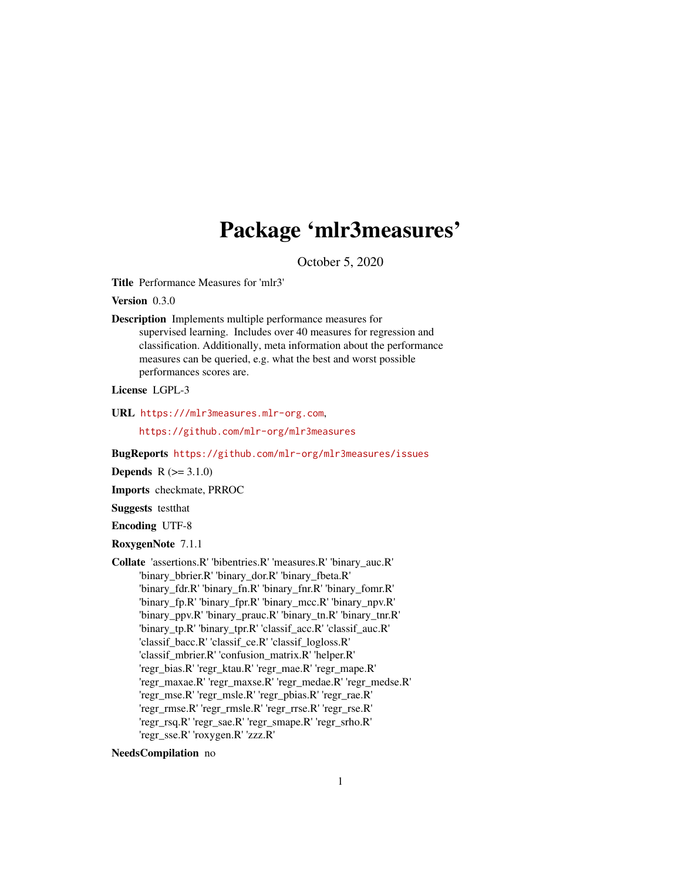# Package 'mlr3measures'

October 5, 2020

**Title** Performance Measures for 'mlr3'

**Version** 0.3.0

**Description** Implements multiple performance measures for supervised learning. Includes over 40 measures for regression and classification. Additionally, meta information about the performance measures can be queried, e.g. what the best and worst possible performances scores are.

**License** LGPL-3

**URL** https:///mlr3measures.mlr-org.com, https://github.com/mlr-org/mlr3measures

**BugReports** https://github.com/mlr-org/mlr3measures/issues

**Depends** R (>= 3.1.0)

**Imports** checkmate, PRROC

**Suggests** testthat

**Encoding** UTF-8

**RoxygenNote** 7.1.1

**Collate** 'assertions.R' 'bibentries.R' 'measures.R' 'binary_auc.R' 'binary_bbrier.R' 'binary_dor.R' 'binary_fbeta.R' 'binary_fdr.R' 'binary_fn.R' 'binary_fnr.R' 'binary_fomr.R' 'binary_fp.R' 'binary_fpr.R' 'binary_mcc.R' 'binary_npv.R' 'binary_ppv.R' 'binary_prauc.R' 'binary_tn.R' 'binary_tnr.R' 'binary_tp.R' 'binary_tpr.R' 'classif_acc.R' 'classif_auc.R' 'classif_bacc.R' 'classif_ce.R' 'classif_logloss.R' 'classif_mbrier.R' 'confusion_matrix.R' 'helper.R' 'regr_bias.R' 'regr_ktau.R' 'regr_mae.R' 'regr_mape.R' 'regr_maxae.R' 'regr_maxse.R' 'regr_medae.R' 'regr_medse.R' 'regr_mse.R' 'regr_msle.R' 'regr_pbias.R' 'regr_rae.R' 'regr_rmse.R' 'regr_rmsle.R' 'regr_rrse.R' 'regr_rse.R' 'regr_rsq.R' 'regr_sae.R' 'regr_smape.R' 'regr_srho.R' 'regr_sse.R' 'roxygen.R' 'zzz.R'

**NeedsCompilation** no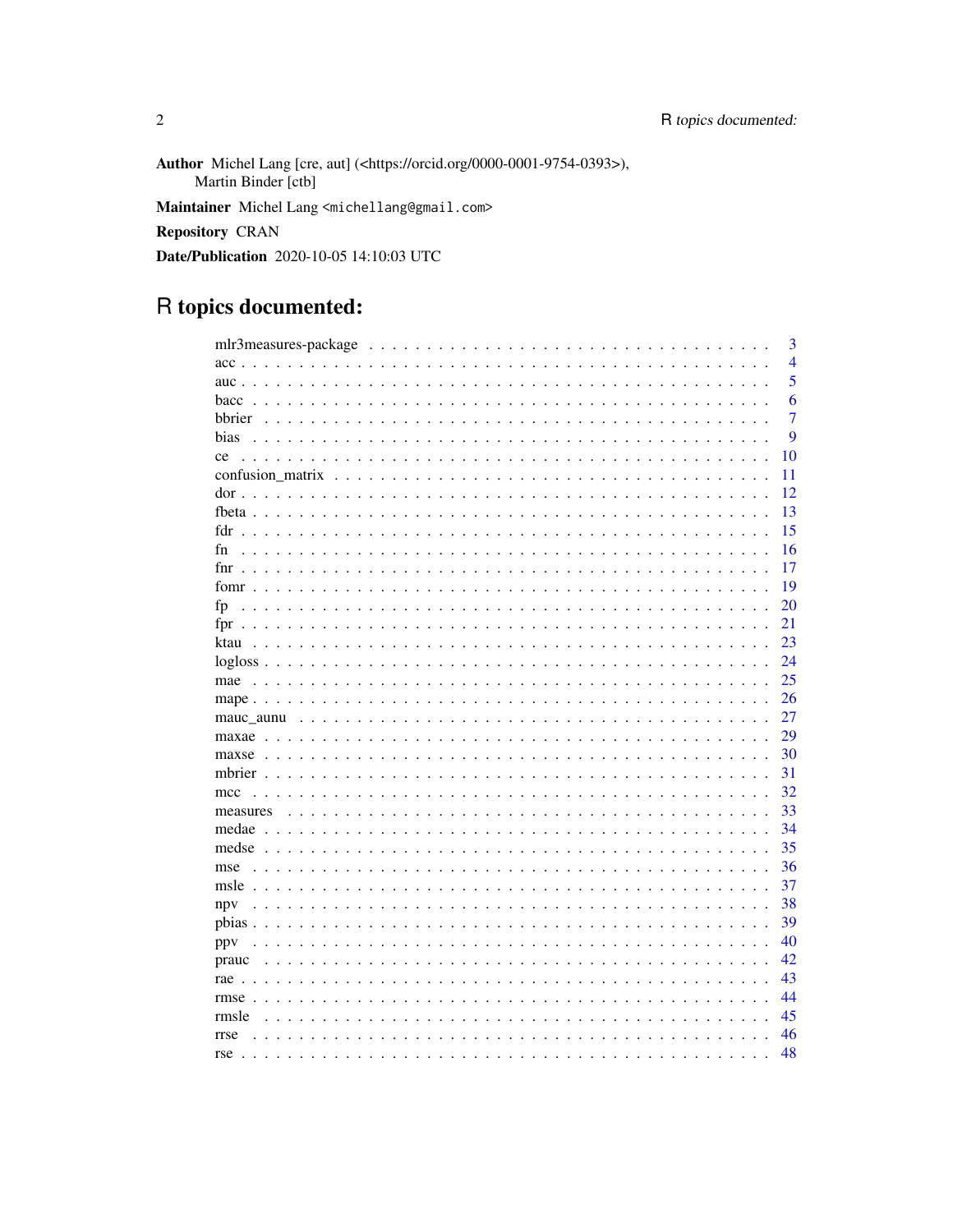**Author** Michel Lang [cre, aut] (<https://orcid.org/0000-0001-9754-0393>),
Martin Binder [ctb]

**Maintainer** Michel Lang <michellang@gmail.com>

**Repository** CRAN

**Date/Publication** 2020-10-05 14:10:03 UTC

# R topics documented:

| | |
|---|---|
| mlr3measures-package | 3 |
| acc | 4 |
| auc | 5 |
| bacc | 6 |
| bbrier | 7 |
| bias | 9 |
| ce | 10 |
| confusion_matrix | 11 |
| dor | 12 |
| fbeta | 13 |
| fdr | 15 |
| fn | 16 |
| fnr | 17 |
| fomr | 19 |
| fp | 20 |
| fpr | 21 |
| ktau | 23 |
| logloss | 24 |
| mae | 25 |
| mape | 26 |
| mauc_aunu | 27 |
| maxae | 29 |
| maxse | 30 |
| mbrier | 31 |
| mcc | 32 |
| measures | 33 |
| medae | 34 |
| medse | 35 |
| mse | 36 |
| msle | 37 |
| npv | 38 |
| pbias | 39 |
| ppv | 40 |
| prauc | 42 |
| rae | 43 |
| rmse | 44 |
| rmsle | 45 |
| rrse | 46 |
| rse | 48 |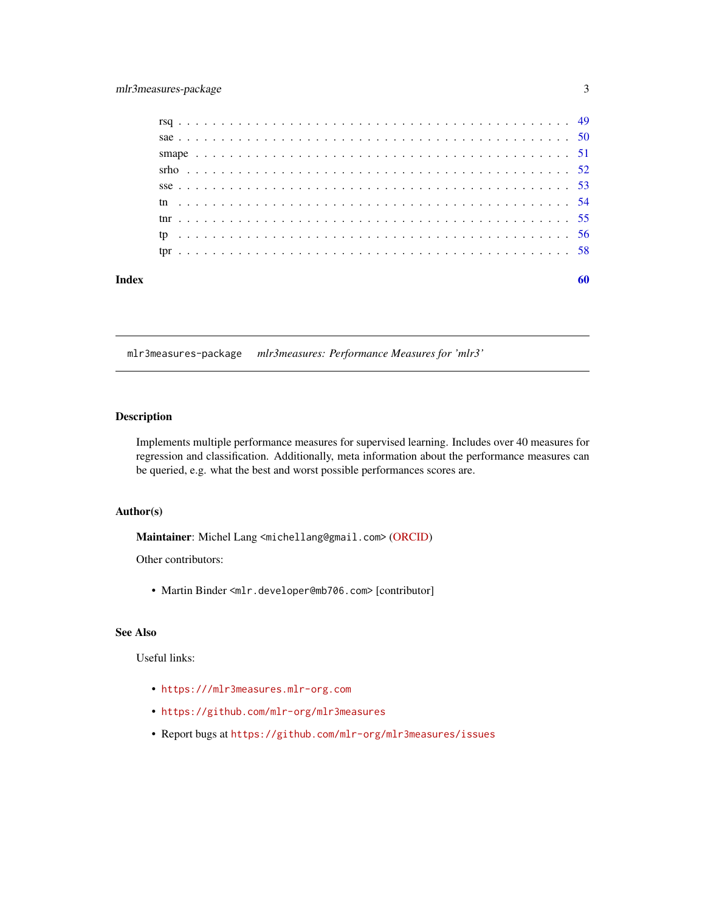rsq . . . . . . . . . . . . . . . . . . . . . . . . . . . . . . . . . . . . . . . . . . . 49
sae . . . . . . . . . . . . . . . . . . . . . . . . . . . . . . . . . . . . . . . . . . . 50
smape . . . . . . . . . . . . . . . . . . . . . . . . . . . . . . . . . . . . . . . . . . 51
srho . . . . . . . . . . . . . . . . . . . . . . . . . . . . . . . . . . . . . . . . . . . 52
sse . . . . . . . . . . . . . . . . . . . . . . . . . . . . . . . . . . . . . . . . . . . 53
tn . . . . . . . . . . . . . . . . . . . . . . . . . . . . . . . . . . . . . . . . . . . 54
tnr . . . . . . . . . . . . . . . . . . . . . . . . . . . . . . . . . . . . . . . . . . . 55
tp . . . . . . . . . . . . . . . . . . . . . . . . . . . . . . . . . . . . . . . . . . . 56
tpr . . . . . . . . . . . . . . . . . . . . . . . . . . . . . . . . . . . . . . . . . . . 58

**Index** **60**

---

`mlr3measures-package` *mlr3measures: Performance Measures for 'mlr3'*

---

## Description

Implements multiple performance measures for supervised learning. Includes over 40 measures for regression and classification. Additionally, meta information about the performance measures can be queried, e.g. what the best and worst possible performances scores are.

## Author(s)

**Maintainer**: Michel Lang <`michellang@gmail.com`> (ORCID)

Other contributors:

- Martin Binder <`mlr.developer@mb706.com`> [contributor]

## See Also

Useful links:

- `https:///mlr3measures.mlr-org.com`
- `https://github.com/mlr-org/mlr3measures`
- Report bugs at `https://github.com/mlr-org/mlr3measures/issues`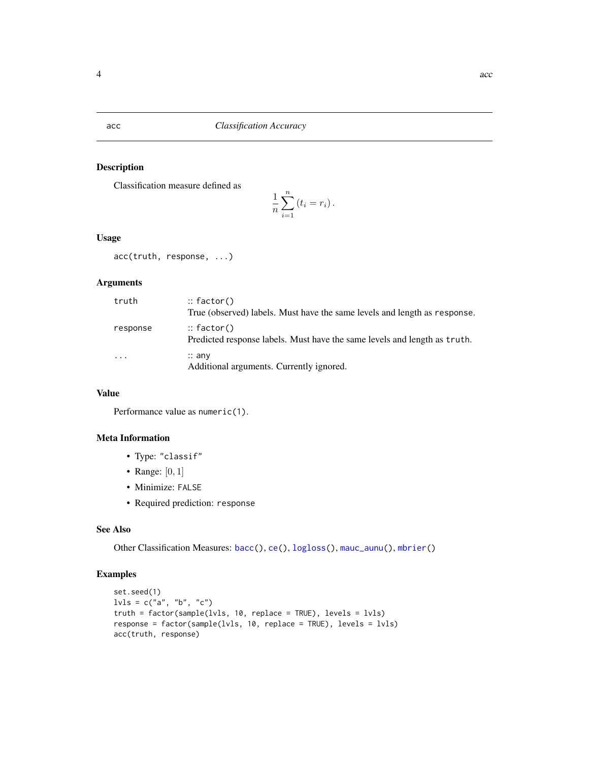## acc — *Classification Accuracy*

### Description

Classification measure defined as

$$\frac{1}{n} \sum_{i=1}^{n} \left(t_i = r_i\right).$$

### Usage

```
acc(truth, response, ...)
```

### Arguments

| | |
|---|---|
| `truth` | :: `factor()`<br>True (observed) labels. Must have the same levels and length as `response`. |
| `response` | :: `factor()`<br>Predicted response labels. Must have the same levels and length as `truth`. |
| `...` | :: `any`<br>Additional arguments. Currently ignored. |

### Value

Performance value as `numeric(1)`.

### Meta Information

- Type: `"classif"`
- Range: $[0, 1]$
- Minimize: `FALSE`
- Required prediction: `response`

### See Also

Other Classification Measures: `bacc()`, `ce()`, `logloss()`, `mauc_aunu()`, `mbrier()`

### Examples

```
set.seed(1)
lvls = c("a", "b", "c")
truth = factor(sample(lvls, 10, replace = TRUE), levels = lvls)
response = factor(sample(lvls, 10, replace = TRUE), levels = lvls)
acc(truth, response)
```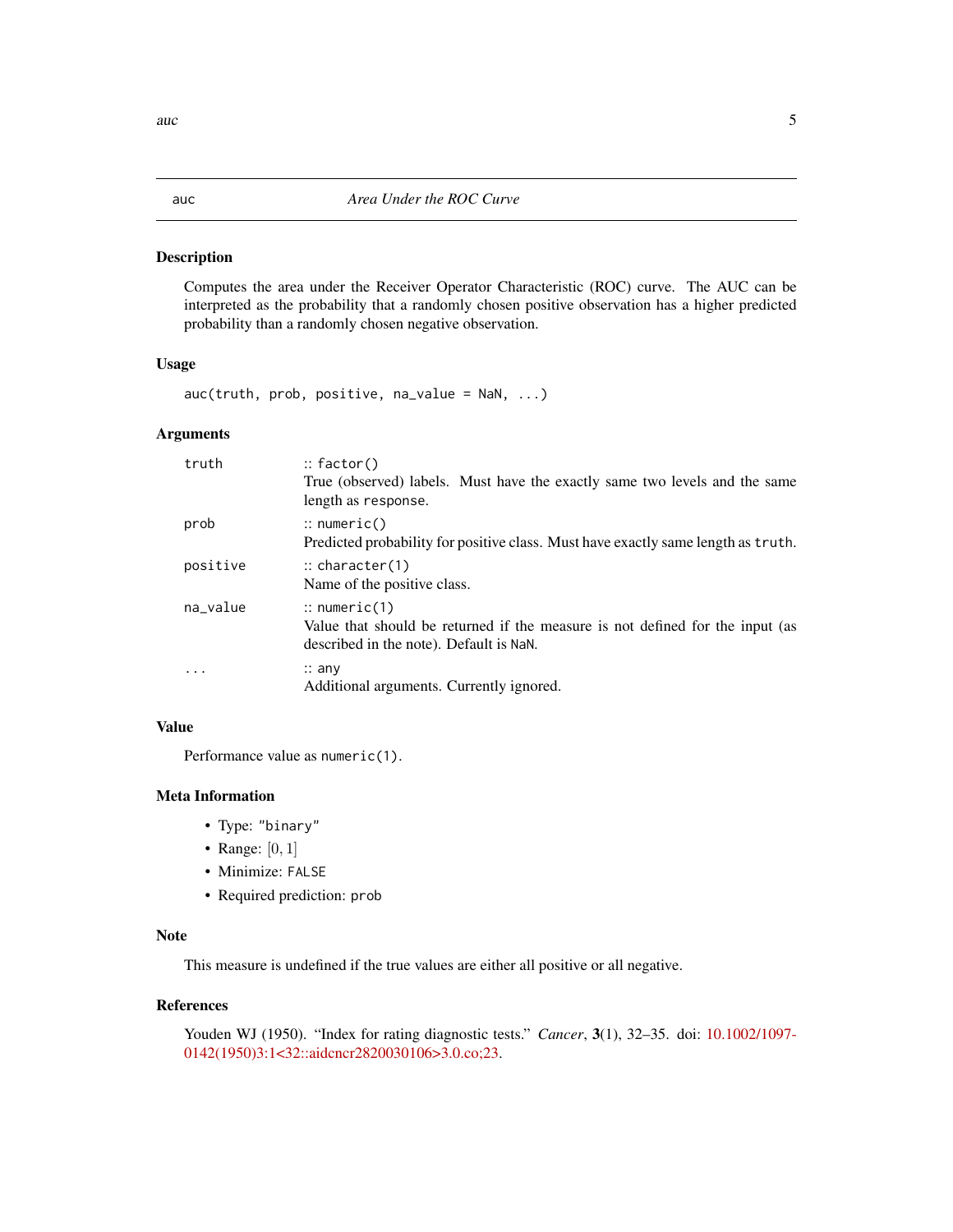# auc — *Area Under the ROC Curve*

## Description

Computes the area under the Receiver Operator Characteristic (ROC) curve. The AUC can be interpreted as the probability that a randomly chosen positive observation has a higher predicted probability than a randomly chosen negative observation.

## Usage

```
auc(truth, prob, positive, na_value = NaN, ...)
```

## Arguments

| | |
|---|---|
| `truth` | :: `factor()`<br>True (observed) labels. Must have the exactly same two levels and the same length as `response`. |
| `prob` | :: `numeric()`<br>Predicted probability for positive class. Must have exactly same length as `truth`. |
| `positive` | :: `character(1)`<br>Name of the positive class. |
| `na_value` | :: `numeric(1)`<br>Value that should be returned if the measure is not defined for the input (as described in the note). Default is `NaN`. |
| `...` | :: `any`<br>Additional arguments. Currently ignored. |

## Value

Performance value as `numeric(1)`.

## Meta Information

- Type: `"binary"`
- Range: $[0, 1]$
- Minimize: `FALSE`
- Required prediction: `prob`

## Note

This measure is undefined if the true values are either all positive or all negative.

## References

Youden WJ (1950). "Index for rating diagnostic tests." *Cancer*, **3**(1), 32–35. doi: 10.1002/1097-0142(1950)3:1<32::aidcncr2820030106>3.0.co;23.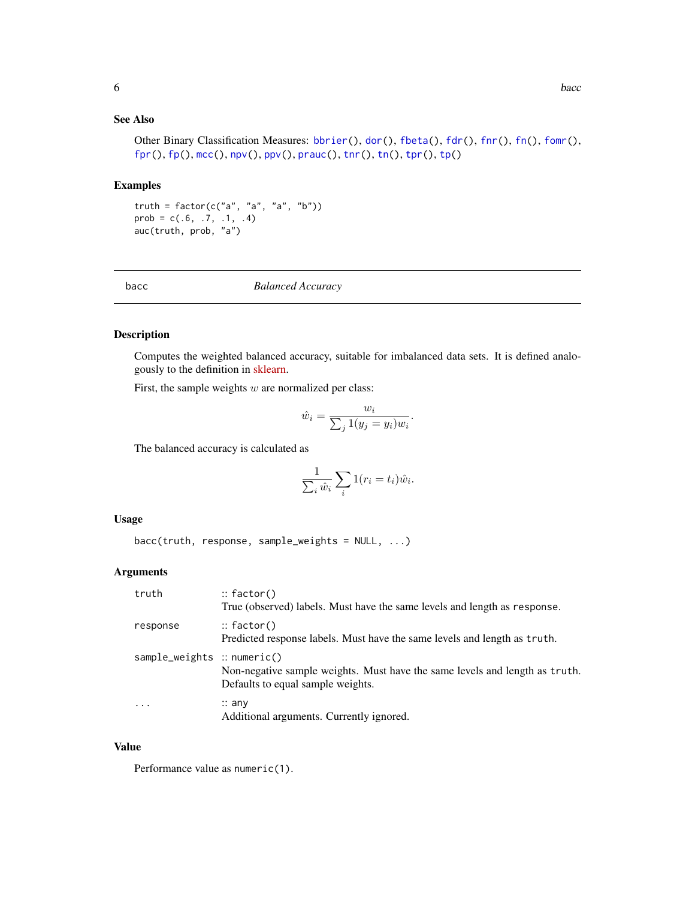### See Also

Other Binary Classification Measures: bbrier(), dor(), fbeta(), fdr(), fnr(), fn(), fomr(), fpr(), fp(), mcc(), npv(), ppv(), prauc(), tnr(), tn(), tpr(), tp()

### Examples

```
truth = factor(c("a", "a", "a", "b"))
prob = c(.6, .7, .1, .4)
auc(truth, prob, "a")
```

## bacc — *Balanced Accuracy*

### Description

Computes the weighted balanced accuracy, suitable for imbalanced data sets. It is defined analogously to the definition in sklearn.

First, the sample weights $w$ are normalized per class:

$$\hat{w}_i = \frac{w_i}{\sum_j 1(y_j = y_i) w_i}.$$

The balanced accuracy is calculated as

$$\frac{1}{\sum_i \hat{w}_i} \sum_i 1(r_i = t_i) \hat{w}_i.$$

### Usage

```
bacc(truth, response, sample_weights = NULL, ...)
```

### Arguments

| | |
|---|---|
| truth | :: factor()<br>True (observed) labels. Must have the same levels and length as response. |
| response | :: factor()<br>Predicted response labels. Must have the same levels and length as truth. |
| sample_weights | :: numeric()<br>Non-negative sample weights. Must have the same levels and length as truth. Defaults to equal sample weights. |
| ... | :: any<br>Additional arguments. Currently ignored. |

### Value

Performance value as numeric(1).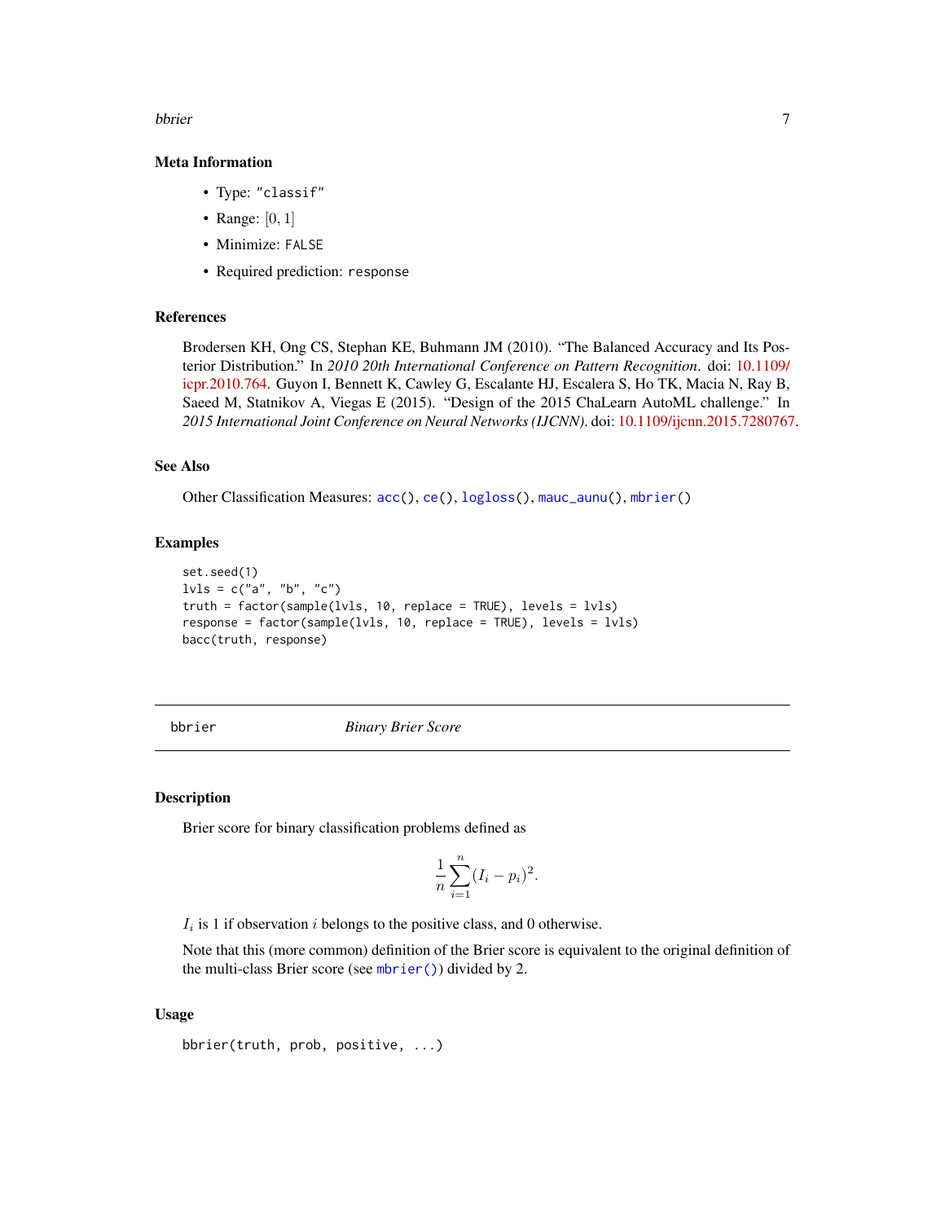### Meta Information

- Type: "classif"
- Range: $[0, 1]$
- Minimize: FALSE
- Required prediction: response

### References

Brodersen KH, Ong CS, Stephan KE, Buhmann JM (2010). "The Balanced Accuracy and Its Posterior Distribution." In *2010 20th International Conference on Pattern Recognition*. doi: 10.1109/icpr.2010.764. Guyon I, Bennett K, Cawley G, Escalante HJ, Escalera S, Ho TK, Macia N, Ray B, Saeed M, Statnikov A, Viegas E (2015). "Design of the 2015 ChaLearn AutoML challenge." In *2015 International Joint Conference on Neural Networks (IJCNN)*. doi: 10.1109/ijcnn.2015.7280767.

### See Also

Other Classification Measures: `acc()`, `ce()`, `logloss()`, `mauc_aunu()`, `mbrier()`

### Examples

```
set.seed(1)
lvls = c("a", "b", "c")
truth = factor(sample(lvls, 10, replace = TRUE), levels = lvls)
response = factor(sample(lvls, 10, replace = TRUE), levels = lvls)
bacc(truth, response)
```

---

## bbrier — *Binary Brier Score*

### Description

Brier score for binary classification problems defined as

$$\frac{1}{n} \sum_{i=1}^{n} (I_i - p_i)^2.$$

$I_i$ is 1 if observation $i$ belongs to the positive class, and 0 otherwise.

Note that this (more common) definition of the Brier score is equivalent to the original definition of the multi-class Brier score (see `mbrier()`) divided by 2.

### Usage

```
bbrier(truth, prob, positive, ...)
```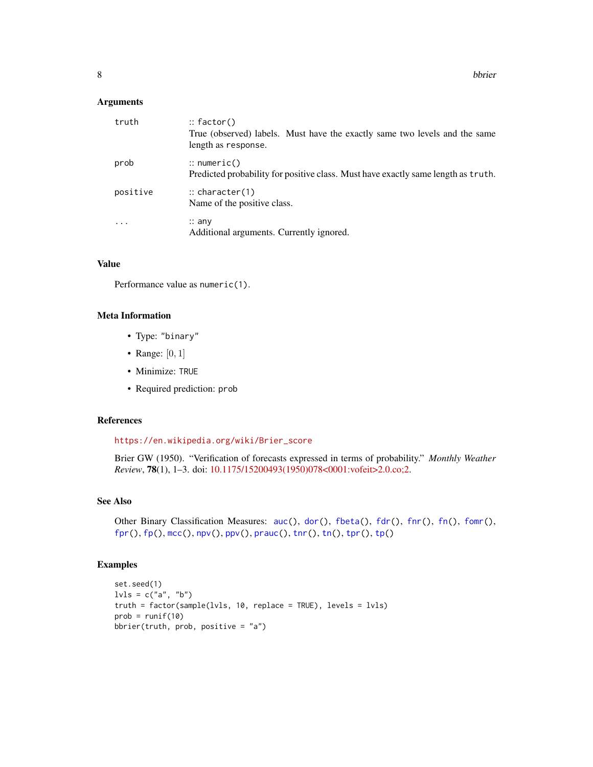### Arguments

| | |
|---|---|
| `truth` | :: `factor()` True (observed) labels. Must have the exactly same two levels and the same length as `response`. |
| `prob` | :: `numeric()` Predicted probability for positive class. Must have exactly same length as `truth`. |
| `positive` | :: `character(1)` Name of the positive class. |
| `...` | :: `any` Additional arguments. Currently ignored. |

### Value

Performance value as `numeric(1)`.

### Meta Information

- Type: `"binary"`
- Range: $[0, 1]$
- Minimize: `TRUE`
- Required prediction: `prob`

### References

https://en.wikipedia.org/wiki/Brier_score

Brier GW (1950). "Verification of forecasts expressed in terms of probability." *Monthly Weather Review*, **78**(1), 1–3. doi: 10.1175/15200493(1950)078<0001:vofeit>2.0.co;2.

### See Also

Other Binary Classification Measures: `auc()`, `dor()`, `fbeta()`, `fdr()`, `fnr()`, `fn()`, `fomr()`, `fpr()`, `fp()`, `mcc()`, `npv()`, `ppv()`, `prauc()`, `tnr()`, `tn()`, `tpr()`, `tp()`

### Examples

```
set.seed(1)
lvls = c("a", "b")
truth = factor(sample(lvls, 10, replace = TRUE), levels = lvls)
prob = runif(10)
bbrier(truth, prob, positive = "a")
```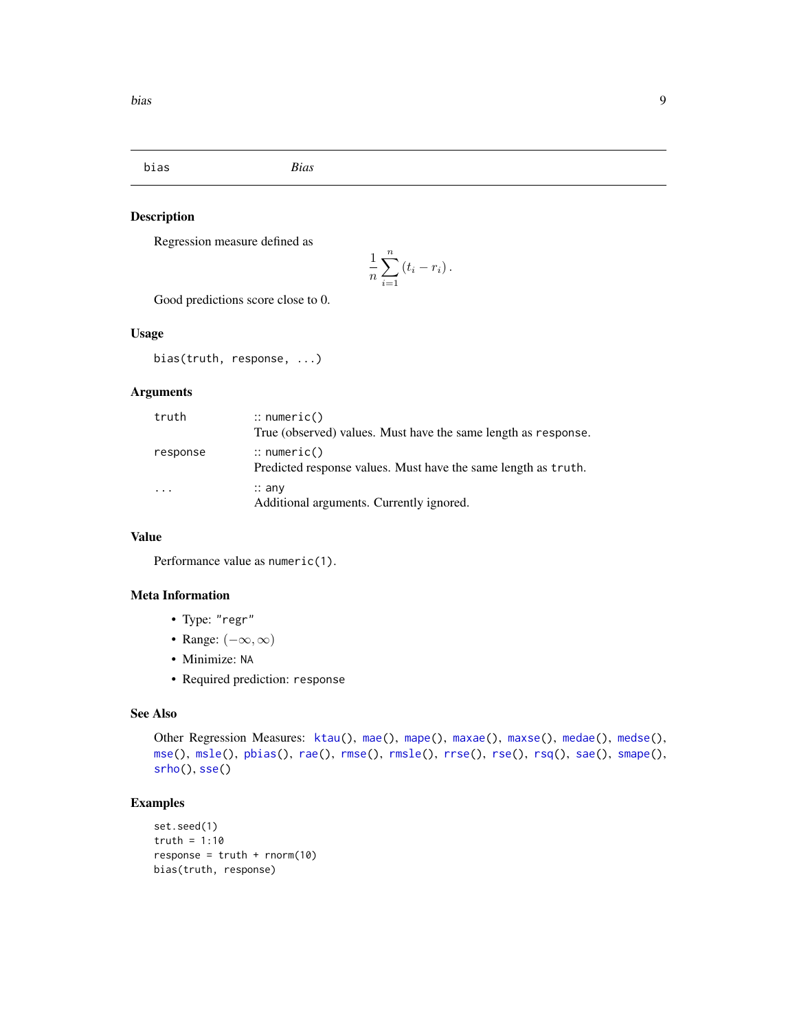# bias — *Bias*

## Description

Regression measure defined as

$$\frac{1}{n} \sum_{i=1}^{n} (t_i - r_i) .$$

Good predictions score close to 0.

## Usage

```
bias(truth, response, ...)
```

## Arguments

| | |
|---|---|
| `truth` | :: `numeric()`<br>True (observed) values. Must have the same length as `response`. |
| `response` | :: `numeric()`<br>Predicted response values. Must have the same length as `truth`. |
| `...` | :: `any`<br>Additional arguments. Currently ignored. |

## Value

Performance value as `numeric(1)`.

## Meta Information

- Type: `"regr"`
- Range: $(-\infty, \infty)$
- Minimize: `NA`
- Required prediction: `response`

## See Also

Other Regression Measures: `ktau()`, `mae()`, `mape()`, `maxae()`, `maxse()`, `medae()`, `medse()`, `mse()`, `msle()`, `pbias()`, `rae()`, `rmse()`, `rmsle()`, `rrse()`, `rse()`, `rsq()`, `sae()`, `smape()`, `srho()`, `sse()`

## Examples

```
set.seed(1)
truth = 1:10
response = truth + rnorm(10)
bias(truth, response)
```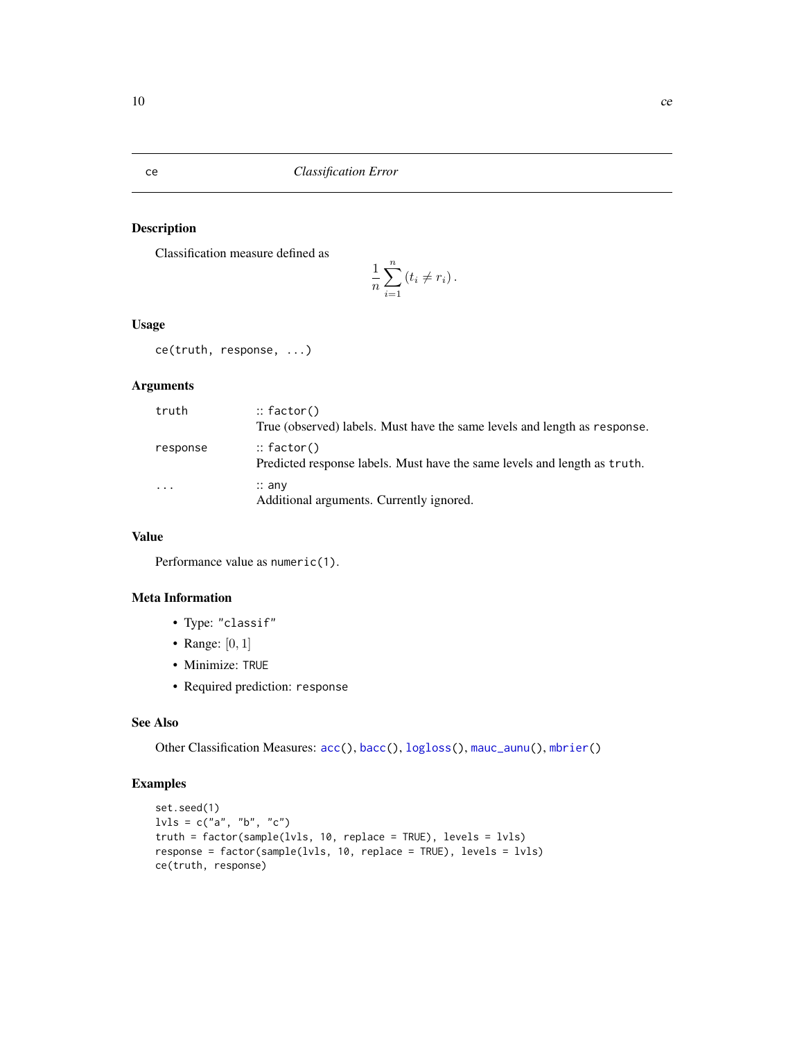# ce — *Classification Error*

## Description

Classification measure defined as

$$\frac{1}{n} \sum_{i=1}^{n} (t_i \neq r_i).$$

## Usage

```
ce(truth, response, ...)
```

## Arguments

| | |
|---|---|
| `truth` | :: `factor()`<br>True (observed) labels. Must have the same levels and length as `response`. |
| `response` | :: `factor()`<br>Predicted response labels. Must have the same levels and length as `truth`. |
| `...` | :: `any`<br>Additional arguments. Currently ignored. |

## Value

Performance value as `numeric(1)`.

## Meta Information

- Type: `"classif"`
- Range: $[0, 1]$
- Minimize: `TRUE`
- Required prediction: `response`

## See Also

Other Classification Measures: `acc()`, `bacc()`, `logloss()`, `mauc_aunu()`, `mbrier()`

## Examples

```
set.seed(1)
lvls = c("a", "b", "c")
truth = factor(sample(lvls, 10, replace = TRUE), levels = lvls)
response = factor(sample(lvls, 10, replace = TRUE), levels = lvls)
ce(truth, response)
```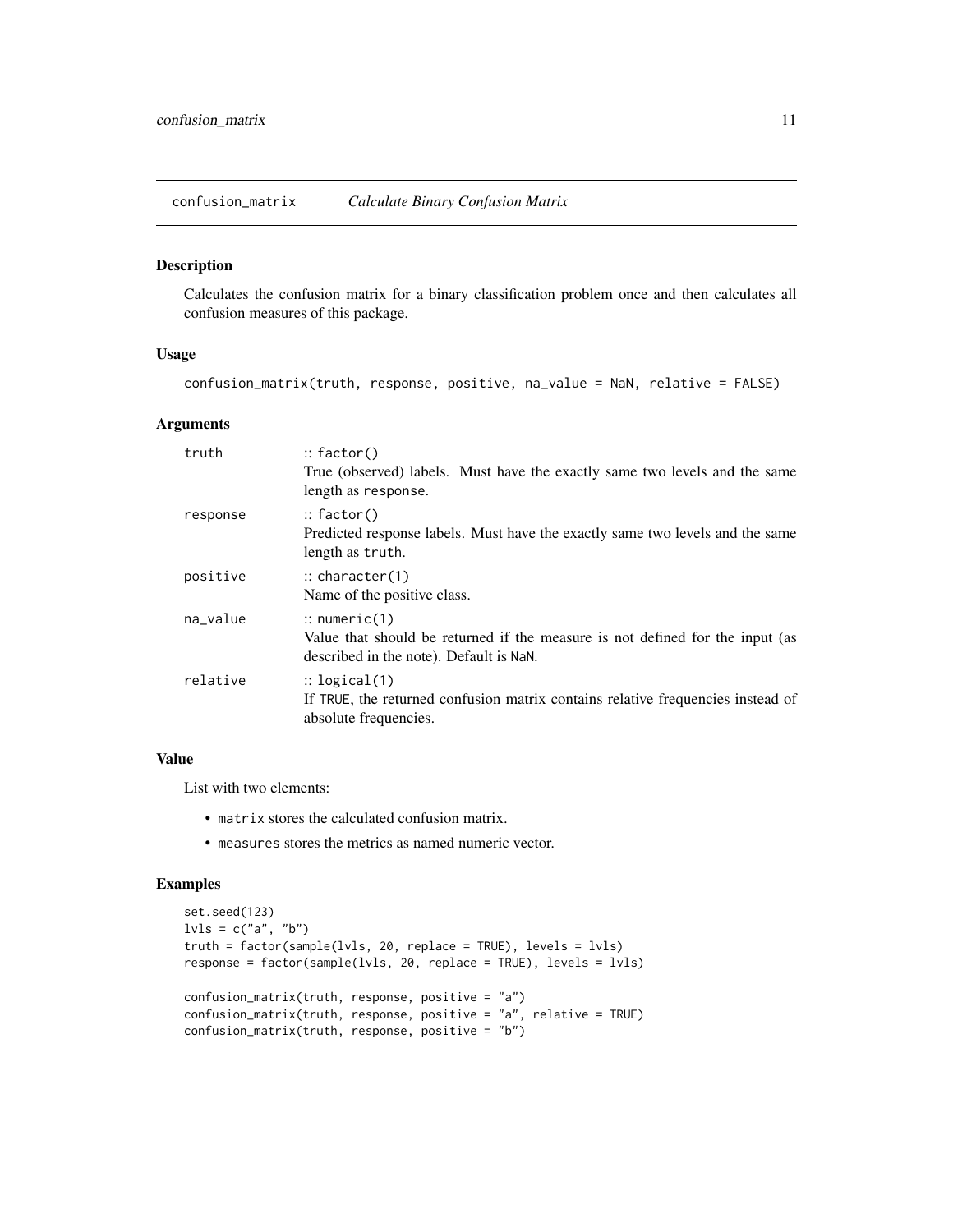# confusion_matrix *Calculate Binary Confusion Matrix*

## Description

Calculates the confusion matrix for a binary classification problem once and then calculates all confusion measures of this package.

## Usage

```
confusion_matrix(truth, response, positive, na_value = NaN, relative = FALSE)
```

## Arguments

| | |
|---|---|
| `truth` | :: `factor()`<br>True (observed) labels. Must have the exactly same two levels and the same length as `response`. |
| `response` | :: `factor()`<br>Predicted response labels. Must have the exactly same two levels and the same length as `truth`. |
| `positive` | :: `character(1)`<br>Name of the positive class. |
| `na_value` | :: `numeric(1)`<br>Value that should be returned if the measure is not defined for the input (as described in the note). Default is `NaN`. |
| `relative` | :: `logical(1)`<br>If `TRUE`, the returned confusion matrix contains relative frequencies instead of absolute frequencies. |

## Value

List with two elements:

- `matrix` stores the calculated confusion matrix.
- `measures` stores the metrics as named numeric vector.

## Examples

```
set.seed(123)
lvls = c("a", "b")
truth = factor(sample(lvls, 20, replace = TRUE), levels = lvls)
response = factor(sample(lvls, 20, replace = TRUE), levels = lvls)

confusion_matrix(truth, response, positive = "a")
confusion_matrix(truth, response, positive = "a", relative = TRUE)
confusion_matrix(truth, response, positive = "b")
```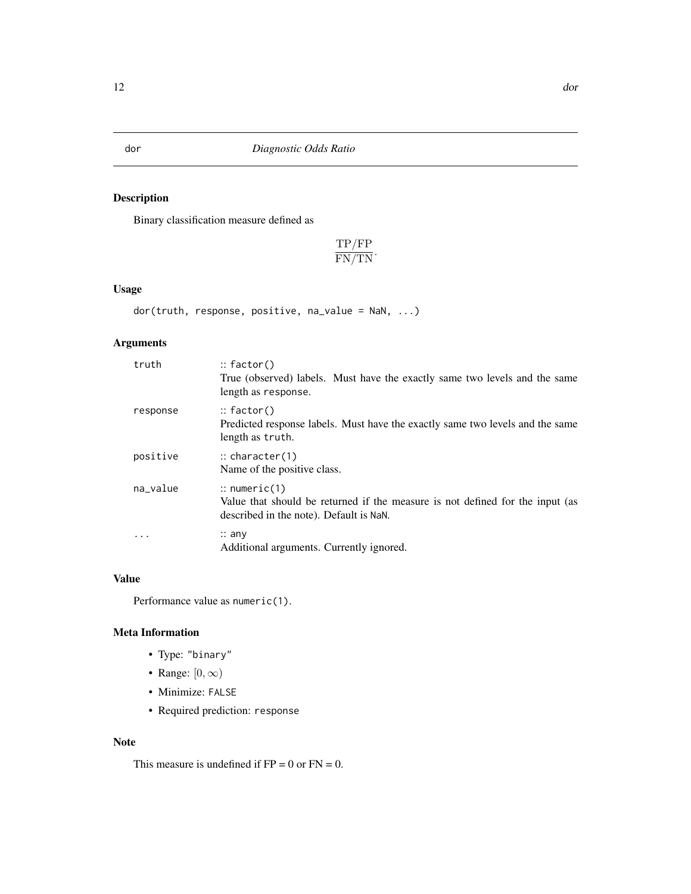# dor *Diagnostic Odds Ratio*

## Description

Binary classification measure defined as

$$\frac{\mathrm{TP}/\mathrm{FP}}{\mathrm{FN}/\mathrm{TN}}.$$

## Usage

```
dor(truth, response, positive, na_value = NaN, ...)
```

## Arguments

| | |
|---|---|
| truth | :: `factor()` True (observed) labels. Must have the exactly same two levels and the same length as `response`. |
| response | :: `factor()` Predicted response labels. Must have the exactly same two levels and the same length as `truth`. |
| positive | :: `character(1)` Name of the positive class. |
| na_value | :: `numeric(1)` Value that should be returned if the measure is not defined for the input (as described in the note). Default is `NaN`. |
| ... | :: `any` Additional arguments. Currently ignored. |

## Value

Performance value as `numeric(1)`.

## Meta Information

- Type: `"binary"`
- Range: $[0, \infty)$
- Minimize: `FALSE`
- Required prediction: `response`

## Note

This measure is undefined if FP = 0 or FN = 0.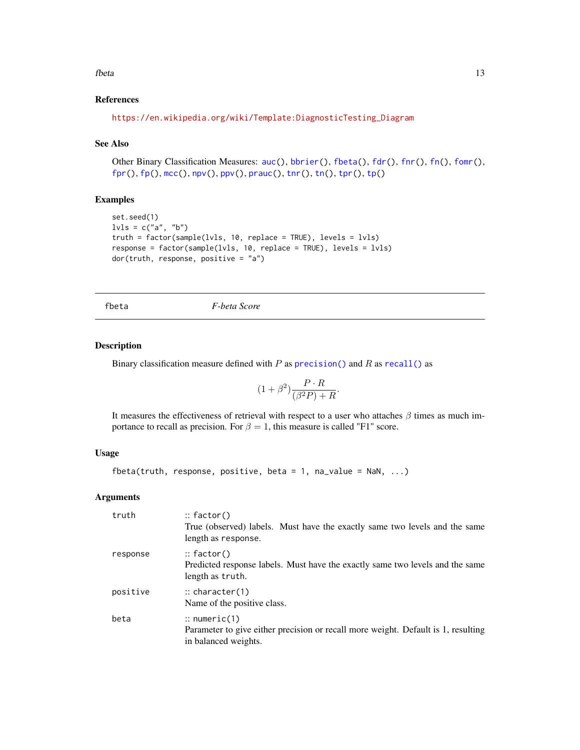### References

https://en.wikipedia.org/wiki/Template:DiagnosticTesting_Diagram

### See Also

Other Binary Classification Measures: `auc()`, `bbrier()`, `fbeta()`, `fdr()`, `fnr()`, `fn()`, `fomr()`, `fpr()`, `fp()`, `mcc()`, `npv()`, `ppv()`, `prauc()`, `tnr()`, `tn()`, `tpr()`, `tp()`

### Examples

```
set.seed(1)
lvls = c("a", "b")
truth = factor(sample(lvls, 10, replace = TRUE), levels = lvls)
response = factor(sample(lvls, 10, replace = TRUE), levels = lvls)
dor(truth, response, positive = "a")
```

---

## fbeta *F-beta Score*

---

### Description

Binary classification measure defined with $P$ as `precision()` and $R$ as `recall()` as

$$(1 + \beta^2) \frac{P \cdot R}{(\beta^2 P) + R}.$$

It measures the effectiveness of retrieval with respect to a user who attaches $\beta$ times as much importance to recall as precision. For $\beta = 1$, this measure is called "F1" score.

### Usage

```
fbeta(truth, response, positive, beta = 1, na_value = NaN, ...)
```

### Arguments

| | |
|---|---|
| `truth` | :: `factor()` <br> True (observed) labels. Must have the exactly same two levels and the same length as `response`. |
| `response` | :: `factor()` <br> Predicted response labels. Must have the exactly same two levels and the same length as `truth`. |
| `positive` | :: `character(1)` <br> Name of the positive class. |
| `beta` | :: `numeric(1)` <br> Parameter to give either precision or recall more weight. Default is 1, resulting in balanced weights. |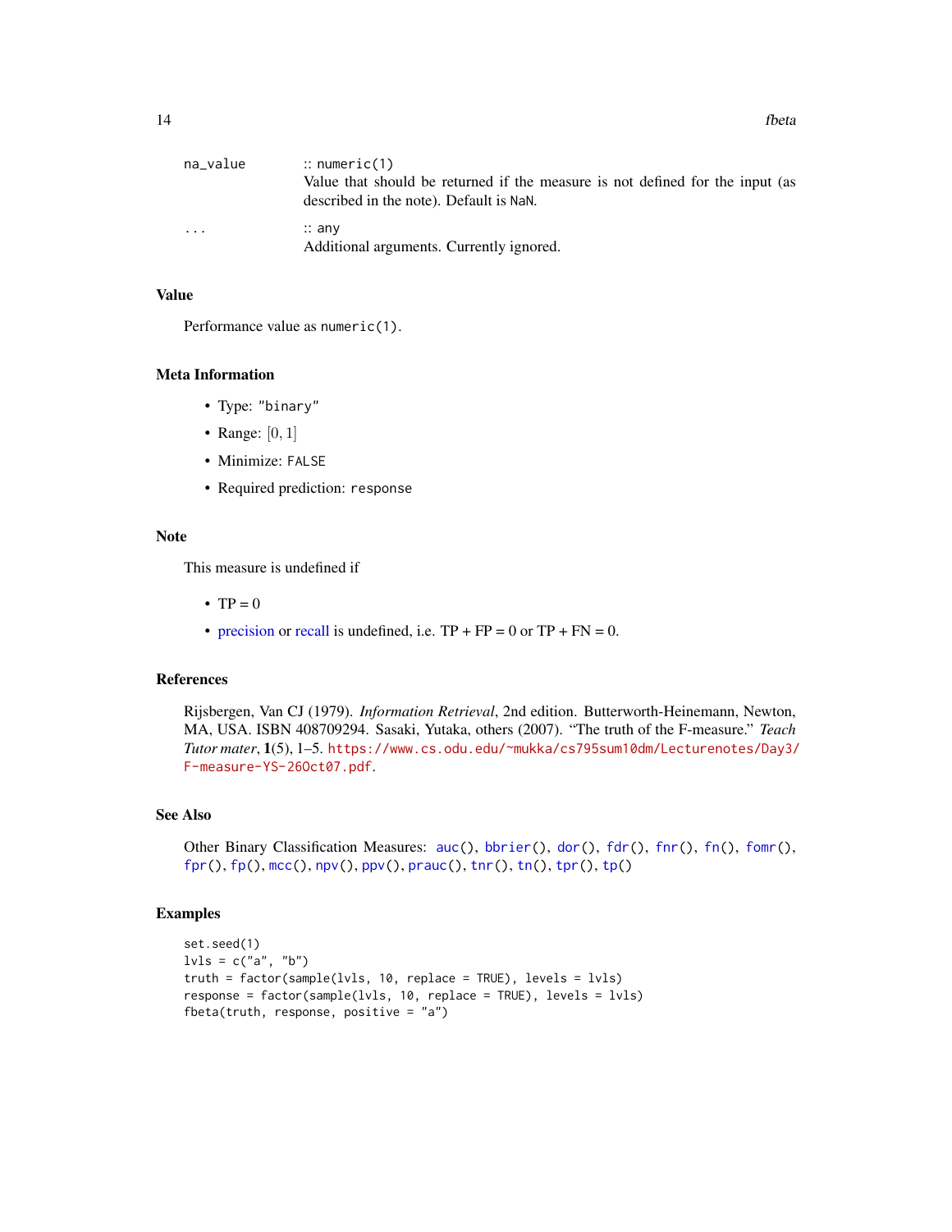na_value
:: `numeric(1)`
Value that should be returned if the measure is not defined for the input (as described in the note). Default is `NaN`.

...
:: `any`
Additional arguments. Currently ignored.

### Value

Performance value as `numeric(1)`.

### Meta Information

- Type: `"binary"`
- Range: $[0, 1]$
- Minimize: `FALSE`
- Required prediction: `response`

### Note

This measure is undefined if

- TP = 0
- precision or recall is undefined, i.e. TP + FP = 0 or TP + FN = 0.

### References

Rijsbergen, Van CJ (1979). *Information Retrieval*, 2nd edition. Butterworth-Heinemann, Newton, MA, USA. ISBN 408709294. Sasaki, Yutaka, others (2007). "The truth of the F-measure." *Teach Tutor mater*, **1**(5), 1–5. https://www.cs.odu.edu/~mukka/cs795sum10dm/Lecturenotes/Day3/F-measure-YS-26Oct07.pdf.

### See Also

Other Binary Classification Measures: `auc()`, `bbrier()`, `dor()`, `fdr()`, `fnr()`, `fn()`, `fomr()`, `fpr()`, `fp()`, `mcc()`, `npv()`, `ppv()`, `prauc()`, `tnr()`, `tn()`, `tpr()`, `tp()`

### Examples

```
set.seed(1)
lvls = c("a", "b")
truth = factor(sample(lvls, 10, replace = TRUE), levels = lvls)
response = factor(sample(lvls, 10, replace = TRUE), levels = lvls)
fbeta(truth, response, positive = "a")
```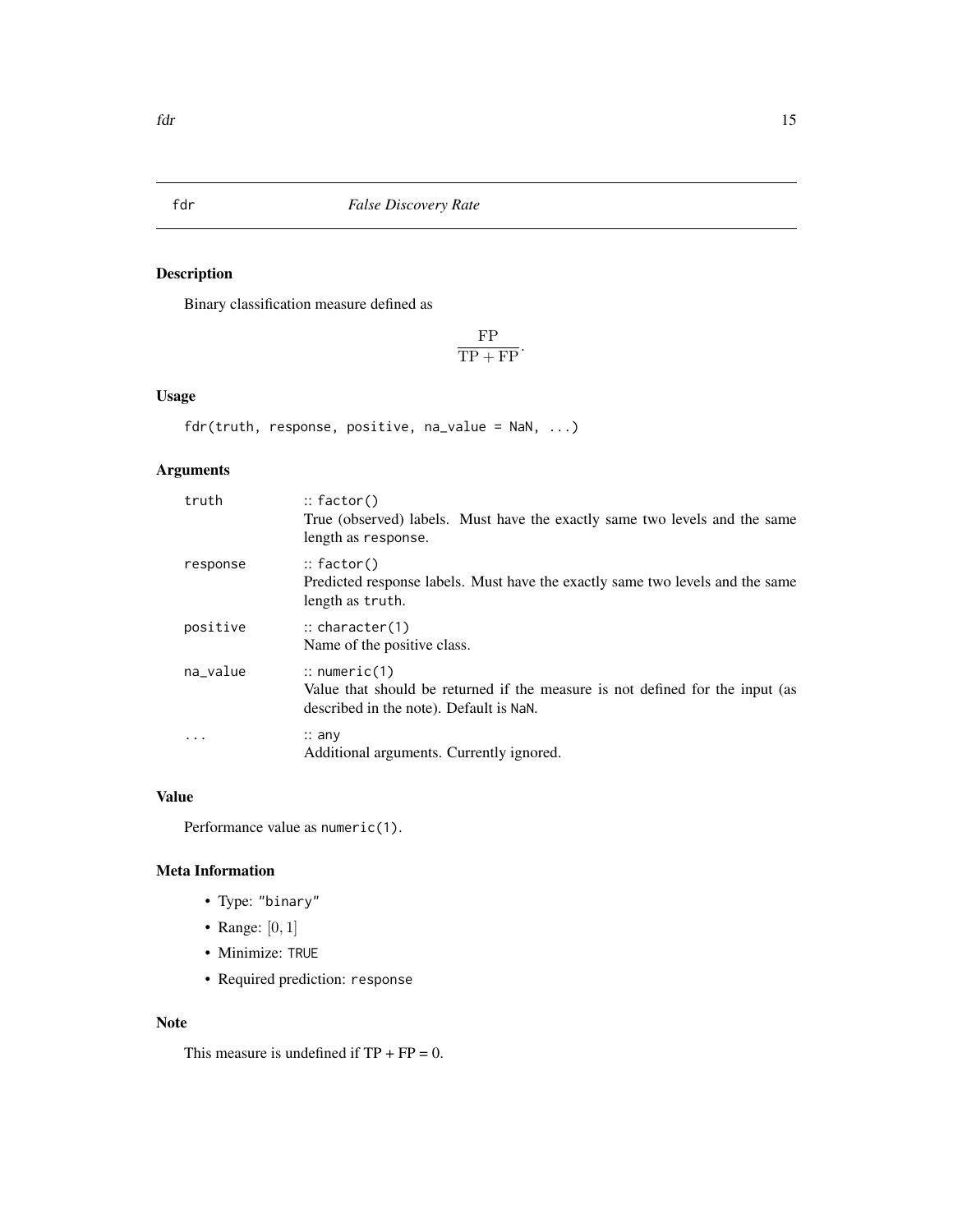# fdr — *False Discovery Rate*

## Description

Binary classification measure defined as

$$\frac{\mathrm{FP}}{\mathrm{TP} + \mathrm{FP}}.$$

## Usage

```
fdr(truth, response, positive, na_value = NaN, ...)
```

## Arguments

| | |
|---|---|
| `truth` | :: `factor()` <br> True (observed) labels. Must have the exactly same two levels and the same length as `response`. |
| `response` | :: `factor()` <br> Predicted response labels. Must have the exactly same two levels and the same length as `truth`. |
| `positive` | :: `character(1)` <br> Name of the positive class. |
| `na_value` | :: `numeric(1)` <br> Value that should be returned if the measure is not defined for the input (as described in the note). Default is `NaN`. |
| `...` | :: `any` <br> Additional arguments. Currently ignored. |

## Value

Performance value as `numeric(1)`.

## Meta Information

- Type: `"binary"`
- Range: $[0, 1]$
- Minimize: `TRUE`
- Required prediction: `response`

## Note

This measure is undefined if TP + FP = 0.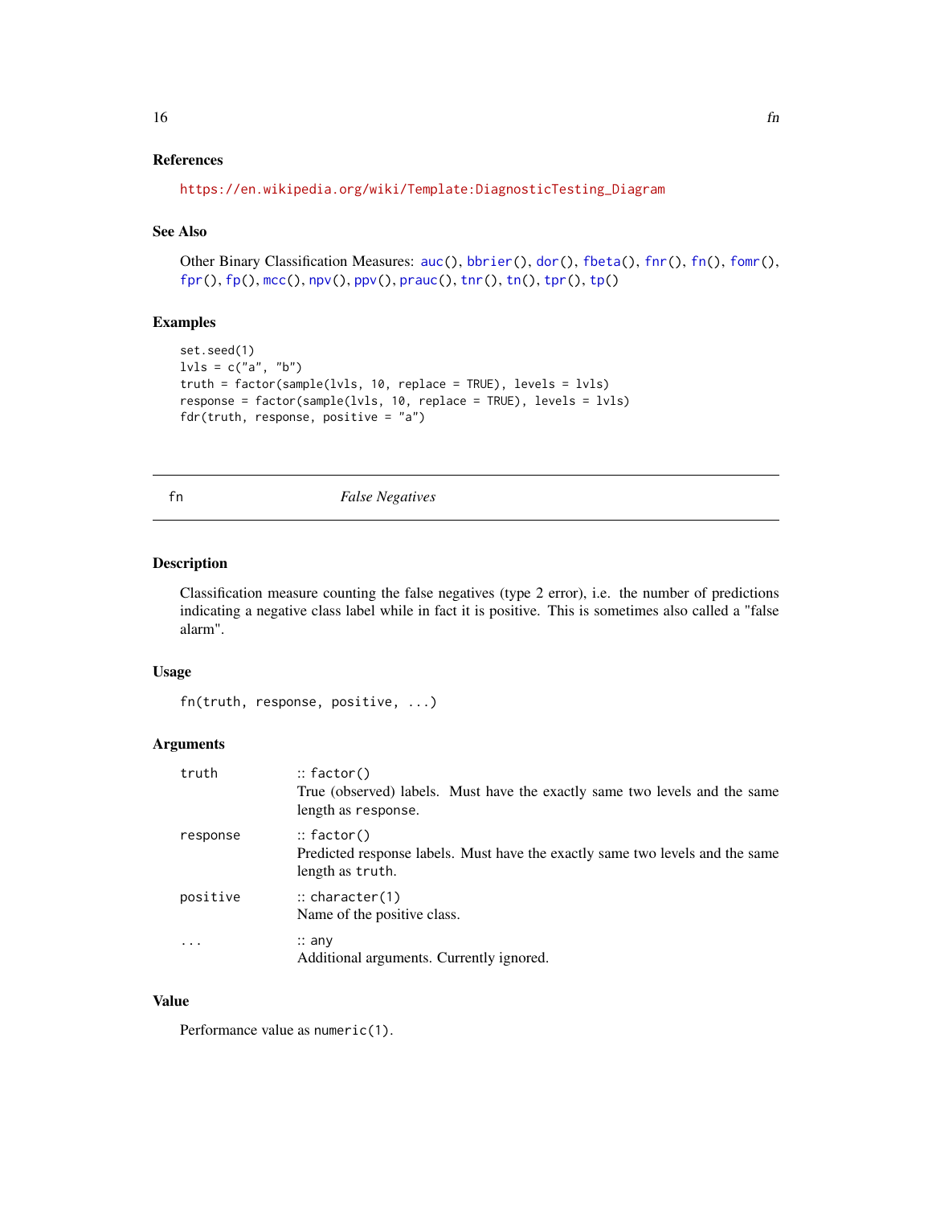### References

https://en.wikipedia.org/wiki/Template:DiagnosticTesting_Diagram

### See Also

Other Binary Classification Measures: auc(), bbrier(), dor(), fbeta(), fnr(), fn(), fomr(), fpr(), fp(), mcc(), npv(), ppv(), prauc(), tnr(), tn(), tpr(), tp()

### Examples

```
set.seed(1)
lvls = c("a", "b")
truth = factor(sample(lvls, 10, replace = TRUE), levels = lvls)
response = factor(sample(lvls, 10, replace = TRUE), levels = lvls)
fdr(truth, response, positive = "a")
```

---

## fn — *False Negatives*

---

### Description

Classification measure counting the false negatives (type 2 error), i.e. the number of predictions indicating a negative class label while in fact it is positive. This is sometimes also called a "false alarm".

### Usage

```
fn(truth, response, positive, ...)
```

### Arguments

| | |
|---|---|
| truth | :: factor()<br>True (observed) labels. Must have the exactly same two levels and the same length as response. |
| response | :: factor()<br>Predicted response labels. Must have the exactly same two levels and the same length as truth. |
| positive | :: character(1)<br>Name of the positive class. |
| ... | :: any<br>Additional arguments. Currently ignored. |

### Value

Performance value as numeric(1).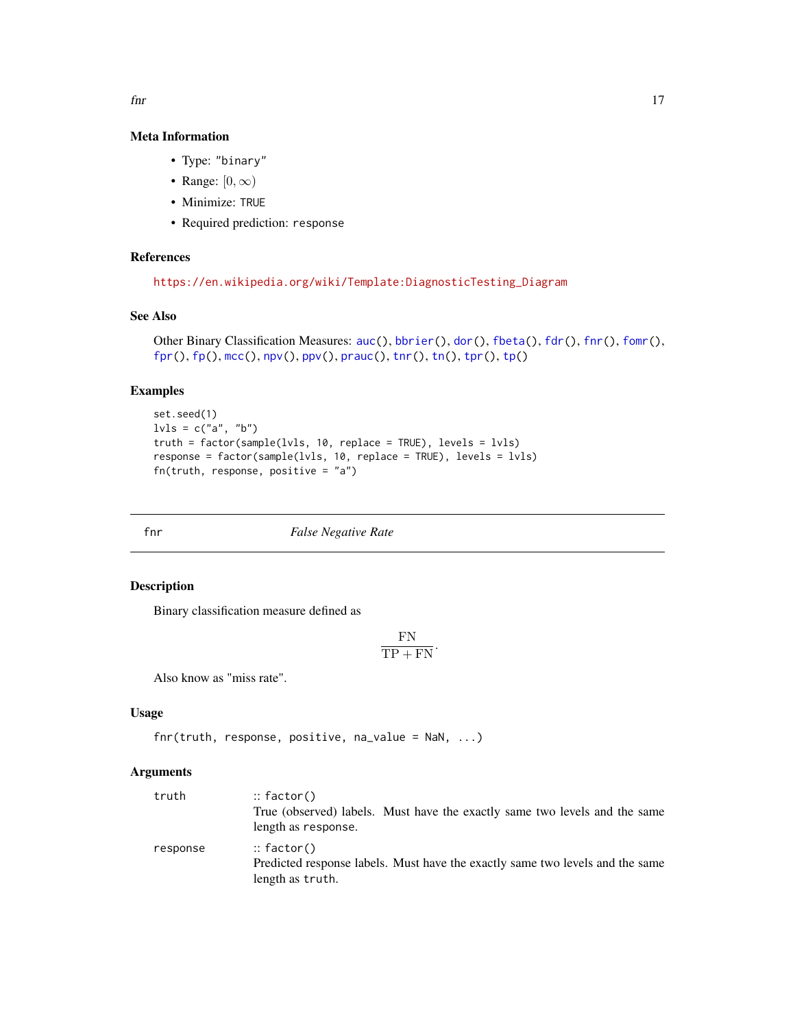### Meta Information

- Type: `"binary"`
- Range: $[0, \infty)$
- Minimize: `TRUE`
- Required prediction: `response`

### References

https://en.wikipedia.org/wiki/Template:DiagnosticTesting_Diagram

### See Also

Other Binary Classification Measures: `auc()`, `bbrier()`, `dor()`, `fbeta()`, `fdr()`, `fnr()`, `fomr()`, `fpr()`, `fp()`, `mcc()`, `npv()`, `ppv()`, `prauc()`, `tnr()`, `tn()`, `tpr()`, `tp()`

### Examples

```
set.seed(1)
lvls = c("a", "b")
truth = factor(sample(lvls, 10, replace = TRUE), levels = lvls)
response = factor(sample(lvls, 10, replace = TRUE), levels = lvls)
fn(truth, response, positive = "a")
```

---

## fnr — *False Negative Rate*

### Description

Binary classification measure defined as

$$\frac{\mathrm{FN}}{\mathrm{TP} + \mathrm{FN}}.$$

Also know as "miss rate".

### Usage

```
fnr(truth, response, positive, na_value = NaN, ...)
```

### Arguments

| | |
|---|---|
| `truth` | :: `factor()`<br>True (observed) labels. Must have the exactly same two levels and the same length as `response`. |
| `response` | :: `factor()`<br>Predicted response labels. Must have the exactly same two levels and the same length as `truth`. |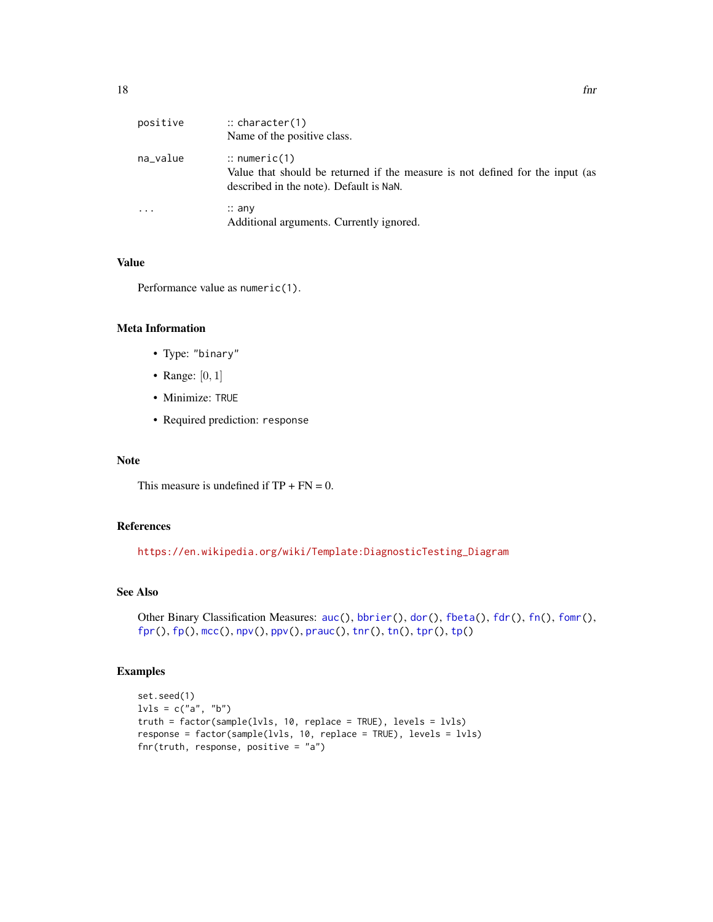| | |
|---|---|
| positive | :: character(1)<br>Name of the positive class. |
| na_value | :: numeric(1)<br>Value that should be returned if the measure is not defined for the input (as described in the note). Default is NaN. |
| ... | :: any<br>Additional arguments. Currently ignored. |

## Value

Performance value as numeric(1).

## Meta Information

- Type: "binary"
- Range: $[0, 1]$
- Minimize: TRUE
- Required prediction: response

## Note

This measure is undefined if TP + FN = 0.

## References

https://en.wikipedia.org/wiki/Template:DiagnosticTesting_Diagram

## See Also

Other Binary Classification Measures: auc(), bbrier(), dor(), fbeta(), fdr(), fn(), fomr(), fpr(), fp(), mcc(), npv(), ppv(), prauc(), tnr(), tn(), tpr(), tp()

## Examples

```
set.seed(1)
lvls = c("a", "b")
truth = factor(sample(lvls, 10, replace = TRUE), levels = lvls)
response = factor(sample(lvls, 10, replace = TRUE), levels = lvls)
fnr(truth, response, positive = "a")
```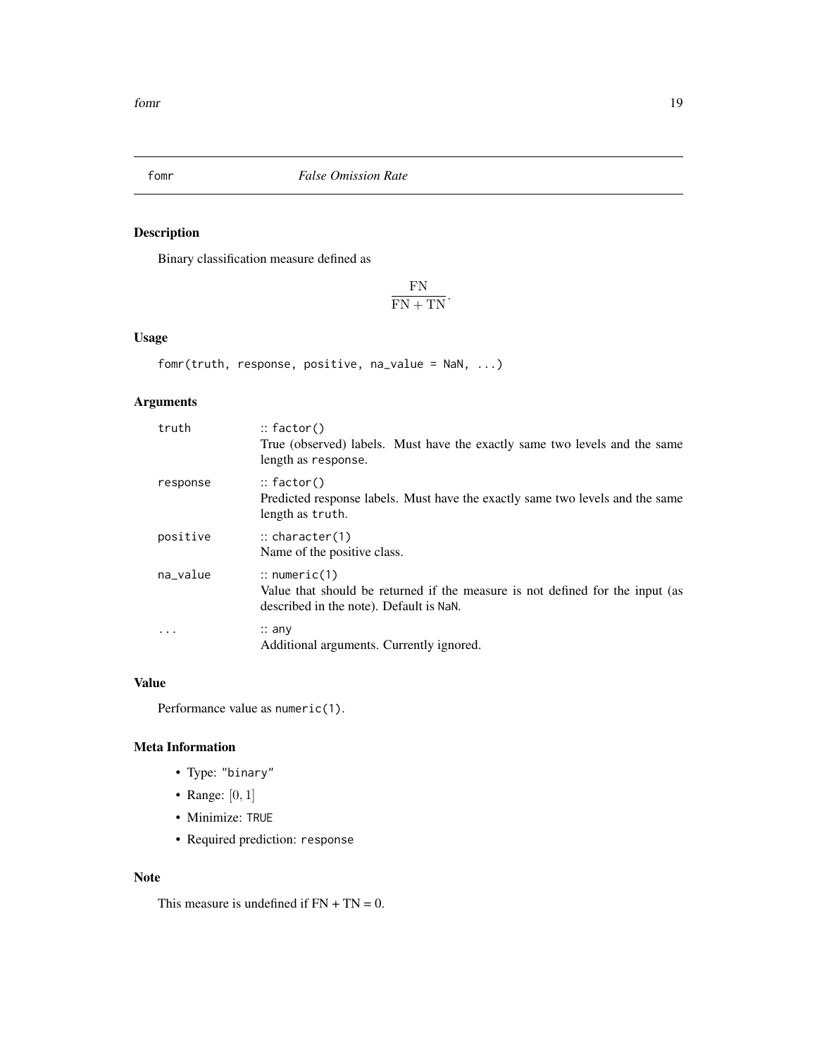# fomr *False Omission Rate*

## Description

Binary classification measure defined as

$$\frac{\mathrm{FN}}{\mathrm{FN} + \mathrm{TN}}.$$

## Usage

```
fomr(truth, response, positive, na_value = NaN, ...)
```

## Arguments

| | |
|---|---|
| truth | :: `factor()`<br>True (observed) labels. Must have the exactly same two levels and the same length as `response`. |
| response | :: `factor()`<br>Predicted response labels. Must have the exactly same two levels and the same length as `truth`. |
| positive | :: `character(1)`<br>Name of the positive class. |
| na_value | :: `numeric(1)`<br>Value that should be returned if the measure is not defined for the input (as described in the note). Default is `NaN`. |
| ... | :: `any`<br>Additional arguments. Currently ignored. |

## Value

Performance value as `numeric(1)`.

## Meta Information

- Type: `"binary"`
- Range: $[0, 1]$
- Minimize: `TRUE`
- Required prediction: `response`

## Note

This measure is undefined if FN + TN = 0.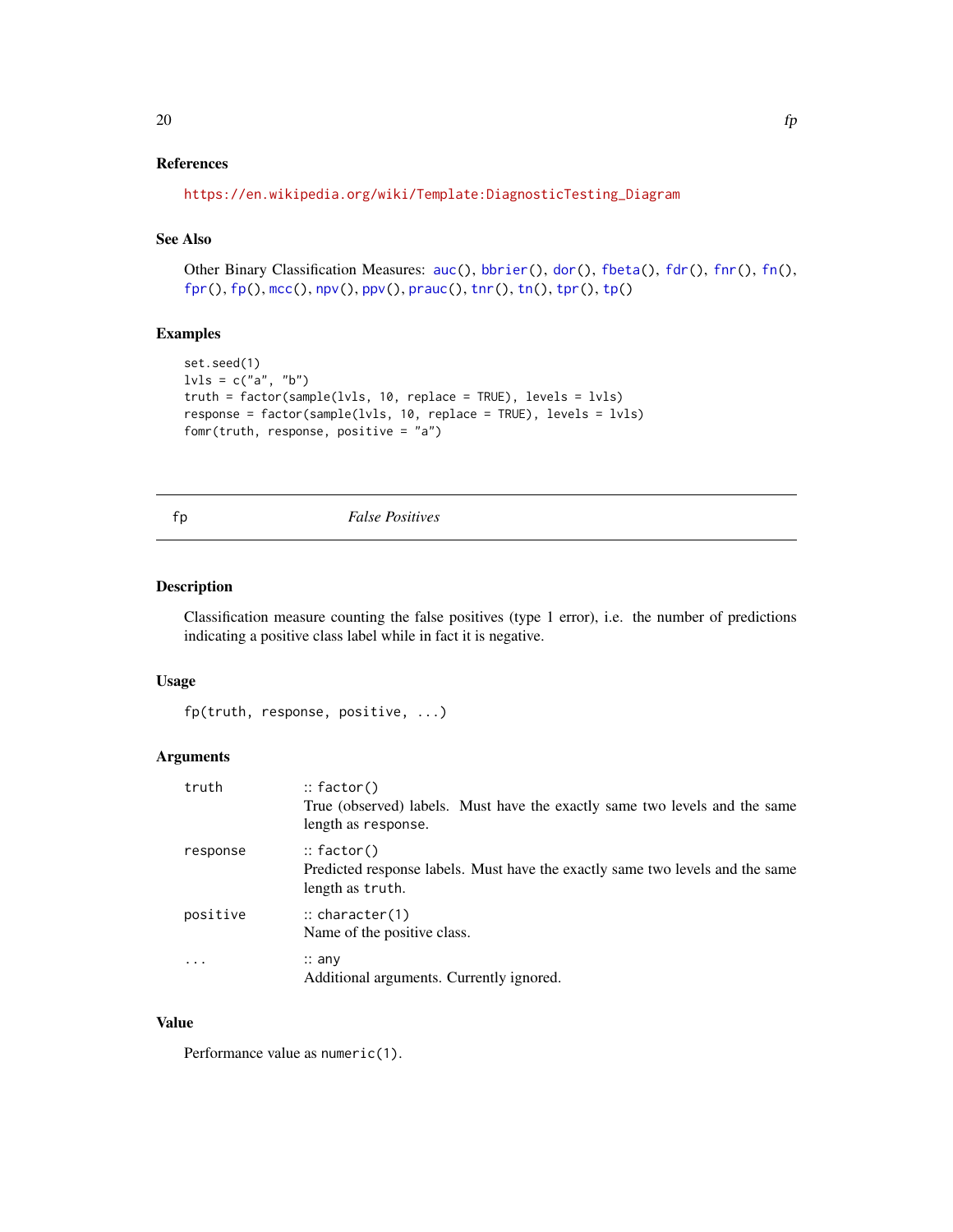### References

https://en.wikipedia.org/wiki/Template:DiagnosticTesting_Diagram

### See Also

Other Binary Classification Measures: auc(), bbrier(), dor(), fbeta(), fdr(), fnr(), fn(), fpr(), fp(), mcc(), npv(), ppv(), prauc(), tnr(), tn(), tpr(), tp()

### Examples

```
set.seed(1)
lvls = c("a", "b")
truth = factor(sample(lvls, 10, replace = TRUE), levels = lvls)
response = factor(sample(lvls, 10, replace = TRUE), levels = lvls)
fomr(truth, response, positive = "a")
```

---

## fp    *False Positives*

---

### Description

Classification measure counting the false positives (type 1 error), i.e. the number of predictions indicating a positive class label while in fact it is negative.

### Usage

```
fp(truth, response, positive, ...)
```

### Arguments

| | |
|---|---|
| truth | :: factor()<br>True (observed) labels. Must have the exactly same two levels and the same length as response. |
| response | :: factor()<br>Predicted response labels. Must have the exactly same two levels and the same length as truth. |
| positive | :: character(1)<br>Name of the positive class. |
| ... | :: any<br>Additional arguments. Currently ignored. |

### Value

Performance value as numeric(1).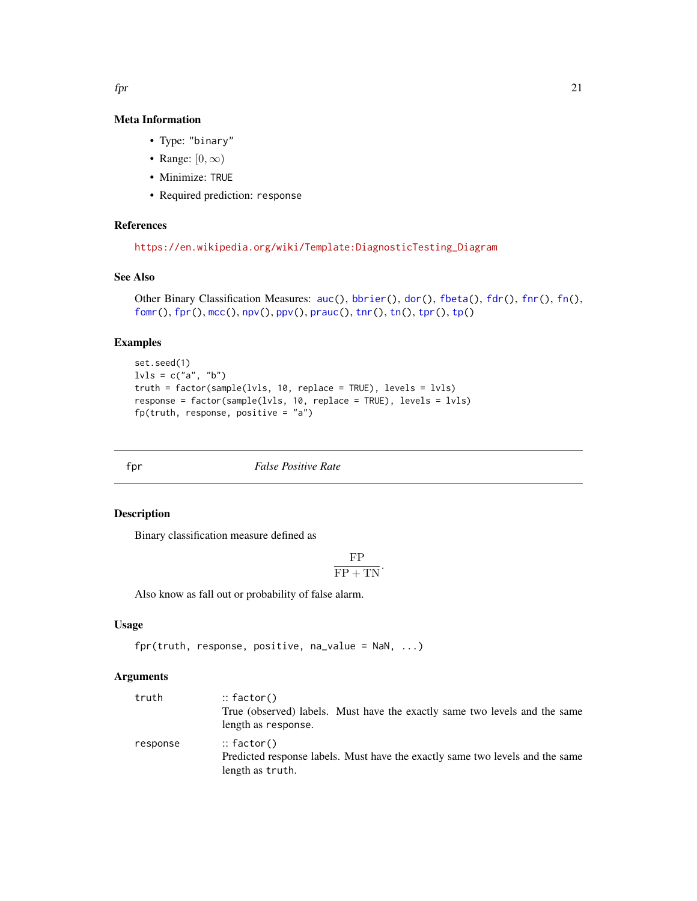### Meta Information

- Type: "binary"
- Range: $[0, \infty)$
- Minimize: TRUE
- Required prediction: response

### References

https://en.wikipedia.org/wiki/Template:DiagnosticTesting_Diagram

### See Also

Other Binary Classification Measures: auc(), bbrier(), dor(), fbeta(), fdr(), fnr(), fn(), fomr(), fpr(), mcc(), npv(), ppv(), prauc(), tnr(), tn(), tpr(), tp()

### Examples

```
set.seed(1)
lvls = c("a", "b")
truth = factor(sample(lvls, 10, replace = TRUE), levels = lvls)
response = factor(sample(lvls, 10, replace = TRUE), levels = lvls)
fp(truth, response, positive = "a")
```

---

## fpr — *False Positive Rate*

---

### Description

Binary classification measure defined as

$$\frac{\mathrm{FP}}{\mathrm{FP} + \mathrm{TN}}.$$

Also know as fall out or probability of false alarm.

### Usage

```
fpr(truth, response, positive, na_value = NaN, ...)
```

### Arguments

| | |
|---|---|
| truth | :: factor()<br>True (observed) labels. Must have the exactly same two levels and the same length as response. |
| response | :: factor()<br>Predicted response labels. Must have the exactly same two levels and the same length as truth. |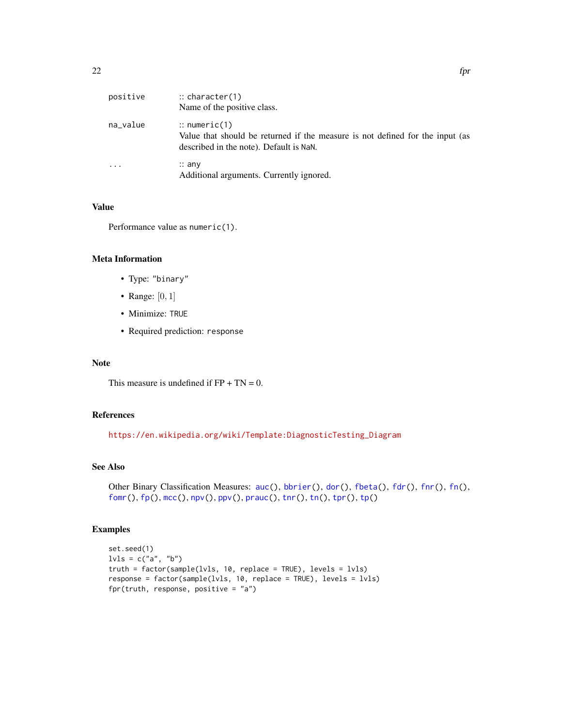| | |
|---|---|
| positive | :: character(1) <br> Name of the positive class. |
| na_value | :: numeric(1) <br> Value that should be returned if the measure is not defined for the input (as described in the note). Default is NaN. |
| ... | :: any <br> Additional arguments. Currently ignored. |

### Value

Performance value as numeric(1).

### Meta Information

- Type: "binary"
- Range: $[0, 1]$
- Minimize: TRUE
- Required prediction: response

### Note

This measure is undefined if FP + TN = 0.

### References

https://en.wikipedia.org/wiki/Template:DiagnosticTesting_Diagram

### See Also

Other Binary Classification Measures: auc(), bbrier(), dor(), fbeta(), fdr(), fnr(), fn(), fomr(), fp(), mcc(), npv(), ppv(), prauc(), tnr(), tn(), tpr(), tp()

### Examples

```
set.seed(1)
lvls = c("a", "b")
truth = factor(sample(lvls, 10, replace = TRUE), levels = lvls)
response = factor(sample(lvls, 10, replace = TRUE), levels = lvls)
fpr(truth, response, positive = "a")
```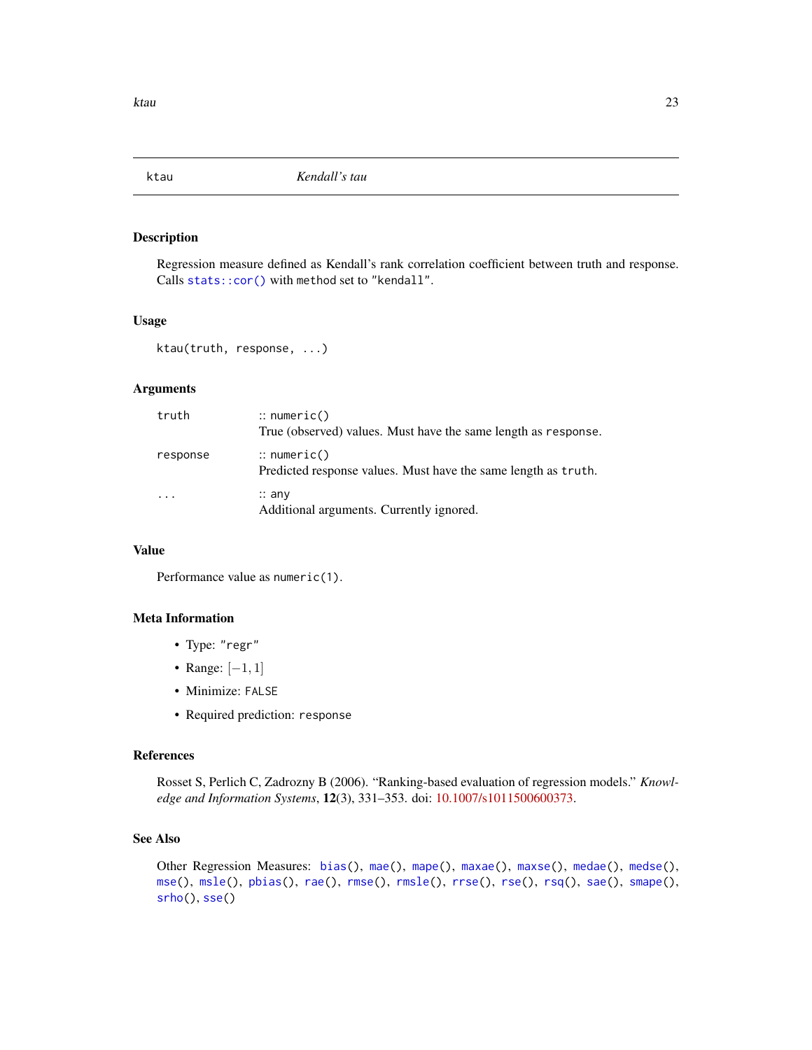# ktau *Kendall's tau*

## Description

Regression measure defined as Kendall's rank correlation coefficient between truth and response. Calls `stats::cor()` with `method` set to `"kendall"`.

## Usage

```
ktau(truth, response, ...)
```

## Arguments

| | |
|---|---|
| `truth` | :: `numeric()`<br>True (observed) values. Must have the same length as `response`. |
| `response` | :: `numeric()`<br>Predicted response values. Must have the same length as `truth`. |
| `...` | :: `any`<br>Additional arguments. Currently ignored. |

## Value

Performance value as `numeric(1)`.

## Meta Information

- Type: `"regr"`
- Range: $[-1, 1]$
- Minimize: `FALSE`
- Required prediction: `response`

## References

Rosset S, Perlich C, Zadrozny B (2006). "Ranking-based evaluation of regression models." *Knowledge and Information Systems*, **12**(3), 331–353. doi: 10.1007/s1011500600373.

## See Also

Other Regression Measures: `bias()`, `mae()`, `mape()`, `maxae()`, `maxse()`, `medae()`, `medse()`, `mse()`, `msle()`, `pbias()`, `rae()`, `rmse()`, `rmsle()`, `rrse()`, `rse()`, `rsq()`, `sae()`, `smape()`, `srho()`, `sse()`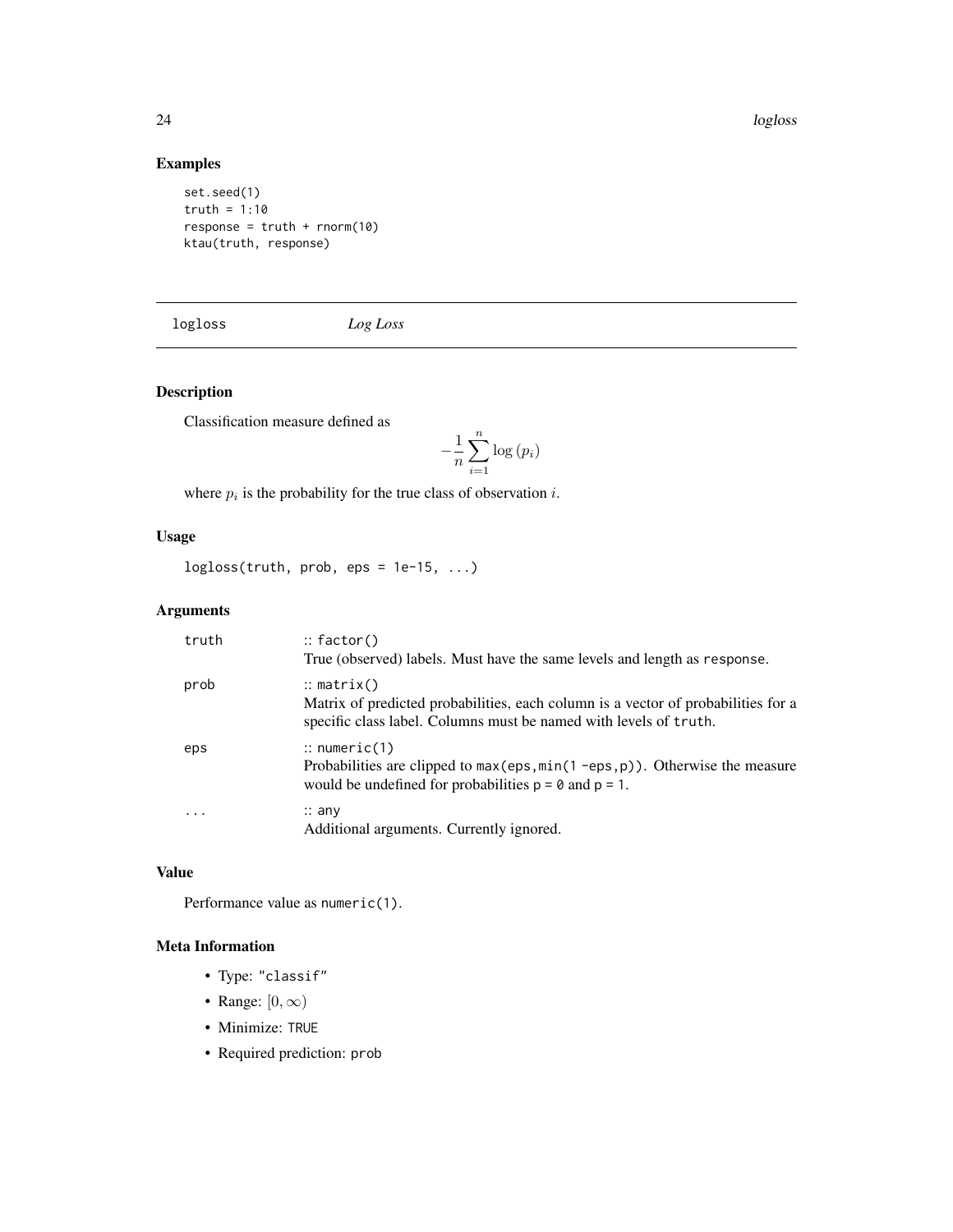## Examples

```
set.seed(1)
truth = 1:10
response = truth + rnorm(10)
ktau(truth, response)
```

---

# logloss *Log Loss*

---

## Description

Classification measure defined as

$$-\frac{1}{n}\sum_{i=1}^{n}\log\left(p_i\right)$$

where $p_i$ is the probability for the true class of observation $i$.

## Usage

```
logloss(truth, prob, eps = 1e-15, ...)
```

## Arguments

| | |
|---|---|
| truth | :: `factor()`<br>True (observed) labels. Must have the same levels and length as `response`. |
| prob | :: `matrix()`<br>Matrix of predicted probabilities, each column is a vector of probabilities for a specific class label. Columns must be named with levels of `truth`. |
| eps | :: `numeric(1)`<br>Probabilities are clipped to `max(eps,min(1 -eps,p))`. Otherwise the measure would be undefined for probabilities `p = 0` and `p = 1`. |
| ... | :: `any`<br>Additional arguments. Currently ignored. |

## Value

Performance value as `numeric(1)`.

## Meta Information

- Type: `"classif"`
- Range: $[0, \infty)$
- Minimize: `TRUE`
- Required prediction: `prob`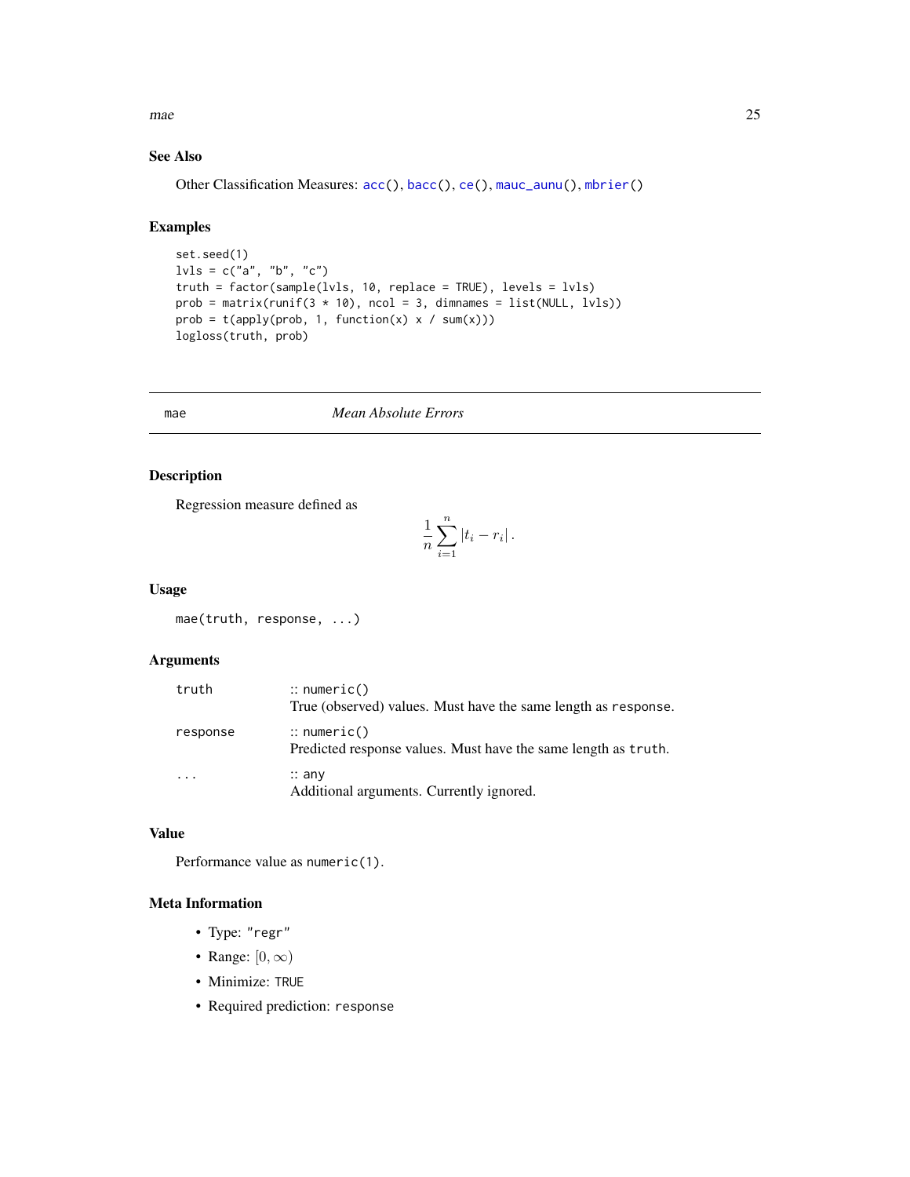### See Also

Other Classification Measures: acc(), bacc(), ce(), mauc_aunu(), mbrier()

### Examples

```
set.seed(1)
lvls = c("a", "b", "c")
truth = factor(sample(lvls, 10, replace = TRUE), levels = lvls)
prob = matrix(runif(3 * 10), ncol = 3, dimnames = list(NULL, lvls))
prob = t(apply(prob, 1, function(x) x / sum(x)))
logloss(truth, prob)
```

---

## mae *Mean Absolute Errors*

---

### Description

Regression measure defined as

$$\frac{1}{n} \sum_{i=1}^{n} |t_i - r_i| .$$

### Usage

```
mae(truth, response, ...)
```

### Arguments

| | |
|---|---|
| `truth` | :: `numeric()` <br> True (observed) values. Must have the same length as `response`. |
| `response` | :: `numeric()` <br> Predicted response values. Must have the same length as `truth`. |
| `...` | :: `any` <br> Additional arguments. Currently ignored. |

### Value

Performance value as `numeric(1)`.

### Meta Information

- Type: `"regr"`
- Range: $[0, \infty)$
- Minimize: `TRUE`
- Required prediction: `response`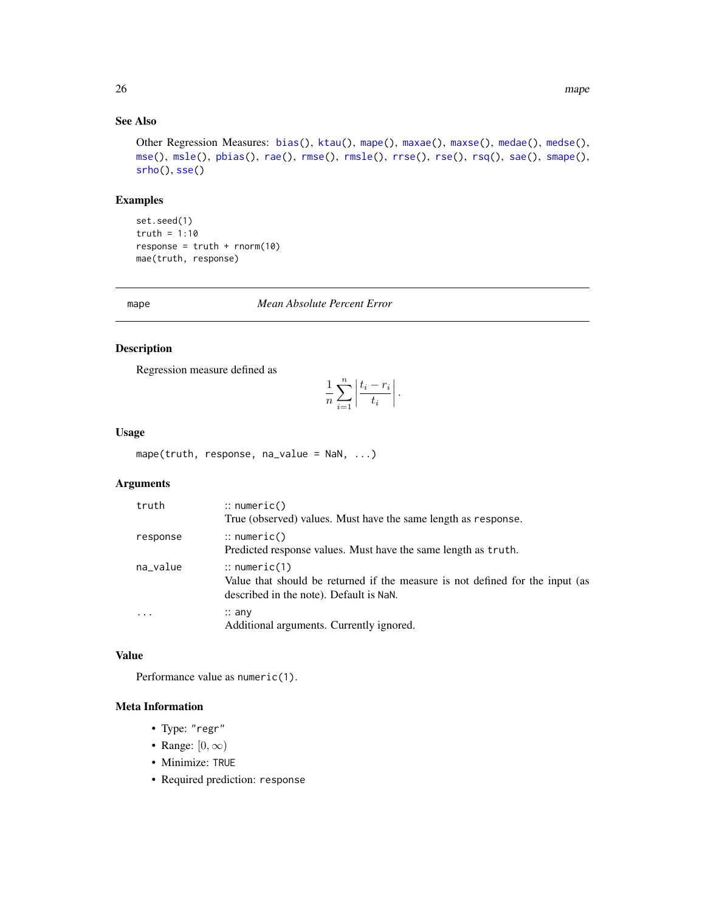### See Also

Other Regression Measures: bias(), ktau(), mape(), maxae(), maxse(), medae(), medse(), mse(), msle(), pbias(), rae(), rmse(), rmsle(), rrse(), rse(), rsq(), sae(), smape(), srho(), sse()

### Examples

```
set.seed(1)
truth = 1:10
response = truth + rnorm(10)
mae(truth, response)
```

---

## mape — *Mean Absolute Percent Error*

---

### Description

Regression measure defined as

$$\frac{1}{n} \sum_{i=1}^{n} \left| \frac{t_i - r_i}{t_i} \right|.$$

### Usage

```
mape(truth, response, na_value = NaN, ...)
```

### Arguments

| | |
|---|---|
| truth | :: numeric()<br>True (observed) values. Must have the same length as response. |
| response | :: numeric()<br>Predicted response values. Must have the same length as truth. |
| na_value | :: numeric(1)<br>Value that should be returned if the measure is not defined for the input (as described in the note). Default is NaN. |
| ... | :: any<br>Additional arguments. Currently ignored. |

### Value

Performance value as numeric(1).

### Meta Information

- Type: "regr"
- Range: $[0, \infty)$
- Minimize: TRUE
- Required prediction: response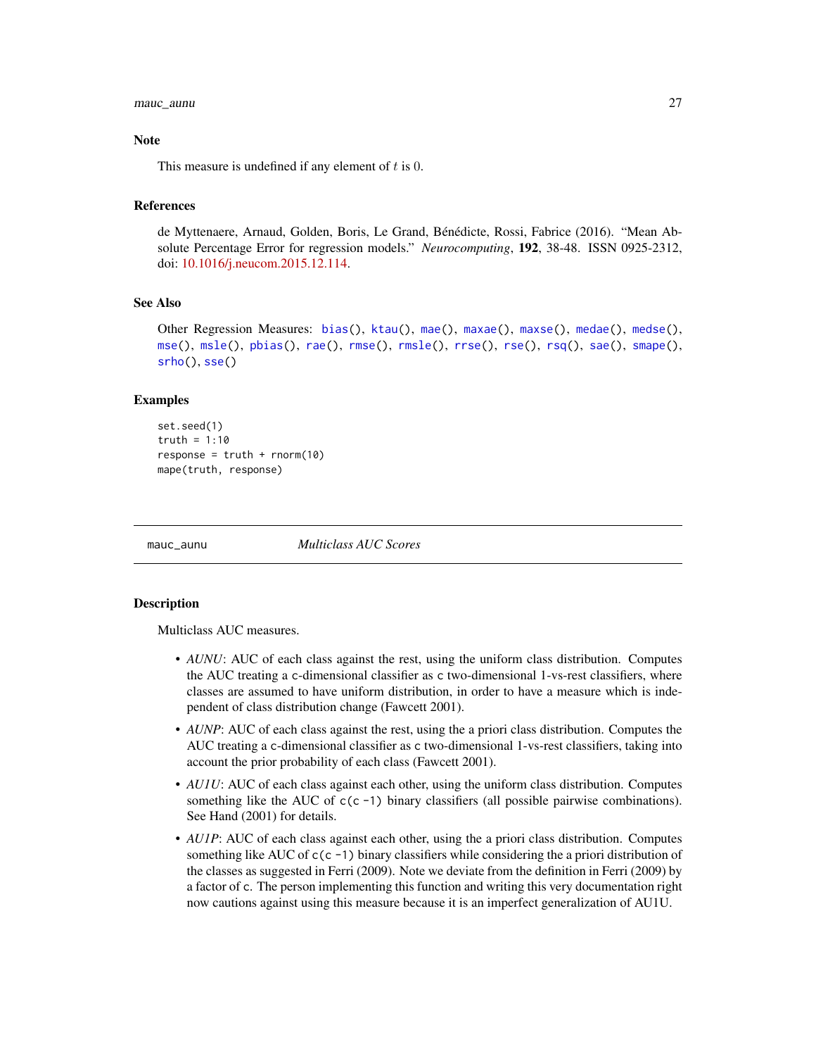### Note

This measure is undefined if any element of $t$ is $0$.

### References

de Myttenaere, Arnaud, Golden, Boris, Le Grand, Bénédicte, Rossi, Fabrice (2016). "Mean Absolute Percentage Error for regression models." *Neurocomputing*, **192**, 38-48. ISSN 0925-2312, doi: 10.1016/j.neucom.2015.12.114.

### See Also

Other Regression Measures: `bias()`, `ktau()`, `mae()`, `maxae()`, `maxse()`, `medae()`, `medse()`, `mse()`, `msle()`, `pbias()`, `rae()`, `rmse()`, `rmsle()`, `rrse()`, `rse()`, `rsq()`, `sae()`, `smape()`, `srho()`, `sse()`

### Examples

```
set.seed(1)
truth = 1:10
response = truth + rnorm(10)
mape(truth, response)
```

---

## mauc_aunu *Multiclass AUC Scores*

### Description

Multiclass AUC measures.

- *AUNU*: AUC of each class against the rest, using the uniform class distribution. Computes the AUC treating a `c`-dimensional classifier as `c` two-dimensional 1-vs-rest classifiers, where classes are assumed to have uniform distribution, in order to have a measure which is independent of class distribution change (Fawcett 2001).
- *AUNP*: AUC of each class against the rest, using the a priori class distribution. Computes the AUC treating a `c`-dimensional classifier as `c` two-dimensional 1-vs-rest classifiers, taking into account the prior probability of each class (Fawcett 2001).
- *AU1U*: AUC of each class against each other, using the uniform class distribution. Computes something like the AUC of `c(c -1)` binary classifiers (all possible pairwise combinations). See Hand (2001) for details.
- *AU1P*: AUC of each class against each other, using the a priori class distribution. Computes something like AUC of `c(c -1)` binary classifiers while considering the a priori distribution of the classes as suggested in Ferri (2009). Note we deviate from the definition in Ferri (2009) by a factor of `c`. The person implementing this function and writing this very documentation right now cautions against using this measure because it is an imperfect generalization of AU1U.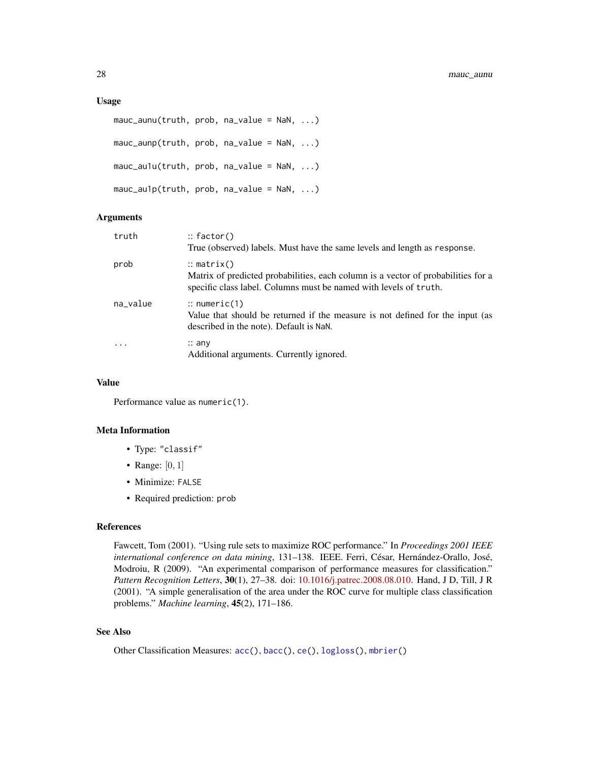### Usage

```
mauc_aunu(truth, prob, na_value = NaN, ...)

mauc_aunp(truth, prob, na_value = NaN, ...)

mauc_au1u(truth, prob, na_value = NaN, ...)

mauc_au1p(truth, prob, na_value = NaN, ...)
```

### Arguments

| | |
|---|---|
| `truth` | :: `factor()`<br>True (observed) labels. Must have the same levels and length as `response`. |
| `prob` | :: `matrix()`<br>Matrix of predicted probabilities, each column is a vector of probabilities for a specific class label. Columns must be named with levels of `truth`. |
| `na_value` | :: `numeric(1)`<br>Value that should be returned if the measure is not defined for the input (as described in the note). Default is `NaN`. |
| `...` | :: `any`<br>Additional arguments. Currently ignored. |

### Value

Performance value as `numeric(1)`.

### Meta Information

- Type: `"classif"`
- Range: $[0, 1]$
- Minimize: `FALSE`
- Required prediction: `prob`

### References

Fawcett, Tom (2001). "Using rule sets to maximize ROC performance." In *Proceedings 2001 IEEE international conference on data mining*, 131–138. IEEE. Ferri, César, Hernández-Orallo, José, Modroiu, R (2009). "An experimental comparison of performance measures for classification." *Pattern Recognition Letters*, **30**(1), 27–38. doi: 10.1016/j.patrec.2008.08.010. Hand, J D, Till, J R (2001). "A simple generalisation of the area under the ROC curve for multiple class classification problems." *Machine learning*, **45**(2), 171–186.

### See Also

Other Classification Measures: `acc()`, `bacc()`, `ce()`, `logloss()`, `mbrier()`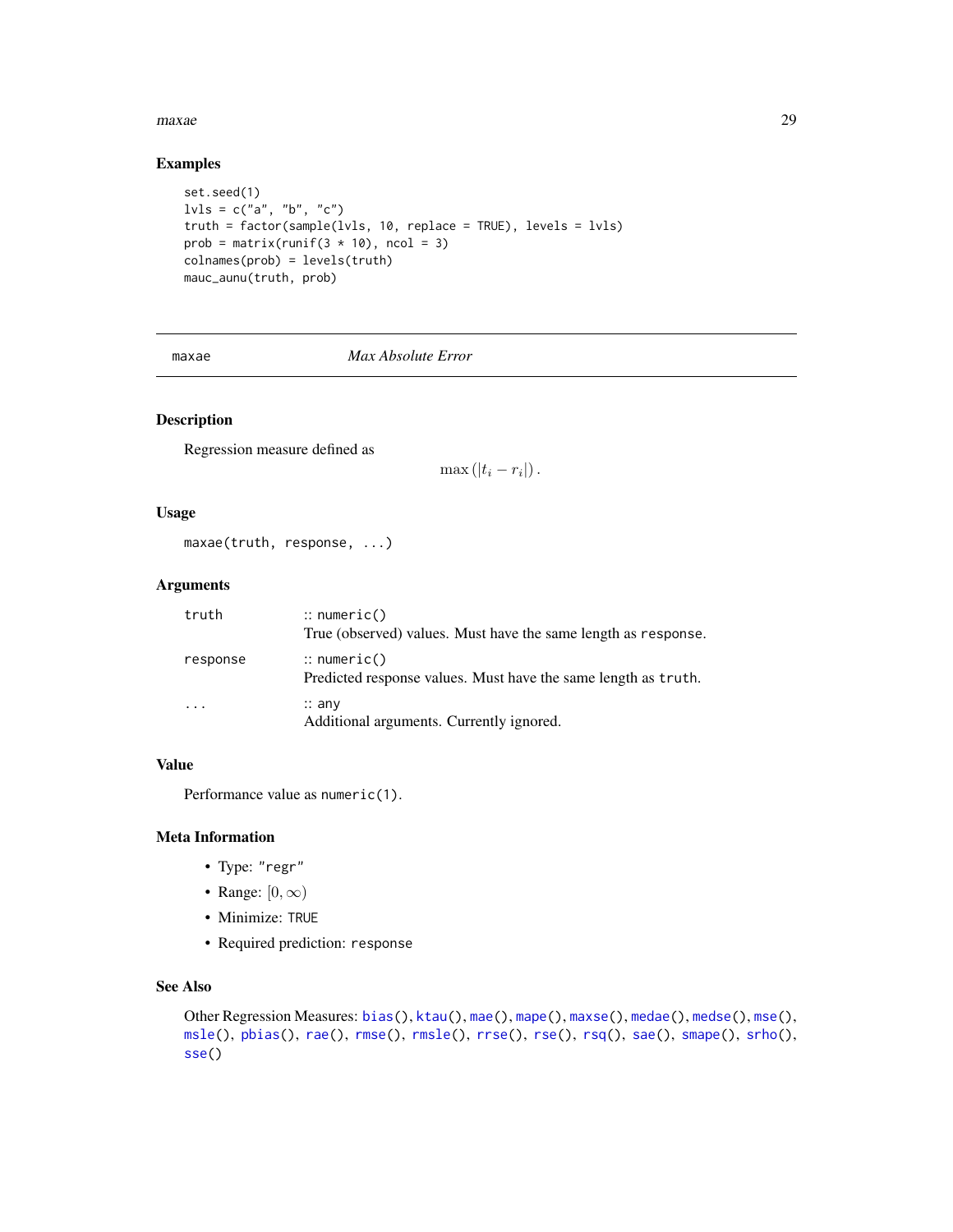### Examples

```
set.seed(1)
lvls = c("a", "b", "c")
truth = factor(sample(lvls, 10, replace = TRUE), levels = lvls)
prob = matrix(runif(3 * 10), ncol = 3)
colnames(prob) = levels(truth)
mauc_aunu(truth, prob)
```

---

## maxae *Max Absolute Error*

---

### Description

Regression measure defined as

$$\max\left(|t_i - r_i|\right).$$

### Usage

```
maxae(truth, response, ...)
```

### Arguments

| | |
|---|---|
| `truth` | :: `numeric()` <br> True (observed) values. Must have the same length as `response`. |
| `response` | :: `numeric()` <br> Predicted response values. Must have the same length as `truth`. |
| `...` | :: `any` <br> Additional arguments. Currently ignored. |

### Value

Performance value as `numeric(1)`.

### Meta Information

- Type: `"regr"`
- Range: $[0, \infty)$
- Minimize: `TRUE`
- Required prediction: `response`

### See Also

Other Regression Measures: `bias()`, `ktau()`, `mae()`, `mape()`, `maxse()`, `medae()`, `medse()`, `mse()`, `msle()`, `pbias()`, `rae()`, `rmse()`, `rmsle()`, `rrse()`, `rse()`, `rsq()`, `sae()`, `smape()`, `srho()`, `sse()`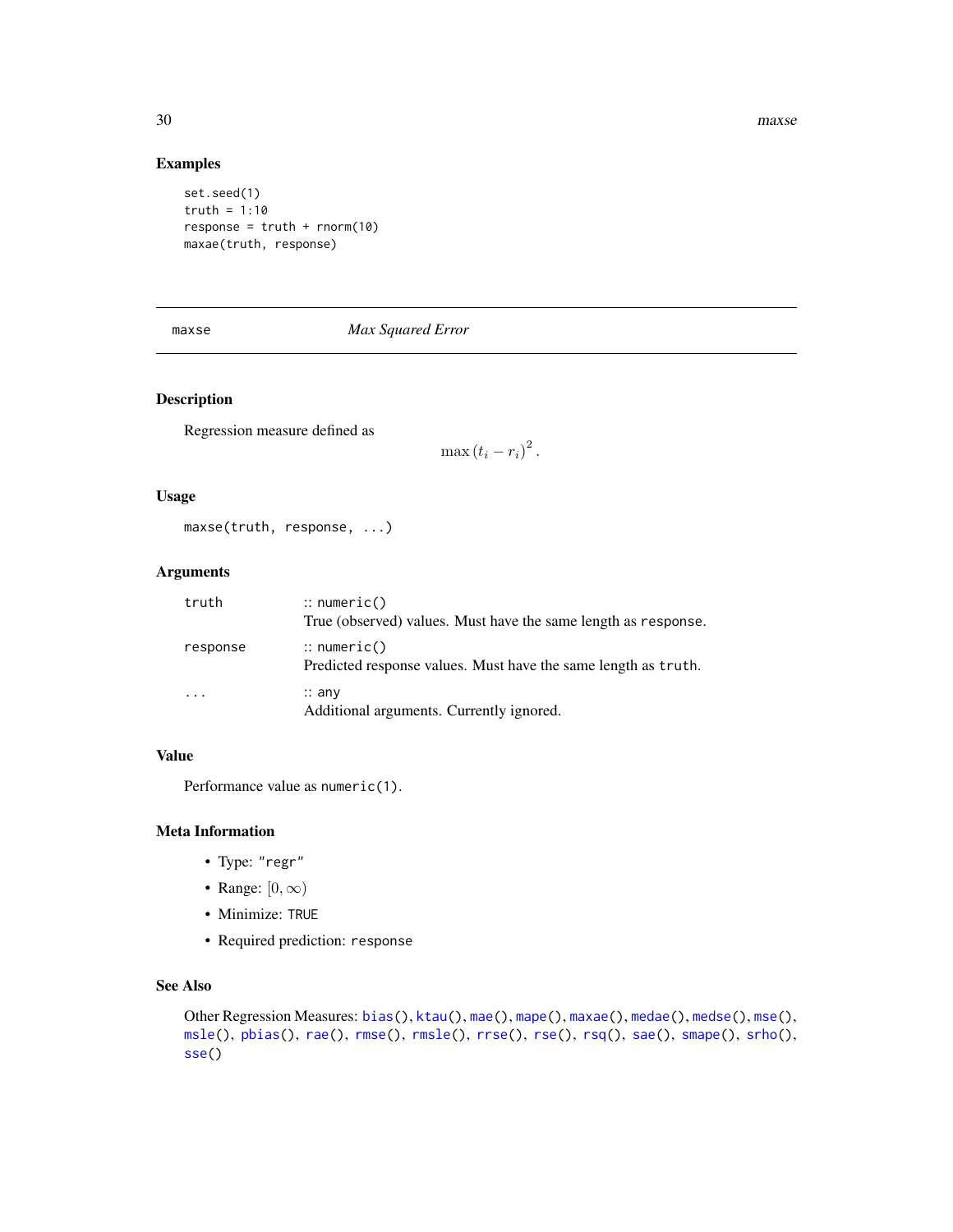### Examples

```
set.seed(1)
truth = 1:10
response = truth + rnorm(10)
maxae(truth, response)
```

---

## maxse — *Max Squared Error*

---

### Description

Regression measure defined as

$$\max \left(t_i - r_i\right)^2 .$$

### Usage

```
maxse(truth, response, ...)
```

### Arguments

| | |
|---|---|
| `truth` | :: `numeric()`<br>True (observed) values. Must have the same length as `response`. |
| `response` | :: `numeric()`<br>Predicted response values. Must have the same length as `truth`. |
| `...` | :: `any`<br>Additional arguments. Currently ignored. |

### Value

Performance value as `numeric(1)`.

### Meta Information

- Type: `"regr"`
- Range: $[0, \infty)$
- Minimize: `TRUE`
- Required prediction: `response`

### See Also

Other Regression Measures: `bias()`, `ktau()`, `mae()`, `mape()`, `maxae()`, `medae()`, `medse()`, `mse()`, `msle()`, `pbias()`, `rae()`, `rmse()`, `rmsle()`, `rrse()`, `rse()`, `rsq()`, `sae()`, `smape()`, `srho()`, `sse()`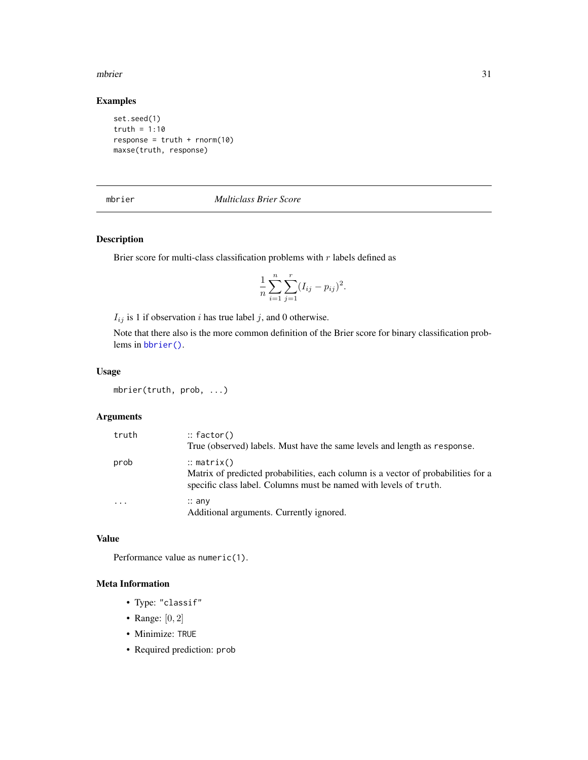### Examples

```
set.seed(1)
truth = 1:10
response = truth + rnorm(10)
maxse(truth, response)
```

---

## mbrier    *Multiclass Brier Score*

---

### Description

Brier score for multi-class classification problems with $r$ labels defined as

$$\frac{1}{n}\sum_{i=1}^{n}\sum_{j=1}^{r}(I_{ij} - p_{ij})^2.$$

$I_{ij}$ is 1 if observation $i$ has true label $j$, and 0 otherwise.

Note that there also is the more common definition of the Brier score for binary classification problems in `bbrier()`.

### Usage

```
mbrier(truth, prob, ...)
```

### Arguments

| | |
|---|---|
| truth | :: `factor()`<br>True (observed) labels. Must have the same levels and length as `response`. |
| prob | :: `matrix()`<br>Matrix of predicted probabilities, each column is a vector of probabilities for a specific class label. Columns must be named with levels of `truth`. |
| ... | :: `any`<br>Additional arguments. Currently ignored. |

### Value

Performance value as `numeric(1)`.

### Meta Information

- Type: `"classif"`
- Range: $[0, 2]$
- Minimize: `TRUE`
- Required prediction: `prob`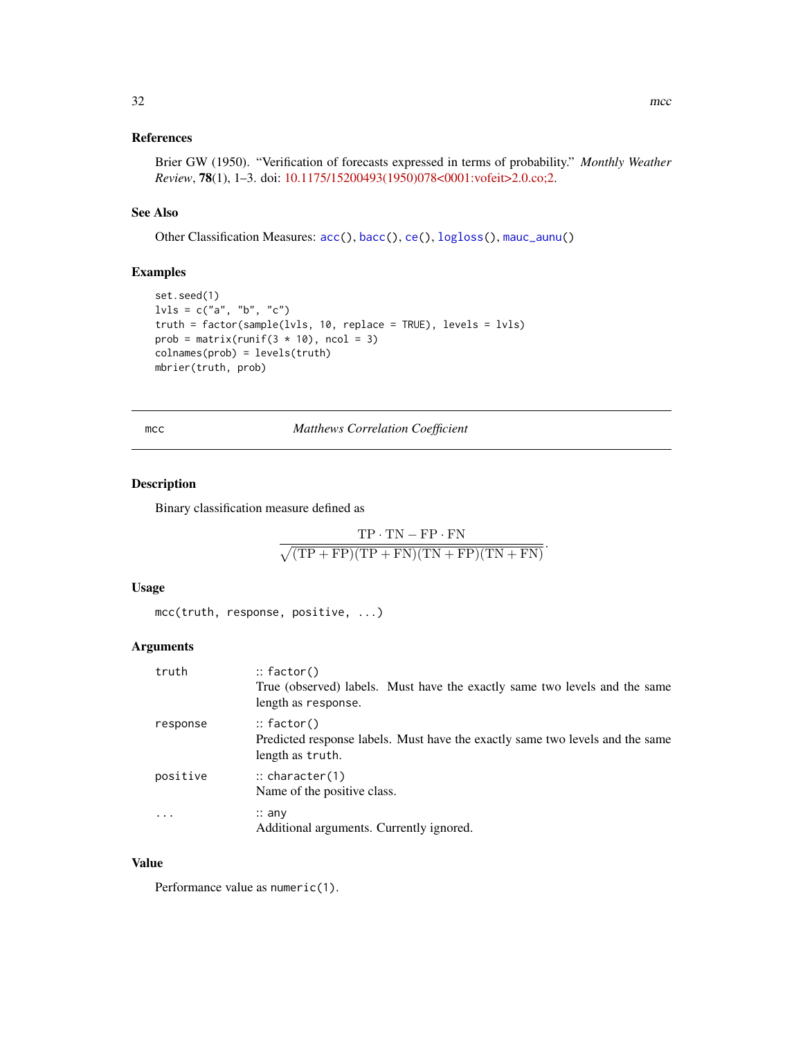### References

Brier GW (1950). "Verification of forecasts expressed in terms of probability." *Monthly Weather Review*, **78**(1), 1–3. doi: 10.1175/15200493(1950)078<0001:vofeit>2.0.co;2.

### See Also

Other Classification Measures: acc(), bacc(), ce(), logloss(), mauc_aunu()

### Examples

```
set.seed(1)
lvls = c("a", "b", "c")
truth = factor(sample(lvls, 10, replace = TRUE), levels = lvls)
prob = matrix(runif(3 * 10), ncol = 3)
colnames(prob) = levels(truth)
mbrier(truth, prob)
```

---

## mcc — *Matthews Correlation Coefficient*

---

### Description

Binary classification measure defined as

$$\frac{\mathrm{TP} \cdot \mathrm{TN} - \mathrm{FP} \cdot \mathrm{FN}}{\sqrt{(\mathrm{TP} + \mathrm{FP})(\mathrm{TP} + \mathrm{FN})(\mathrm{TN} + \mathrm{FP})(\mathrm{TN} + \mathrm{FN})}}.$$

### Usage

```
mcc(truth, response, positive, ...)
```

### Arguments

| | |
|---|---|
| truth | :: factor()<br>True (observed) labels. Must have the exactly same two levels and the same length as response. |
| response | :: factor()<br>Predicted response labels. Must have the exactly same two levels and the same length as truth. |
| positive | :: character(1)<br>Name of the positive class. |
| ... | :: any<br>Additional arguments. Currently ignored. |

### Value

Performance value as numeric(1).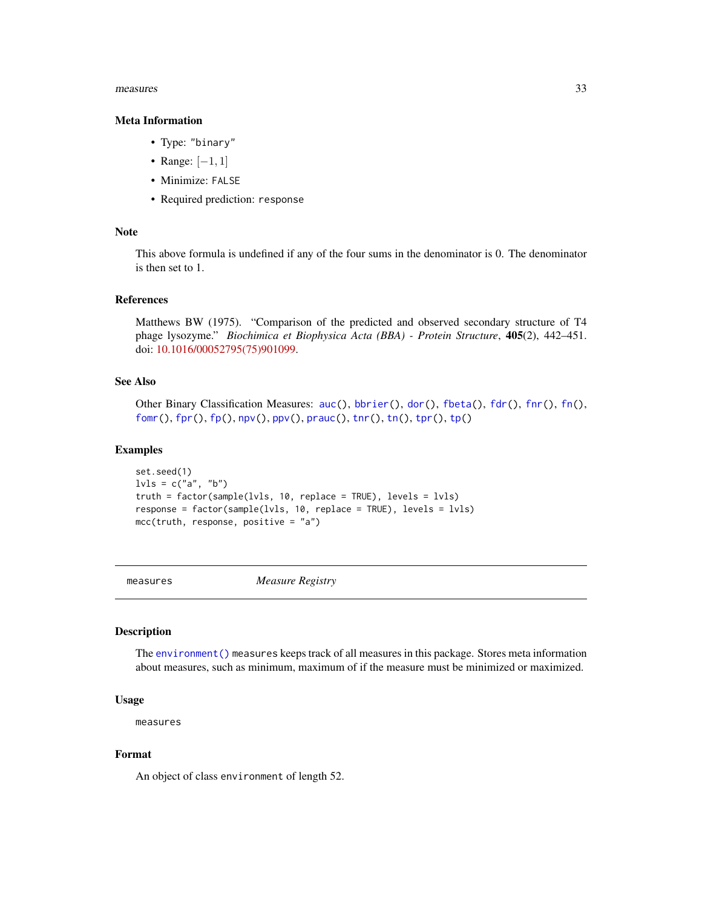### Meta Information

- Type: `"binary"`
- Range: $[-1, 1]$
- Minimize: `FALSE`
- Required prediction: `response`

### Note

This above formula is undefined if any of the four sums in the denominator is 0. The denominator is then set to 1.

### References

Matthews BW (1975). "Comparison of the predicted and observed secondary structure of T4 phage lysozyme." *Biochimica et Biophysica Acta (BBA) - Protein Structure*, **405**(2), 442–451. doi: 10.1016/00052795(75)901099.

### See Also

Other Binary Classification Measures: `auc()`, `bbrier()`, `dor()`, `fbeta()`, `fdr()`, `fnr()`, `fn()`, `fomr()`, `fpr()`, `fp()`, `npv()`, `ppv()`, `prauc()`, `tnr()`, `tn()`, `tpr()`, `tp()`

### Examples

```
set.seed(1)
lvls = c("a", "b")
truth = factor(sample(lvls, 10, replace = TRUE), levels = lvls)
response = factor(sample(lvls, 10, replace = TRUE), levels = lvls)
mcc(truth, response, positive = "a")
```

---

## measures — *Measure Registry*

### Description

The `environment()` `measures` keeps track of all measures in this package. Stores meta information about measures, such as minimum, maximum of if the measure must be minimized or maximized.

### Usage

```
measures
```

### Format

An object of class `environment` of length 52.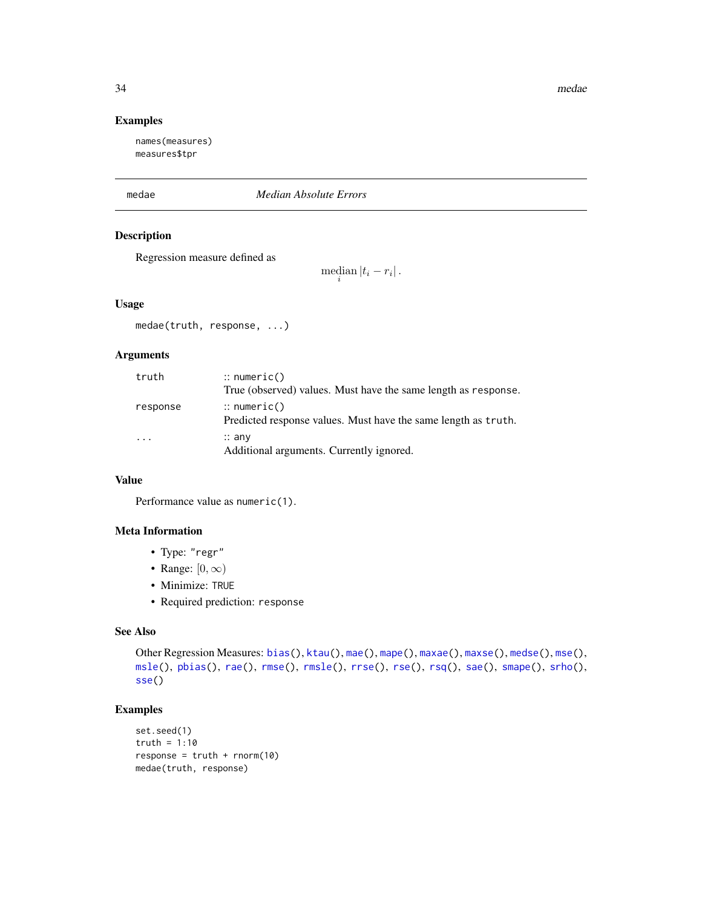### Examples

```
names(measures)
measures$tpr
```

## medae — *Median Absolute Errors*

### Description

Regression measure defined as

$$\operatorname*{median}_i |t_i - r_i| .$$

### Usage

```
medae(truth, response, ...)
```

### Arguments

| | |
|---|---|
| `truth` | :: `numeric()` <br> True (observed) values. Must have the same length as `response`. |
| `response` | :: `numeric()` <br> Predicted response values. Must have the same length as `truth`. |
| `...` | :: `any` <br> Additional arguments. Currently ignored. |

### Value

Performance value as `numeric(1)`.

### Meta Information

- Type: `"regr"`
- Range: $[0, \infty)$
- Minimize: `TRUE`
- Required prediction: `response`

### See Also

Other Regression Measures: `bias()`, `ktau()`, `mae()`, `mape()`, `maxae()`, `maxse()`, `medse()`, `mse()`, `msle()`, `pbias()`, `rae()`, `rmse()`, `rmsle()`, `rrse()`, `rse()`, `rsq()`, `sae()`, `smape()`, `srho()`, `sse()`

### Examples

```
set.seed(1)
truth = 1:10
response = truth + rnorm(10)
medae(truth, response)
```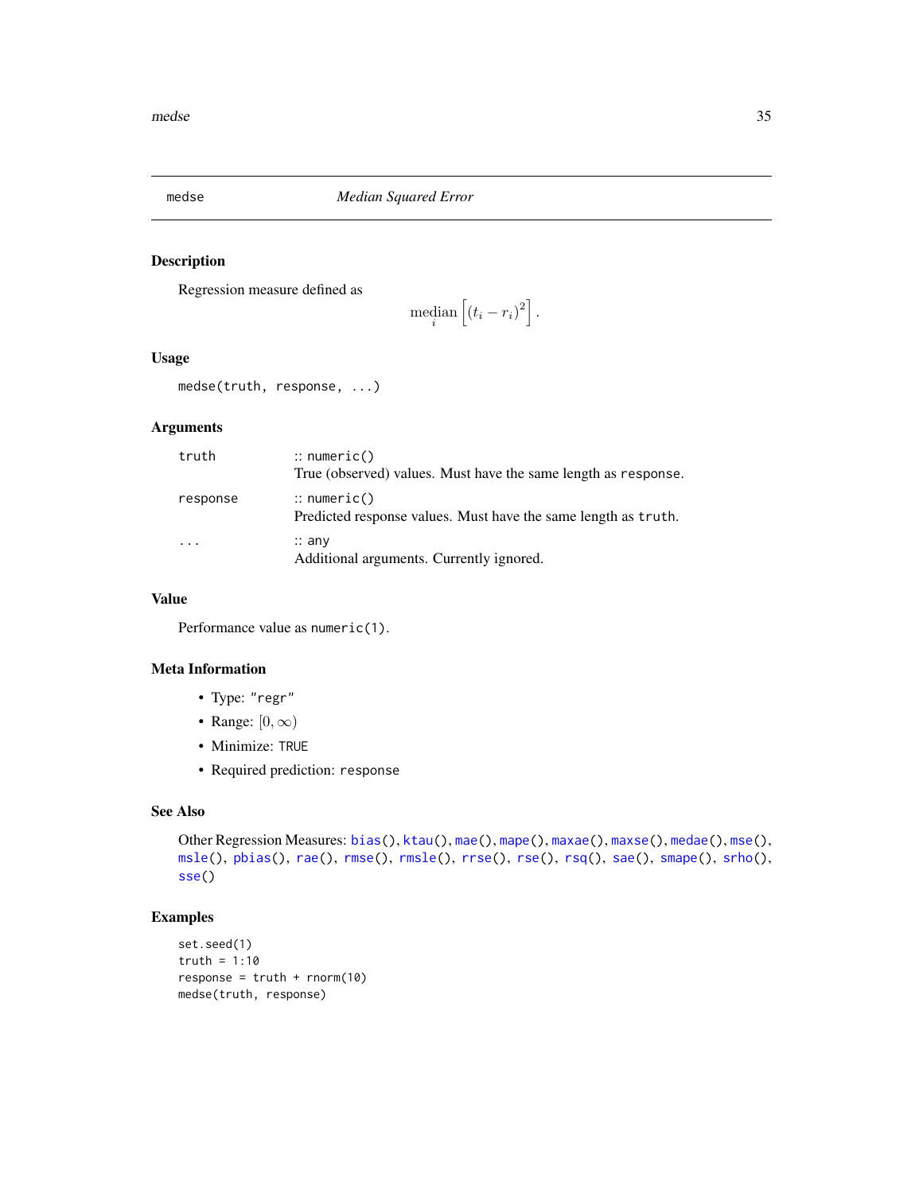# medse — *Median Squared Error*

## Description

Regression measure defined as

$$\operatorname*{median}_i \left[ (t_i - r_i)^2 \right].$$

## Usage

```
medse(truth, response, ...)
```

## Arguments

| | |
|---|---|
| `truth` | :: `numeric()`<br>True (observed) values. Must have the same length as `response`. |
| `response` | :: `numeric()`<br>Predicted response values. Must have the same length as `truth`. |
| `...` | :: `any`<br>Additional arguments. Currently ignored. |

## Value

Performance value as `numeric(1)`.

## Meta Information

- Type: `"regr"`
- Range: $[0, \infty)$
- Minimize: `TRUE`
- Required prediction: `response`

## See Also

Other Regression Measures: `bias()`, `ktau()`, `mae()`, `mape()`, `maxae()`, `maxse()`, `medae()`, `mse()`, `msle()`, `pbias()`, `rae()`, `rmse()`, `rmsle()`, `rrse()`, `rse()`, `rsq()`, `sae()`, `smape()`, `srho()`, `sse()`

## Examples

```
set.seed(1)
truth = 1:10
response = truth + rnorm(10)
medse(truth, response)
```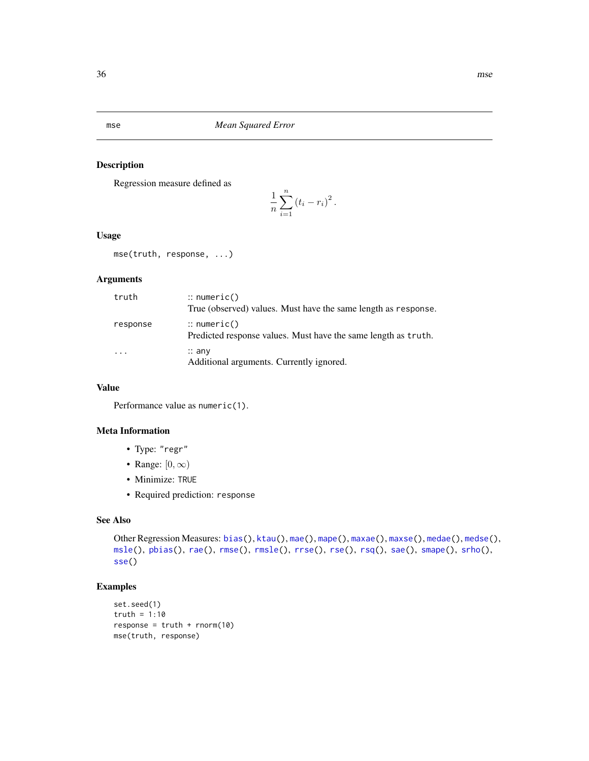# mse — *Mean Squared Error*

## Description

Regression measure defined as

$$\frac{1}{n} \sum_{i=1}^{n} \left( t_i - r_i \right)^2 .$$

## Usage

```
mse(truth, response, ...)
```

## Arguments

| | |
|---|---|
| `truth` | :: `numeric()` <br> True (observed) values. Must have the same length as `response`. |
| `response` | :: `numeric()` <br> Predicted response values. Must have the same length as `truth`. |
| `...` | :: `any` <br> Additional arguments. Currently ignored. |

## Value

Performance value as `numeric(1)`.

## Meta Information

- Type: `"regr"`
- Range: $[0, \infty)$
- Minimize: `TRUE`
- Required prediction: `response`

## See Also

Other Regression Measures: `bias()`, `ktau()`, `mae()`, `mape()`, `maxae()`, `maxse()`, `medae()`, `medse()`, `msle()`, `pbias()`, `rae()`, `rmse()`, `rmsle()`, `rrse()`, `rse()`, `rsq()`, `sae()`, `smape()`, `srho()`, `sse()`

## Examples

```
set.seed(1)
truth = 1:10
response = truth + rnorm(10)
mse(truth, response)
```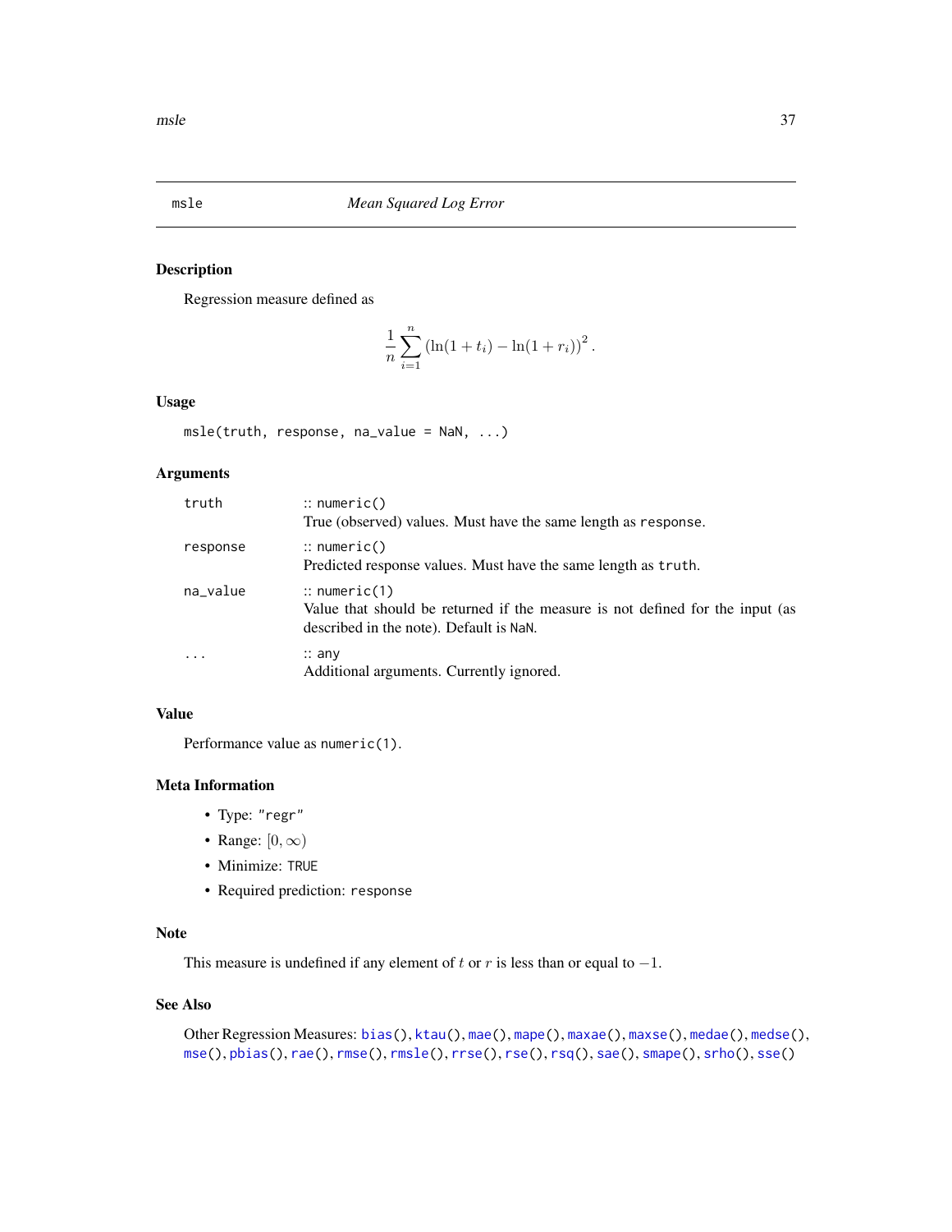## msle — *Mean Squared Log Error*

### Description

Regression measure defined as

$$\frac{1}{n} \sum_{i=1}^{n} \left( \ln(1 + t_i) - \ln(1 + r_i) \right)^2 .$$

### Usage

```
msle(truth, response, na_value = NaN, ...)
```

### Arguments

| | |
|---|---|
| `truth` | :: `numeric()` <br> True (observed) values. Must have the same length as `response`. |
| `response` | :: `numeric()` <br> Predicted response values. Must have the same length as `truth`. |
| `na_value` | :: `numeric(1)` <br> Value that should be returned if the measure is not defined for the input (as described in the note). Default is `NaN`. |
| `...` | :: `any` <br> Additional arguments. Currently ignored. |

### Value

Performance value as `numeric(1)`.

### Meta Information

- Type: `"regr"`
- Range: $[0, \infty)$
- Minimize: `TRUE`
- Required prediction: `response`

### Note

This measure is undefined if any element of $t$ or $r$ is less than or equal to $-1$.

### See Also

Other Regression Measures: `bias()`, `ktau()`, `mae()`, `mape()`, `maxae()`, `maxse()`, `medae()`, `medse()`, `mse()`, `pbias()`, `rae()`, `rmse()`, `rmsle()`, `rrse()`, `rse()`, `rsq()`, `sae()`, `smape()`, `srho()`, `sse()`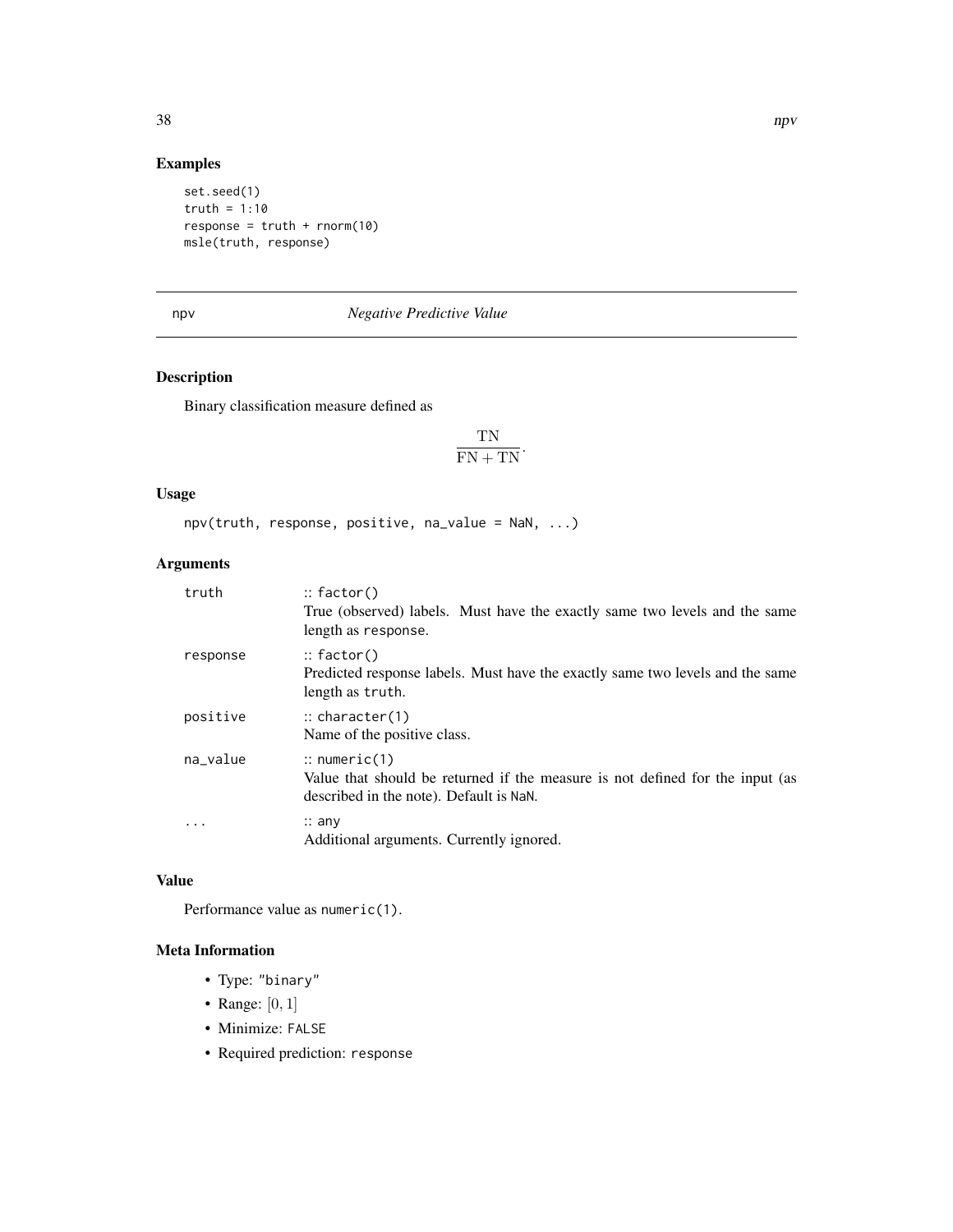## Examples

```
set.seed(1)
truth = 1:10
response = truth + rnorm(10)
msle(truth, response)
```

---

# npv — *Negative Predictive Value*

## Description

Binary classification measure defined as

$$\frac{\mathrm{TN}}{\mathrm{FN} + \mathrm{TN}}.$$

## Usage

```
npv(truth, response, positive, na_value = NaN, ...)
```

## Arguments

| | |
|---|---|
| `truth` | :: `factor()` <br> True (observed) labels. Must have the exactly same two levels and the same length as `response`. |
| `response` | :: `factor()` <br> Predicted response labels. Must have the exactly same two levels and the same length as `truth`. |
| `positive` | :: `character(1)` <br> Name of the positive class. |
| `na_value` | :: `numeric(1)` <br> Value that should be returned if the measure is not defined for the input (as described in the note). Default is `NaN`. |
| `...` | :: `any` <br> Additional arguments. Currently ignored. |

## Value

Performance value as `numeric(1)`.

## Meta Information

- Type: `"binary"`
- Range: $[0, 1]$
- Minimize: `FALSE`
- Required prediction: `response`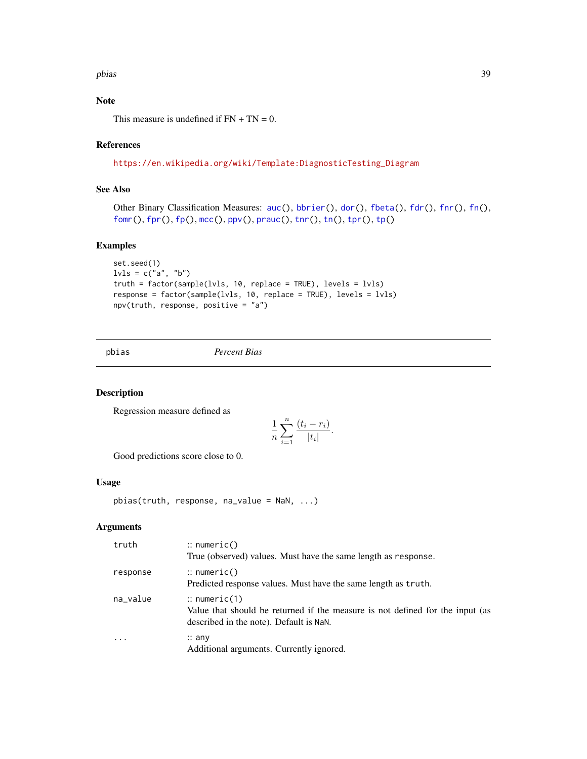### Note

This measure is undefined if FN + TN = 0.

### References

https://en.wikipedia.org/wiki/Template:DiagnosticTesting_Diagram

### See Also

Other Binary Classification Measures: auc(), bbrier(), dor(), fbeta(), fdr(), fnr(), fn(), fomr(), fpr(), fp(), mcc(), ppv(), prauc(), tnr(), tn(), tpr(), tp()

### Examples

```
set.seed(1)
lvls = c("a", "b")
truth = factor(sample(lvls, 10, replace = TRUE), levels = lvls)
response = factor(sample(lvls, 10, replace = TRUE), levels = lvls)
npv(truth, response, positive = "a")
```

---

## pbias — *Percent Bias*

---

### Description

Regression measure defined as

$$\frac{1}{n} \sum_{i=1}^{n} \frac{(t_i - r_i)}{|t_i|}.$$

Good predictions score close to 0.

### Usage

```
pbias(truth, response, na_value = NaN, ...)
```

### Arguments

| | |
|---|---|
| truth | :: `numeric()`<br>True (observed) values. Must have the same length as `response`. |
| response | :: `numeric()`<br>Predicted response values. Must have the same length as `truth`. |
| na_value | :: `numeric(1)`<br>Value that should be returned if the measure is not defined for the input (as described in the note). Default is `NaN`. |
| ... | :: `any`<br>Additional arguments. Currently ignored. |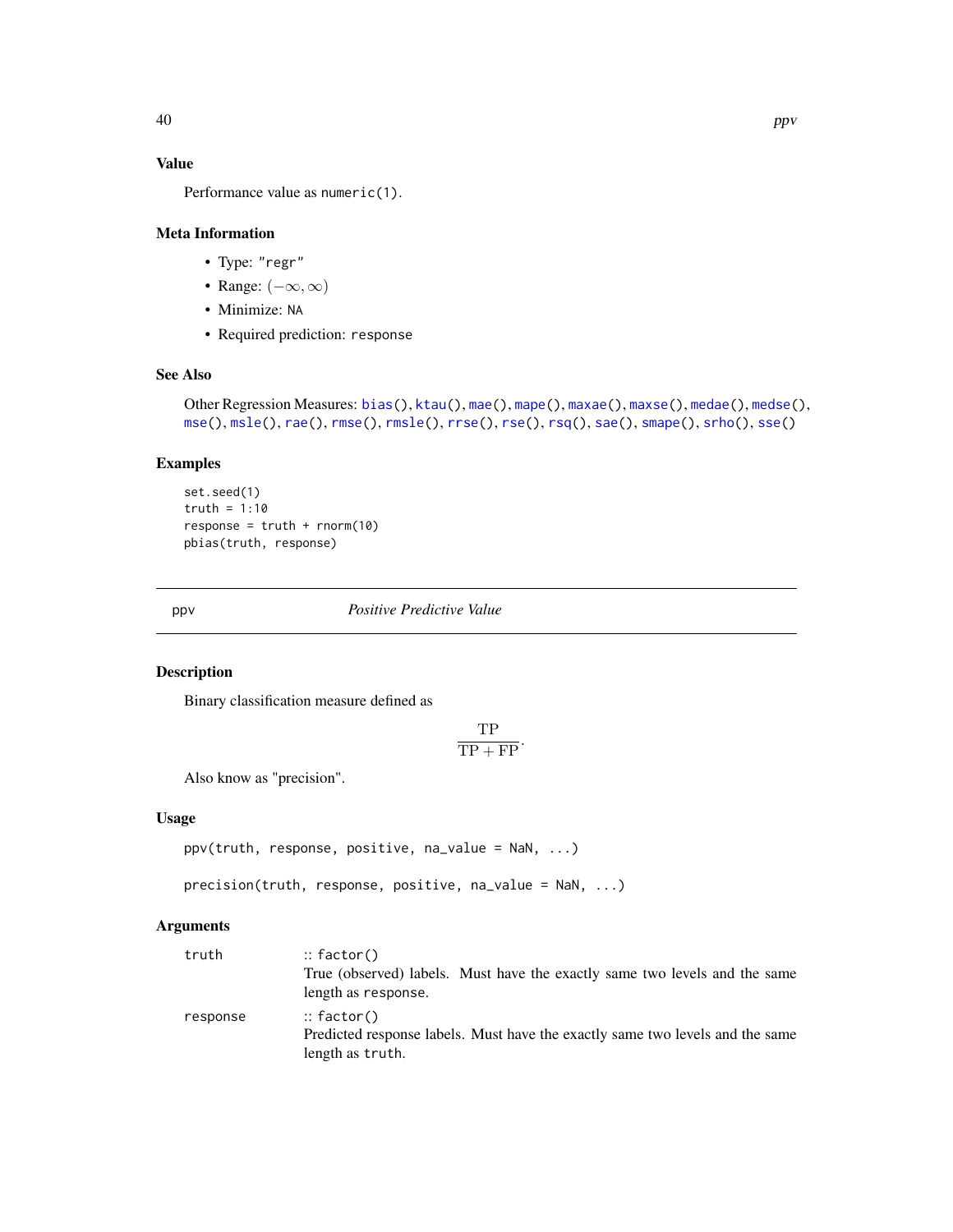### Value

Performance value as `numeric(1)`.

### Meta Information

- Type: `"regr"`
- Range: $(-\infty, \infty)$
- Minimize: `NA`
- Required prediction: `response`

### See Also

Other Regression Measures: `bias()`, `ktau()`, `mae()`, `mape()`, `maxae()`, `maxse()`, `medae()`, `medse()`, `mse()`, `msle()`, `rae()`, `rmse()`, `rmsle()`, `rrse()`, `rse()`, `rsq()`, `sae()`, `smape()`, `srho()`, `sse()`

### Examples

```
set.seed(1)
truth = 1:10
response = truth + rnorm(10)
pbias(truth, response)
```

---

## ppv — *Positive Predictive Value*

---

### Description

Binary classification measure defined as

$$\frac{\mathrm{TP}}{\mathrm{TP} + \mathrm{FP}}.$$

Also know as "precision".

### Usage

```
ppv(truth, response, positive, na_value = NaN, ...)

precision(truth, response, positive, na_value = NaN, ...)
```

### Arguments

| | |
|---|---|
| `truth` | :: `factor()`<br>True (observed) labels. Must have the exactly same two levels and the same length as `response`. |
| `response` | :: `factor()`<br>Predicted response labels. Must have the exactly same two levels and the same length as `truth`. |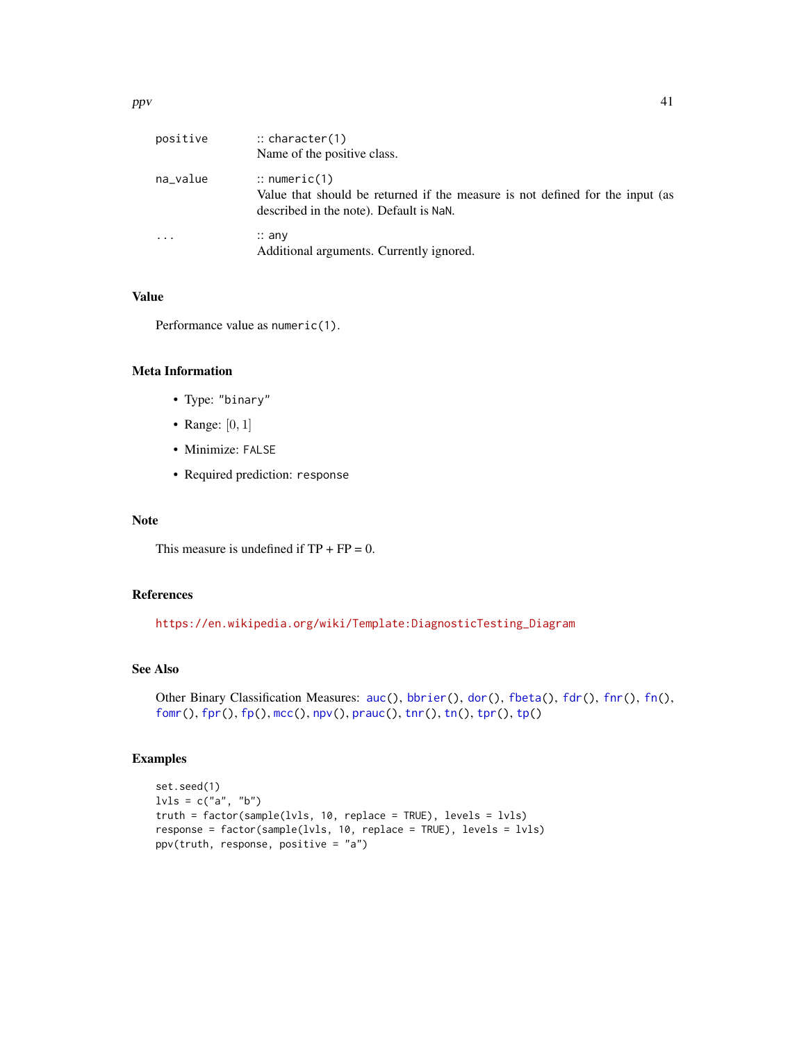| | |
|---|---|
| positive | :: character(1)<br>Name of the positive class. |
| na_value | :: numeric(1)<br>Value that should be returned if the measure is not defined for the input (as described in the note). Default is NaN. |
| ... | :: any<br>Additional arguments. Currently ignored. |

## Value

Performance value as numeric(1).

## Meta Information

- Type: "binary"
- Range: $[0, 1]$
- Minimize: FALSE
- Required prediction: response

## Note

This measure is undefined if TP + FP = 0.

## References

https://en.wikipedia.org/wiki/Template:DiagnosticTesting_Diagram

## See Also

Other Binary Classification Measures: auc(), bbrier(), dor(), fbeta(), fdr(), fnr(), fn(), fomr(), fpr(), fp(), mcc(), npv(), prauc(), tnr(), tn(), tpr(), tp()

## Examples

```
set.seed(1)
lvls = c("a", "b")
truth = factor(sample(lvls, 10, replace = TRUE), levels = lvls)
response = factor(sample(lvls, 10, replace = TRUE), levels = lvls)
ppv(truth, response, positive = "a")
```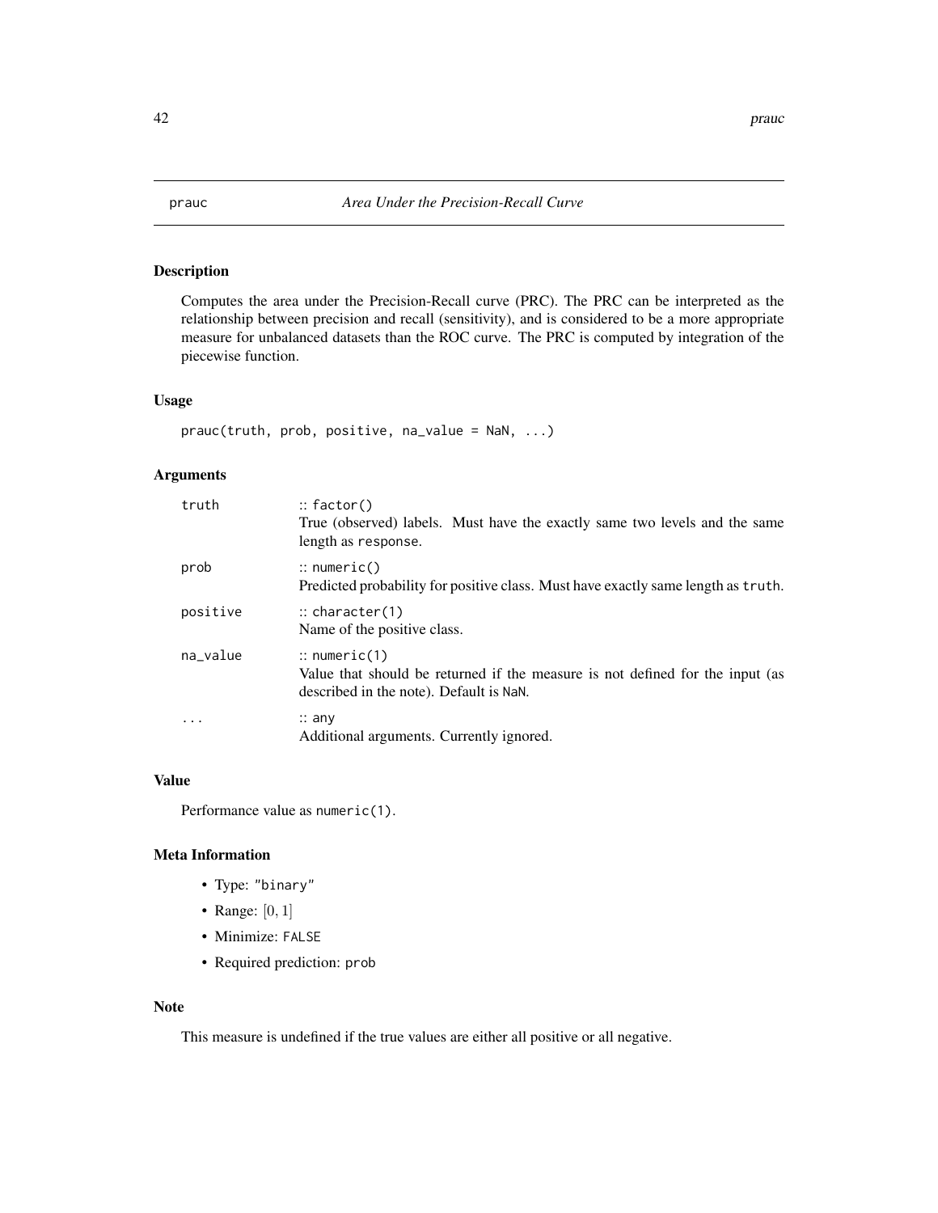# prauc *Area Under the Precision-Recall Curve*

## Description

Computes the area under the Precision-Recall curve (PRC). The PRC can be interpreted as the relationship between precision and recall (sensitivity), and is considered to be a more appropriate measure for unbalanced datasets than the ROC curve. The PRC is computed by integration of the piecewise function.

## Usage

```
prauc(truth, prob, positive, na_value = NaN, ...)
```

## Arguments

| | |
|---|---|
| `truth` | :: `factor()`<br>True (observed) labels. Must have the exactly same two levels and the same length as `response`. |
| `prob` | :: `numeric()`<br>Predicted probability for positive class. Must have exactly same length as `truth`. |
| `positive` | :: `character(1)`<br>Name of the positive class. |
| `na_value` | :: `numeric(1)`<br>Value that should be returned if the measure is not defined for the input (as described in the note). Default is `NaN`. |
| `...` | :: `any`<br>Additional arguments. Currently ignored. |

## Value

Performance value as `numeric(1)`.

## Meta Information

- Type: `"binary"`
- Range: $[0, 1]$
- Minimize: `FALSE`
- Required prediction: `prob`

## Note

This measure is undefined if the true values are either all positive or all negative.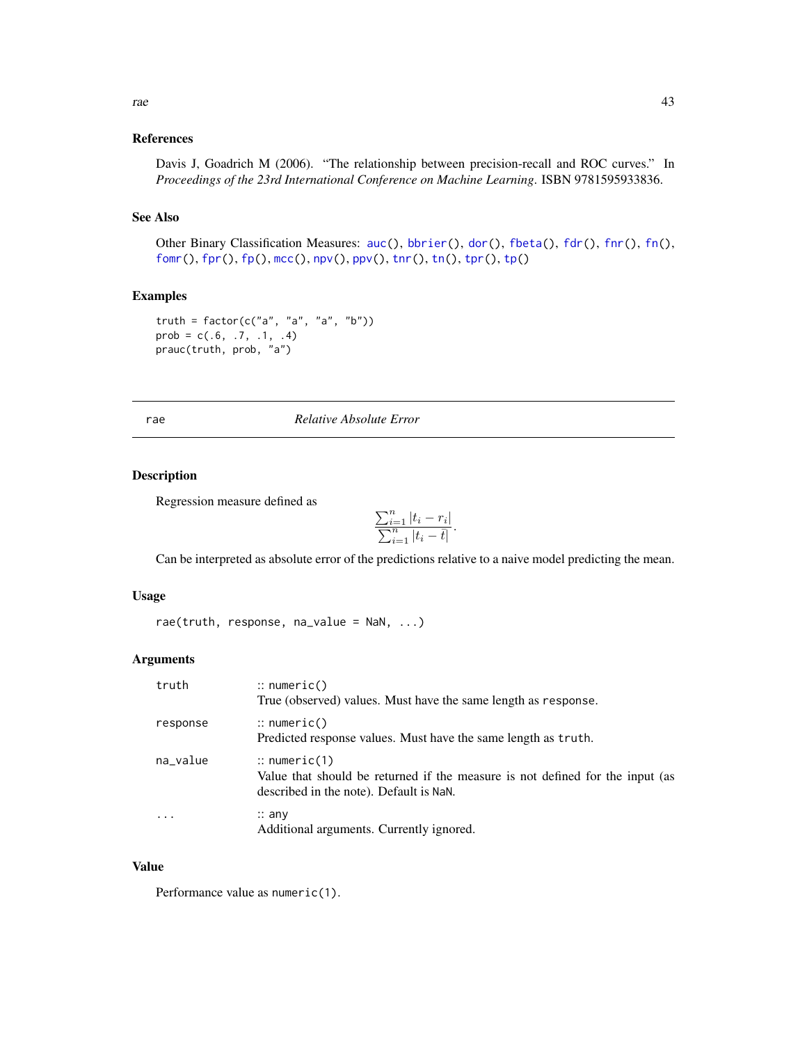### References

Davis J, Goadrich M (2006). "The relationship between precision-recall and ROC curves." In *Proceedings of the 23rd International Conference on Machine Learning*. ISBN 9781595933836.

### See Also

Other Binary Classification Measures: auc(), bbrier(), dor(), fbeta(), fdr(), fnr(), fn(), fomr(), fpr(), fp(), mcc(), npv(), ppv(), tnr(), tn(), tpr(), tp()

### Examples

```
truth = factor(c("a", "a", "a", "b"))
prob = c(.6, .7, .1, .4)
prauc(truth, prob, "a")
```

---

## rae — *Relative Absolute Error*

### Description

Regression measure defined as

$$\frac{\sum_{i=1}^{n} |t_i - r_i|}{\sum_{i=1}^{n} |t_i - \bar{t}|}.$$

Can be interpreted as absolute error of the predictions relative to a naive model predicting the mean.

### Usage

```
rae(truth, response, na_value = NaN, ...)
```

### Arguments

| | |
|---|---|
| truth | :: numeric()<br>True (observed) values. Must have the same length as response. |
| response | :: numeric()<br>Predicted response values. Must have the same length as truth. |
| na_value | :: numeric(1)<br>Value that should be returned if the measure is not defined for the input (as described in the note). Default is NaN. |
| ... | :: any<br>Additional arguments. Currently ignored. |

### Value

Performance value as numeric(1).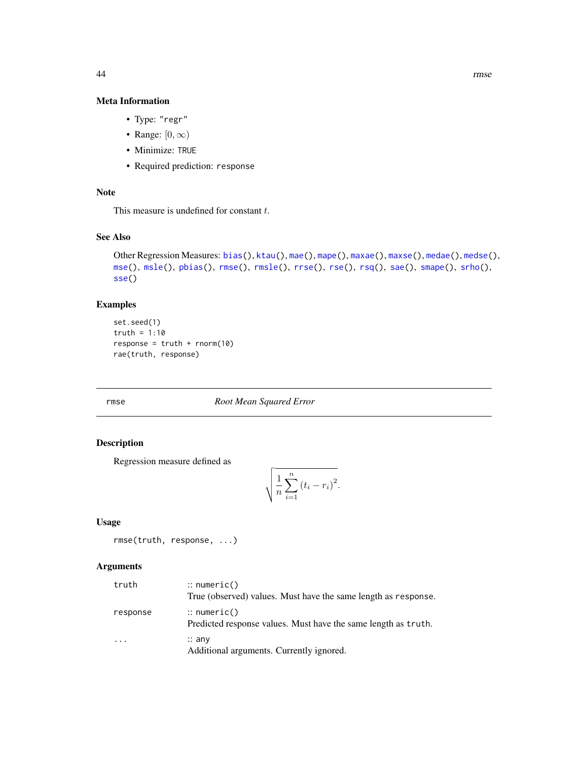### Meta Information

- Type: "regr"
- Range: $[0, \infty)$
- Minimize: TRUE
- Required prediction: response

### Note

This measure is undefined for constant $t$.

### See Also

Other Regression Measures: bias(), ktau(), mae(), mape(), maxae(), maxse(), medae(), medse(), mse(), msle(), pbias(), rmse(), rmsle(), rrse(), rse(), rsq(), sae(), smape(), srho(), sse()

### Examples

```
set.seed(1)
truth = 1:10
response = truth + rnorm(10)
rae(truth, response)
```

---

## rmse — *Root Mean Squared Error*

---

### Description

Regression measure defined as

$$\sqrt{\frac{1}{n} \sum_{i=1}^{n} \left(t_i - r_i\right)^2}.$$

### Usage

```
rmse(truth, response, ...)
```

### Arguments

| | |
|---|---|
| truth | :: numeric()<br>True (observed) values. Must have the same length as response. |
| response | :: numeric()<br>Predicted response values. Must have the same length as truth. |
| ... | :: any<br>Additional arguments. Currently ignored. |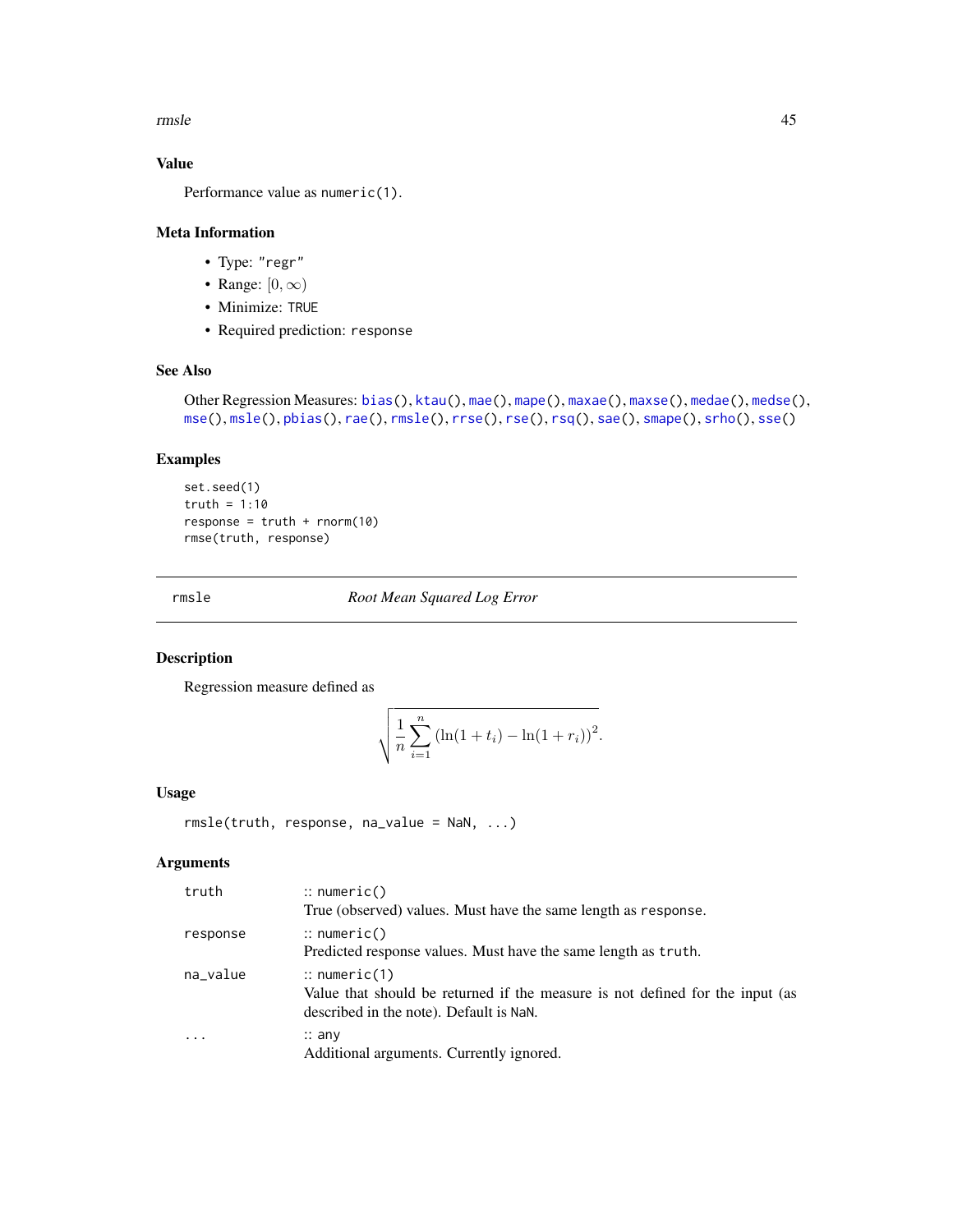### Value

Performance value as `numeric(1)`.

### Meta Information

- Type: `"regr"`
- Range: $[0, \infty)$
- Minimize: `TRUE`
- Required prediction: `response`

### See Also

Other Regression Measures: `bias()`, `ktau()`, `mae()`, `mape()`, `maxae()`, `maxse()`, `medae()`, `medse()`, `mse()`, `msle()`, `pbias()`, `rae()`, `rmsle()`, `rrse()`, `rse()`, `rsq()`, `sae()`, `smape()`, `srho()`, `sse()`

### Examples

```
set.seed(1)
truth = 1:10
response = truth + rnorm(10)
rmse(truth, response)
```

---

## rmsle — *Root Mean Squared Log Error*

### Description

Regression measure defined as

$$\sqrt{\frac{1}{n} \sum_{i=1}^{n} \left(\ln(1 + t_i) - \ln(1 + r_i)\right)^2}.$$

### Usage

```
rmsle(truth, response, na_value = NaN, ...)
```

### Arguments

| | |
|---|---|
| `truth` | :: `numeric()` <br> True (observed) values. Must have the same length as `response`. |
| `response` | :: `numeric()` <br> Predicted response values. Must have the same length as `truth`. |
| `na_value` | :: `numeric(1)` <br> Value that should be returned if the measure is not defined for the input (as described in the note). Default is `NaN`. |
| `...` | :: `any` <br> Additional arguments. Currently ignored. |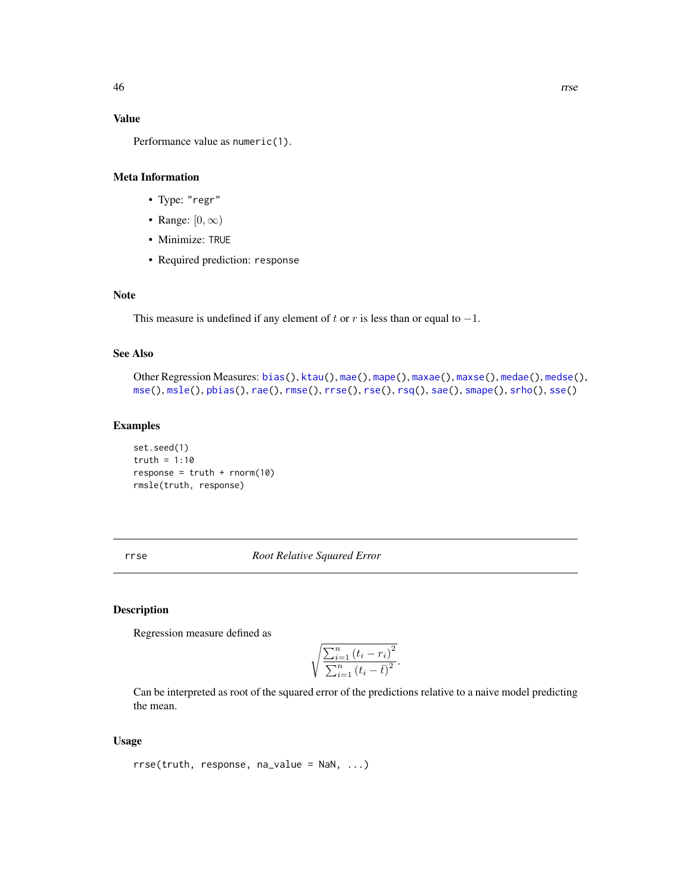### Value

Performance value as `numeric(1)`.

### Meta Information

- Type: `"regr"`
- Range: $[0, \infty)$
- Minimize: `TRUE`
- Required prediction: `response`

### Note

This measure is undefined if any element of $t$ or $r$ is less than or equal to $-1$.

### See Also

Other Regression Measures: `bias()`, `ktau()`, `mae()`, `mape()`, `maxae()`, `maxse()`, `medae()`, `medse()`, `mse()`, `msle()`, `pbias()`, `rae()`, `rmse()`, `rrse()`, `rse()`, `rsq()`, `sae()`, `smape()`, `srho()`, `sse()`

### Examples

```
set.seed(1)
truth = 1:10
response = truth + rnorm(10)
rmsle(truth, response)
```

---

## rrse — *Root Relative Squared Error*

---

### Description

Regression measure defined as

$$\sqrt{\frac{\sum_{i=1}^{n} \left( t_i - r_i \right)^2}{\sum_{i=1}^{n} \left( t_i - \bar{t} \right)^2}}.$$

Can be interpreted as root of the squared error of the predictions relative to a naive model predicting the mean.

### Usage

```
rrse(truth, response, na_value = NaN, ...)
```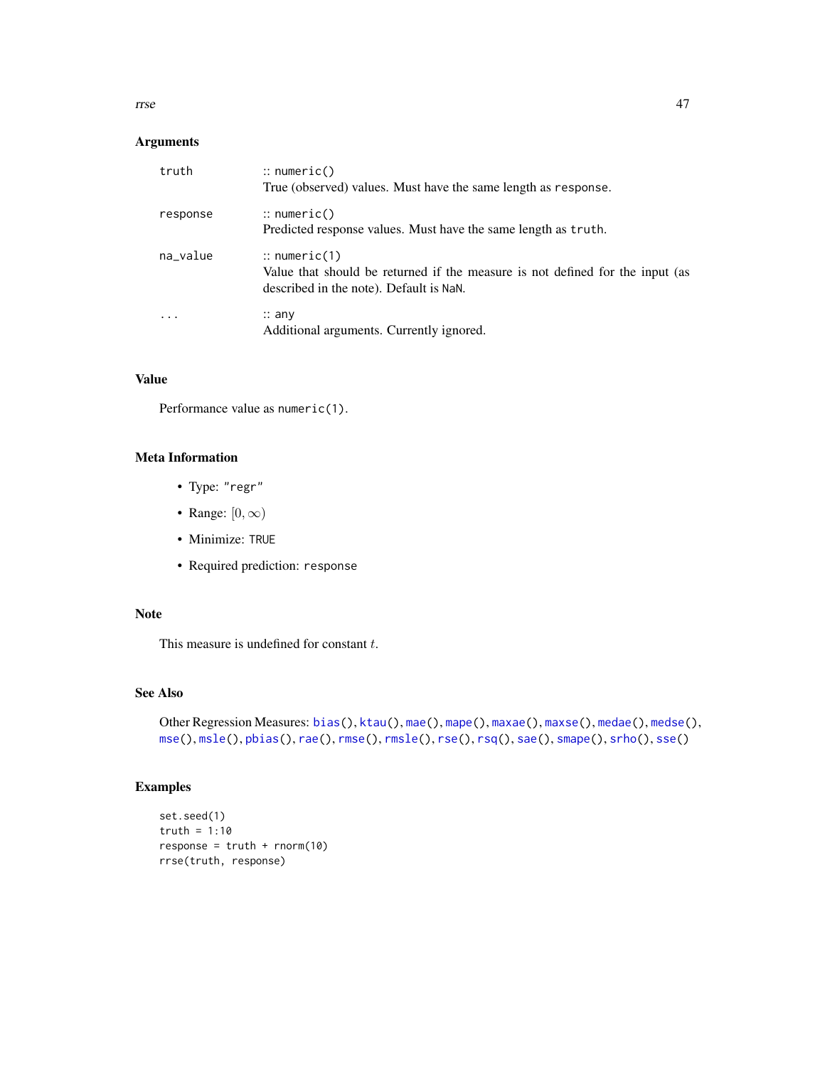## Arguments

| | |
|---|---|
| truth | :: numeric()<br>True (observed) values. Must have the same length as response. |
| response | :: numeric()<br>Predicted response values. Must have the same length as truth. |
| na_value | :: numeric(1)<br>Value that should be returned if the measure is not defined for the input (as described in the note). Default is NaN. |
| ... | :: any<br>Additional arguments. Currently ignored. |

## Value

Performance value as numeric(1).

## Meta Information

- Type: "regr"
- Range: $[0, \infty)$
- Minimize: TRUE
- Required prediction: response

## Note

This measure is undefined for constant $t$.

## See Also

Other Regression Measures: bias(), ktau(), mae(), mape(), maxae(), maxse(), medae(), medse(), mse(), msle(), pbias(), rae(), rmse(), rmsle(), rse(), rsq(), sae(), smape(), srho(), sse()

## Examples

```
set.seed(1)
truth = 1:10
response = truth + rnorm(10)
rrse(truth, response)
```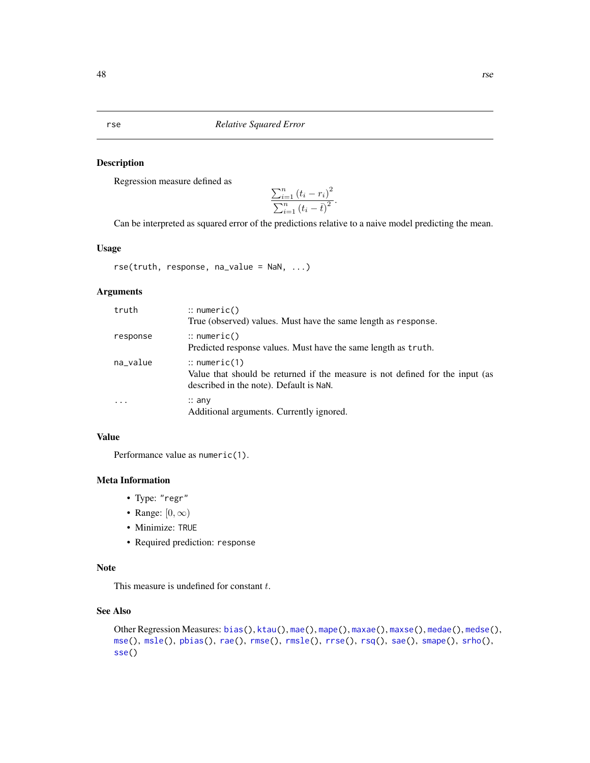## rse — *Relative Squared Error*

### Description

Regression measure defined as

$$\frac{\sum_{i=1}^{n} \left(t_i - r_i\right)^2}{\sum_{i=1}^{n} \left(t_i - \bar{t}\right)^2}.$$

Can be interpreted as squared error of the predictions relative to a naive model predicting the mean.

### Usage

```
rse(truth, response, na_value = NaN, ...)
```

### Arguments

| | |
|---|---|
| `truth` | :: `numeric()` <br> True (observed) values. Must have the same length as `response`. |
| `response` | :: `numeric()` <br> Predicted response values. Must have the same length as `truth`. |
| `na_value` | :: `numeric(1)` <br> Value that should be returned if the measure is not defined for the input (as described in the note). Default is `NaN`. |
| `...` | :: `any` <br> Additional arguments. Currently ignored. |

### Value

Performance value as `numeric(1)`.

### Meta Information

- Type: `"regr"`
- Range: $[0, \infty)$
- Minimize: `TRUE`
- Required prediction: `response`

### Note

This measure is undefined for constant $t$.

### See Also

Other Regression Measures: `bias()`, `ktau()`, `mae()`, `mape()`, `maxae()`, `maxse()`, `medae()`, `medse()`, `mse()`, `msle()`, `pbias()`, `rae()`, `rmse()`, `rmsle()`, `rrse()`, `rsq()`, `sae()`, `smape()`, `srho()`, `sse()`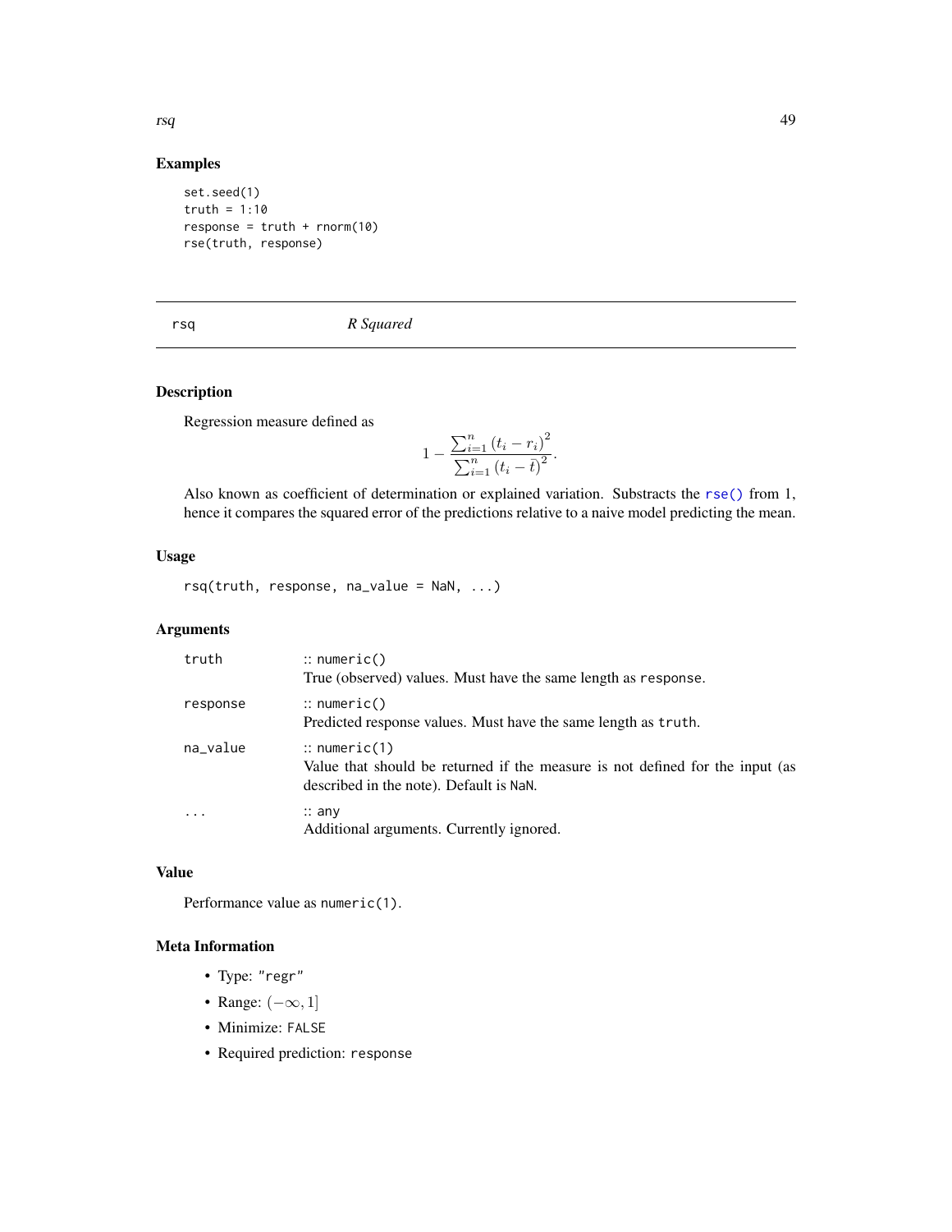## Examples

```
set.seed(1)
truth = 1:10
response = truth + rnorm(10)
rse(truth, response)
```

---

# rsq *R Squared*

---

## Description

Regression measure defined as

$$1 - \frac{\sum_{i=1}^{n} \left(t_i - r_i\right)^2}{\sum_{i=1}^{n} \left(t_i - \bar{t}\right)^2}.$$

Also known as coefficient of determination or explained variation. Substracts the `rse()` from 1, hence it compares the squared error of the predictions relative to a naive model predicting the mean.

## Usage

```
rsq(truth, response, na_value = NaN, ...)
```

## Arguments

| | |
|---|---|
| `truth` | :: `numeric()` <br> True (observed) values. Must have the same length as `response`. |
| `response` | :: `numeric()` <br> Predicted response values. Must have the same length as `truth`. |
| `na_value` | :: `numeric(1)` <br> Value that should be returned if the measure is not defined for the input (as described in the note). Default is `NaN`. |
| `...` | :: `any` <br> Additional arguments. Currently ignored. |

## Value

Performance value as `numeric(1)`.

## Meta Information

- Type: `"regr"`
- Range: $(-\infty, 1]$
- Minimize: `FALSE`
- Required prediction: `response`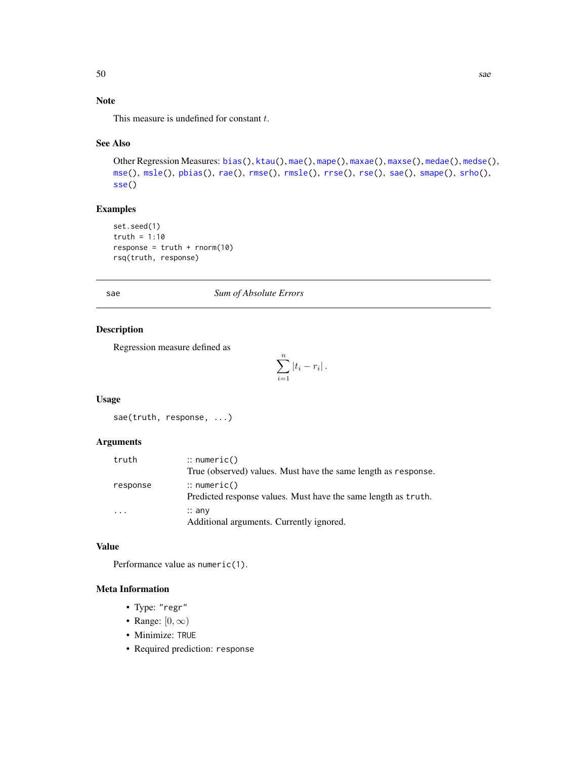### Note

This measure is undefined for constant $t$.

### See Also

Other Regression Measures: bias(), ktau(), mae(), mape(), maxae(), maxse(), medae(), medse(), mse(), msle(), pbias(), rae(), rmse(), rmsle(), rrse(), rse(), sae(), smape(), srho(), sse()

### Examples

```
set.seed(1)
truth = 1:10
response = truth + rnorm(10)
rsq(truth, response)
```

---

## sae — *Sum of Absolute Errors*

---

### Description

Regression measure defined as

$$\sum_{i=1}^{n} |t_i - r_i| .$$

### Usage

```
sae(truth, response, ...)
```

### Arguments

| | |
|---|---|
| `truth` | :: `numeric()` <br> True (observed) values. Must have the same length as `response`. |
| `response` | :: `numeric()` <br> Predicted response values. Must have the same length as `truth`. |
| `...` | :: `any` <br> Additional arguments. Currently ignored. |

### Value

Performance value as `numeric(1)`.

### Meta Information

- Type: `"regr"`
- Range: $[0, \infty)$
- Minimize: `TRUE`
- Required prediction: `response`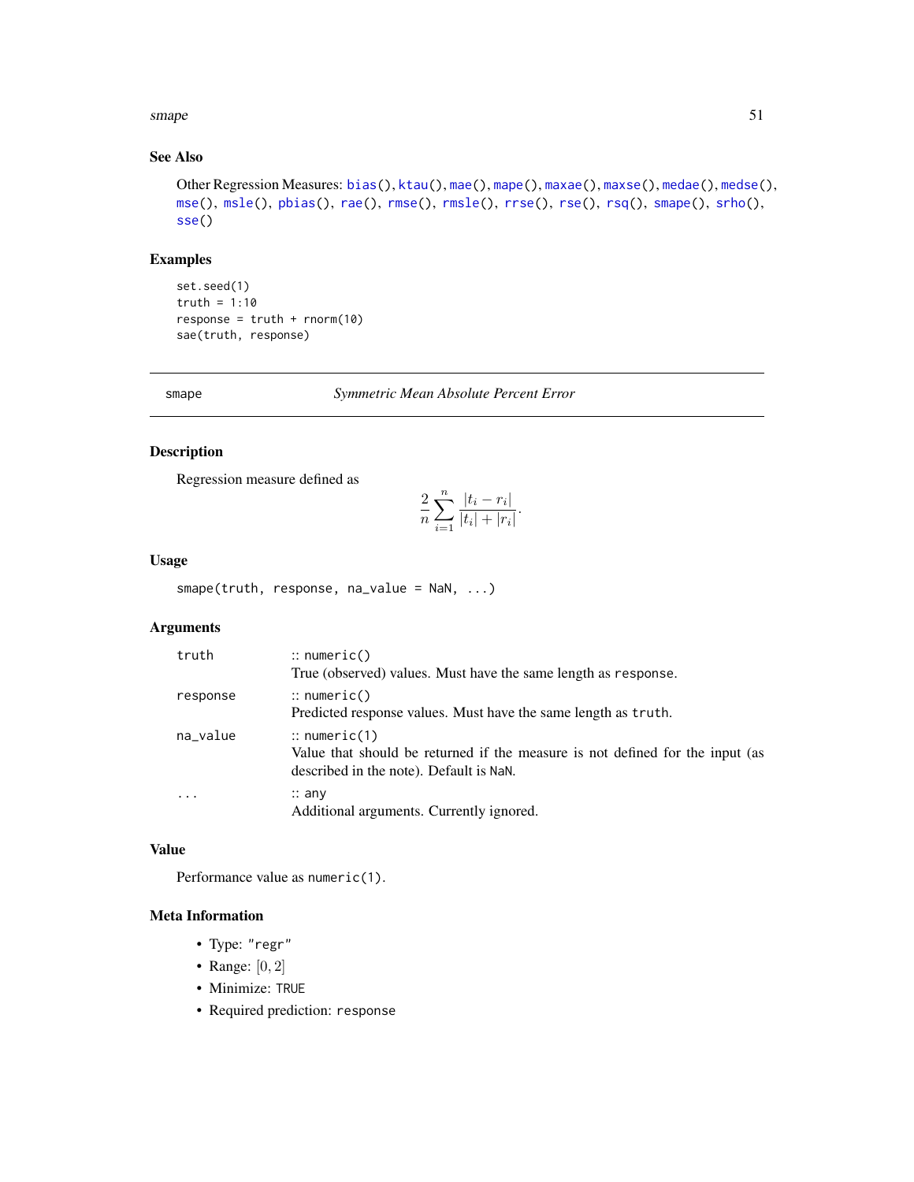## See Also

Other Regression Measures: bias(), ktau(), mae(), mape(), maxae(), maxse(), medae(), medse(), mse(), msle(), pbias(), rae(), rmse(), rmsle(), rrse(), rse(), rsq(), smape(), srho(), sse()

## Examples

```
set.seed(1)
truth = 1:10
response = truth + rnorm(10)
sae(truth, response)
```

---

# smape — *Symmetric Mean Absolute Percent Error*

## Description

Regression measure defined as

$$\frac{2}{n} \sum_{i=1}^{n} \frac{|t_i - r_i|}{|t_i| + |r_i|}.$$

## Usage

```
smape(truth, response, na_value = NaN, ...)
```

## Arguments

| | |
|---|---|
| truth | :: numeric()<br>True (observed) values. Must have the same length as response. |
| response | :: numeric()<br>Predicted response values. Must have the same length as truth. |
| na_value | :: numeric(1)<br>Value that should be returned if the measure is not defined for the input (as described in the note). Default is NaN. |
| ... | :: any<br>Additional arguments. Currently ignored. |

## Value

Performance value as numeric(1).

## Meta Information

- Type: "regr"
- Range: $[0, 2]$
- Minimize: TRUE
- Required prediction: response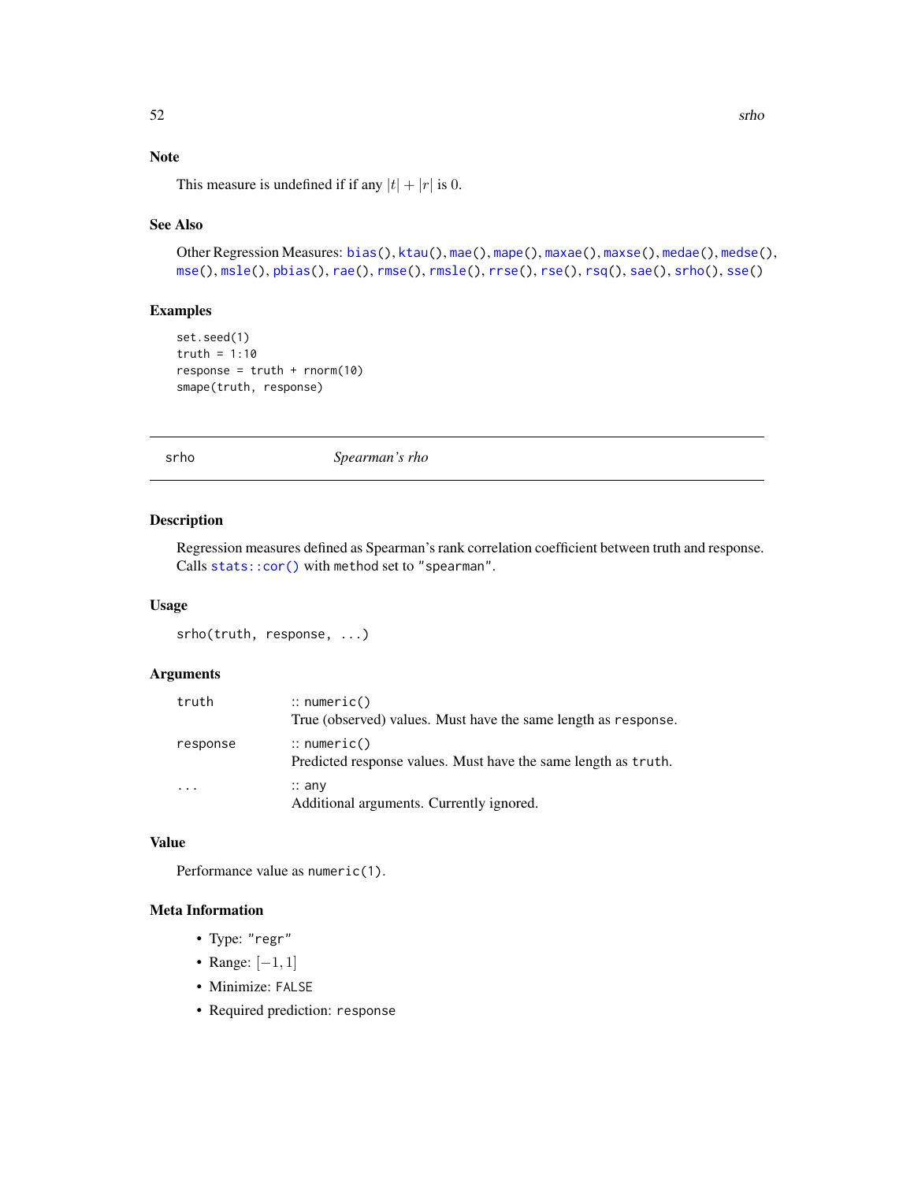### Note

This measure is undefined if if any $|t| + |r|$ is $0$.

### See Also

Other Regression Measures: bias(), ktau(), mae(), mape(), maxae(), maxse(), medae(), medse(), mse(), msle(), pbias(), rae(), rmse(), rmsle(), rrse(), rse(), rsq(), sae(), srho(), sse()

### Examples

```
set.seed(1)
truth = 1:10
response = truth + rnorm(10)
smape(truth, response)
```

---

## srho — *Spearman's rho*

---

### Description

Regression measures defined as Spearman's rank correlation coefficient between truth and response. Calls `stats::cor()` with `method` set to `"spearman"`.

### Usage

```
srho(truth, response, ...)
```

### Arguments

| | |
|---|---|
| `truth` | :: `numeric()`<br>True (observed) values. Must have the same length as `response`. |
| `response` | :: `numeric()`<br>Predicted response values. Must have the same length as `truth`. |
| `...` | :: `any`<br>Additional arguments. Currently ignored. |

### Value

Performance value as `numeric(1)`.

### Meta Information

- Type: `"regr"`
- Range: $[-1, 1]$
- Minimize: `FALSE`
- Required prediction: `response`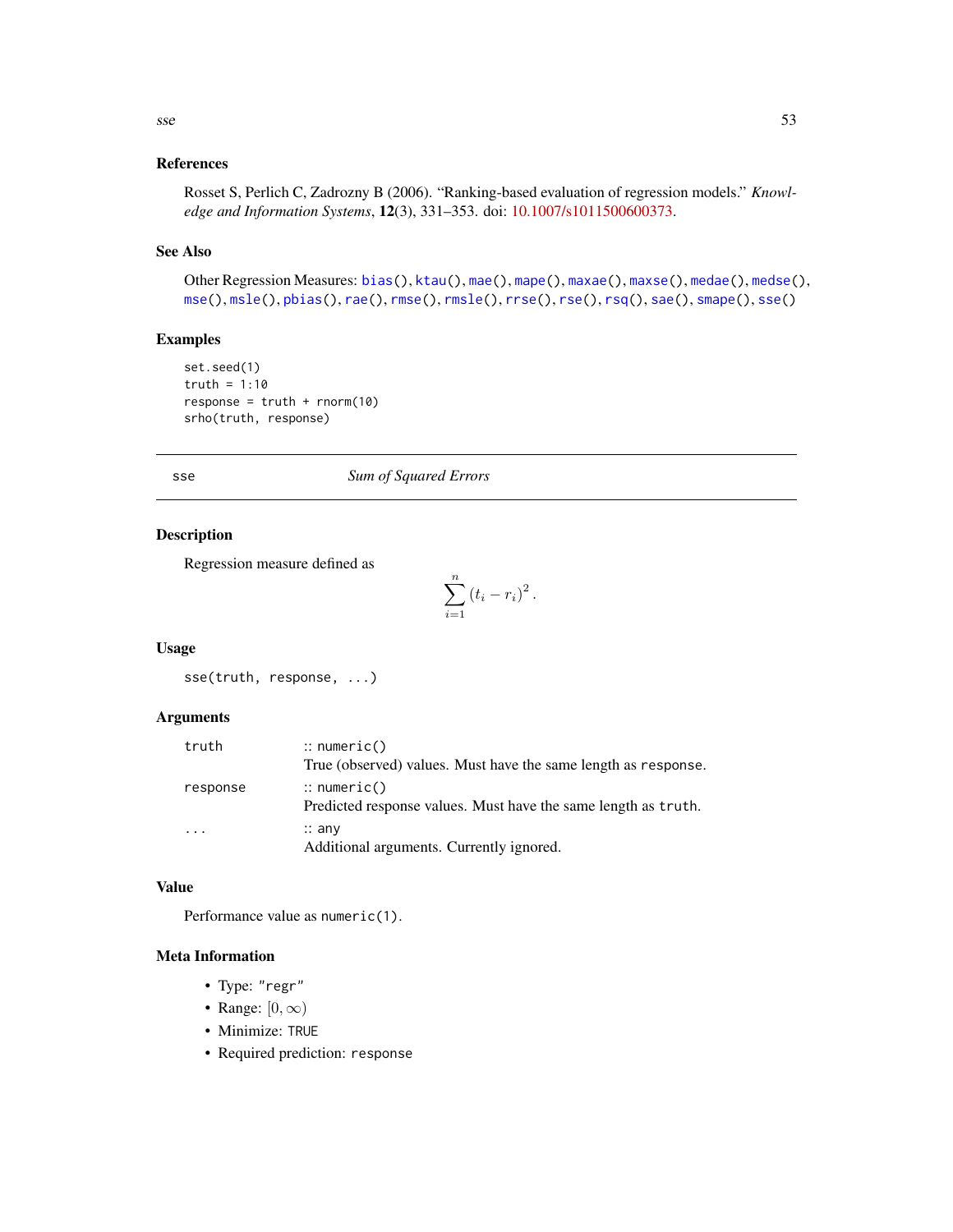### References

Rosset S, Perlich C, Zadrozny B (2006). "Ranking-based evaluation of regression models." *Knowledge and Information Systems*, **12**(3), 331–353. doi: 10.1007/s1011500600373.

### See Also

Other Regression Measures: `bias()`, `ktau()`, `mae()`, `mape()`, `maxae()`, `maxse()`, `medae()`, `medse()`, `mse()`, `msle()`, `pbias()`, `rae()`, `rmse()`, `rmsle()`, `rrse()`, `rse()`, `rsq()`, `sae()`, `smape()`, `sse()`

### Examples

```
set.seed(1)
truth = 1:10
response = truth + rnorm(10)
srho(truth, response)
```

---

## sse — *Sum of Squared Errors*

---

### Description

Regression measure defined as

$$\sum_{i=1}^{n} (t_i - r_i)^2 .$$

### Usage

```
sse(truth, response, ...)
```

### Arguments

| | |
|---|---|
| `truth` | :: `numeric()` <br> True (observed) values. Must have the same length as `response`. |
| `response` | :: `numeric()` <br> Predicted response values. Must have the same length as `truth`. |
| `...` | :: `any` <br> Additional arguments. Currently ignored. |

### Value

Performance value as `numeric(1)`.

### Meta Information

- Type: `"regr"`
- Range: $[0, \infty)$
- Minimize: `TRUE`
- Required prediction: `response`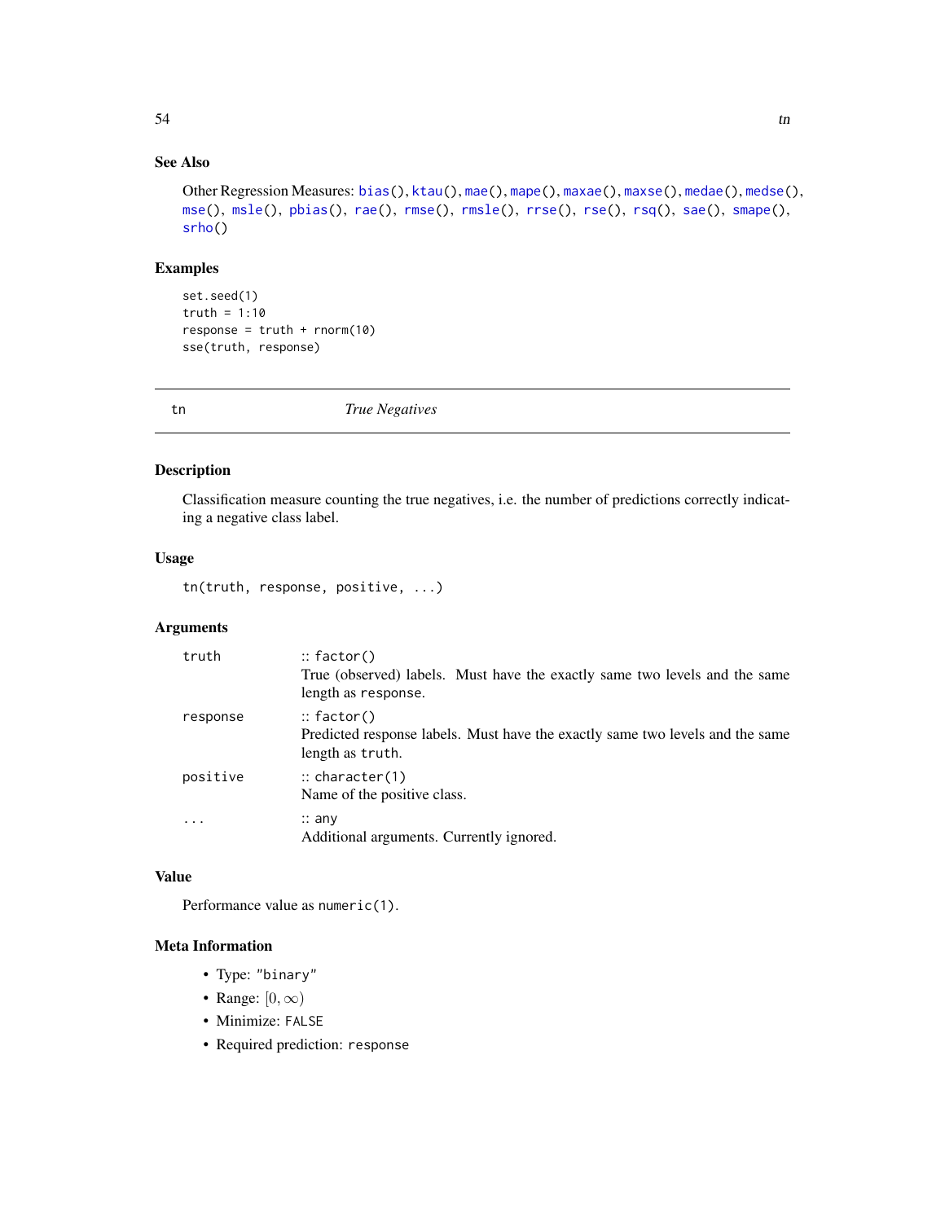### See Also

Other Regression Measures: bias(), ktau(), mae(), mape(), maxae(), maxse(), medae(), medse(), mse(), msle(), pbias(), rae(), rmse(), rmsle(), rrse(), rse(), rsq(), sae(), smape(), srho()

### Examples

```
set.seed(1)
truth = 1:10
response = truth + rnorm(10)
sse(truth, response)
```

---

## tn — *True Negatives*

---

### Description

Classification measure counting the true negatives, i.e. the number of predictions correctly indicating a negative class label.

### Usage

```
tn(truth, response, positive, ...)
```

### Arguments

| | |
|---|---|
| `truth` | :: `factor()`<br>True (observed) labels. Must have the exactly same two levels and the same length as `response`. |
| `response` | :: `factor()`<br>Predicted response labels. Must have the exactly same two levels and the same length as `truth`. |
| `positive` | :: `character(1)`<br>Name of the positive class. |
| `...` | :: `any`<br>Additional arguments. Currently ignored. |

### Value

Performance value as `numeric(1)`.

### Meta Information

- Type: `"binary"`
- Range: $[0, \infty)$
- Minimize: `FALSE`
- Required prediction: `response`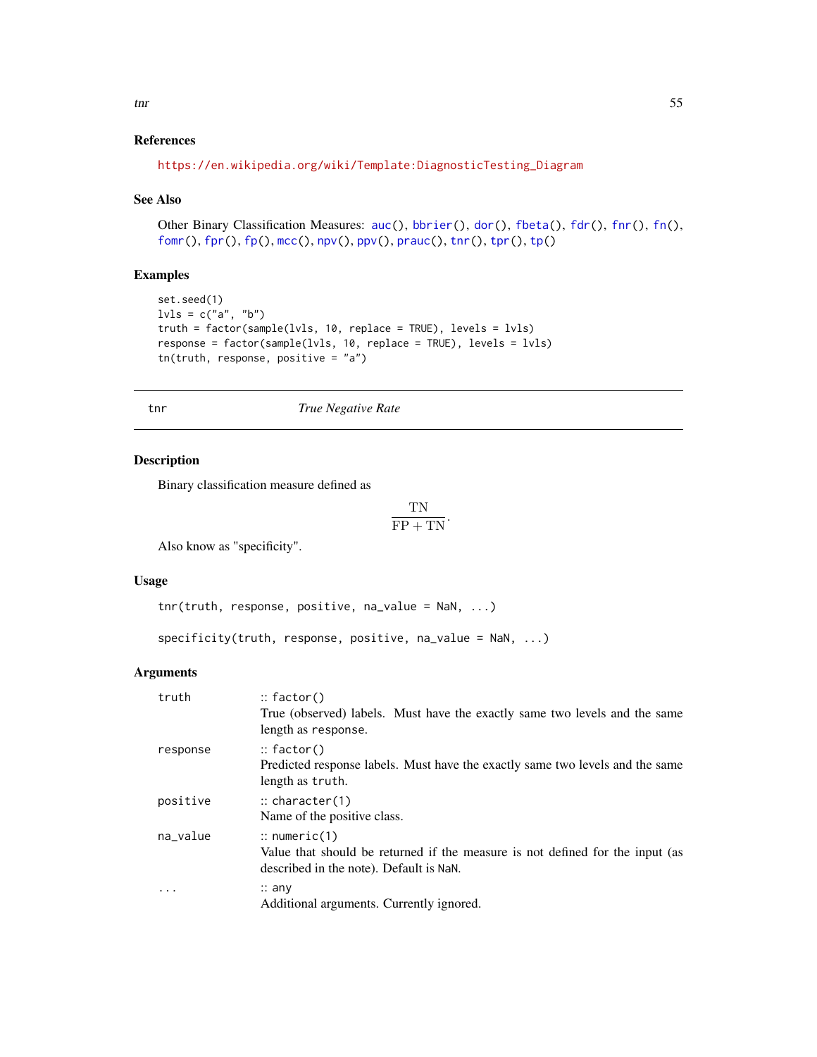### References

https://en.wikipedia.org/wiki/Template:DiagnosticTesting_Diagram

### See Also

Other Binary Classification Measures: auc(), bbrier(), dor(), fbeta(), fdr(), fnr(), fn(), fomr(), fpr(), fp(), mcc(), npv(), ppv(), prauc(), tnr(), tpr(), tp()

### Examples

```
set.seed(1)
lvls = c("a", "b")
truth = factor(sample(lvls, 10, replace = TRUE), levels = lvls)
response = factor(sample(lvls, 10, replace = TRUE), levels = lvls)
tn(truth, response, positive = "a")
```

---

## tnr    *True Negative Rate*

---

### Description

Binary classification measure defined as

$$\frac{\mathrm{TN}}{\mathrm{FP} + \mathrm{TN}}.$$

Also know as "specificity".

### Usage

```
tnr(truth, response, positive, na_value = NaN, ...)

specificity(truth, response, positive, na_value = NaN, ...)
```

### Arguments

| | |
|---|---|
| truth | :: factor()<br>True (observed) labels. Must have the exactly same two levels and the same length as response. |
| response | :: factor()<br>Predicted response labels. Must have the exactly same two levels and the same length as truth. |
| positive | :: character(1)<br>Name of the positive class. |
| na_value | :: numeric(1)<br>Value that should be returned if the measure is not defined for the input (as described in the note). Default is NaN. |
| ... | :: any<br>Additional arguments. Currently ignored. |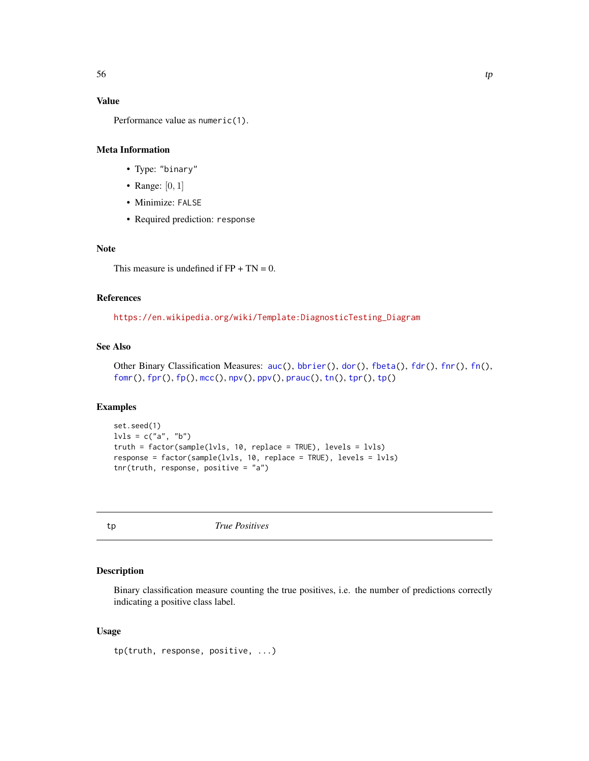### Value

Performance value as `numeric(1)`.

### Meta Information

- Type: `"binary"`
- Range: $[0, 1]$
- Minimize: `FALSE`
- Required prediction: `response`

### Note

This measure is undefined if FP + TN = 0.

### References

https://en.wikipedia.org/wiki/Template:DiagnosticTesting_Diagram

### See Also

Other Binary Classification Measures: `auc()`, `bbrier()`, `dor()`, `fbeta()`, `fdr()`, `fnr()`, `fn()`, `fomr()`, `fpr()`, `fp()`, `mcc()`, `npv()`, `ppv()`, `prauc()`, `tn()`, `tpr()`, `tp()`

### Examples

```
set.seed(1)
lvls = c("a", "b")
truth = factor(sample(lvls, 10, replace = TRUE), levels = lvls)
response = factor(sample(lvls, 10, replace = TRUE), levels = lvls)
tnr(truth, response, positive = "a")
```

---

## tp — *True Positives*

---

### Description

Binary classification measure counting the true positives, i.e. the number of predictions correctly indicating a positive class label.

### Usage

```
tp(truth, response, positive, ...)
```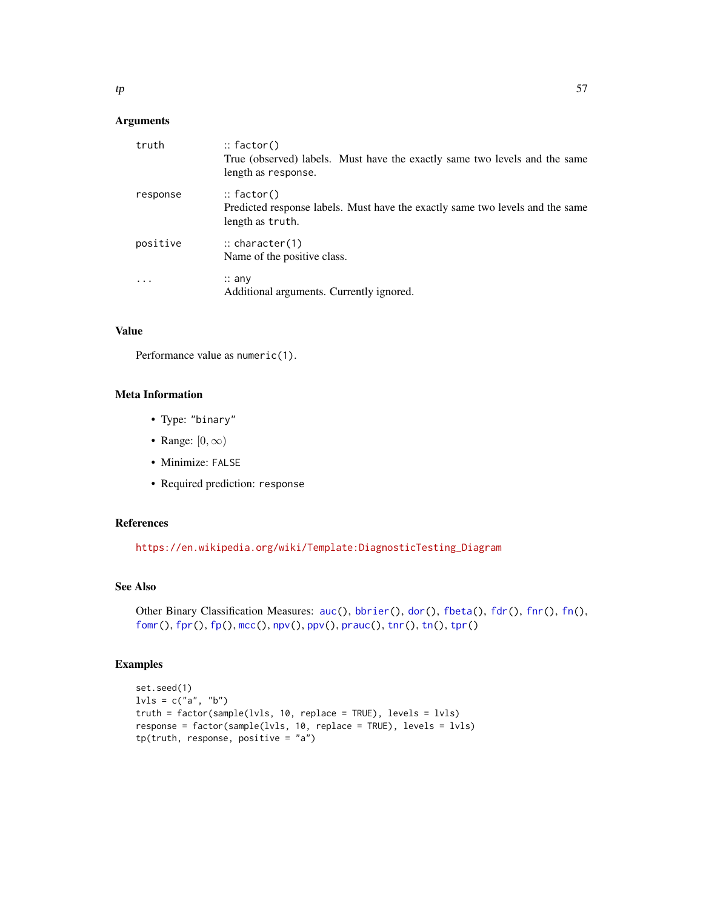## Arguments

| | |
|---|---|
| truth | :: `factor()` True (observed) labels. Must have the exactly same two levels and the same length as `response`. |
| response | :: `factor()` Predicted response labels. Must have the exactly same two levels and the same length as `truth`. |
| positive | :: `character(1)` Name of the positive class. |
| ... | :: `any` Additional arguments. Currently ignored. |

## Value

Performance value as `numeric(1)`.

## Meta Information

- Type: `"binary"`
- Range: $[0, \infty)$
- Minimize: `FALSE`
- Required prediction: `response`

## References

https://en.wikipedia.org/wiki/Template:DiagnosticTesting_Diagram

## See Also

Other Binary Classification Measures: `auc()`, `bbrier()`, `dor()`, `fbeta()`, `fdr()`, `fnr()`, `fn()`, `fomr()`, `fpr()`, `fp()`, `mcc()`, `npv()`, `ppv()`, `prauc()`, `tnr()`, `tn()`, `tpr()`

## Examples

```
set.seed(1)
lvls = c("a", "b")
truth = factor(sample(lvls, 10, replace = TRUE), levels = lvls)
response = factor(sample(lvls, 10, replace = TRUE), levels = lvls)
tp(truth, response, positive = "a")
```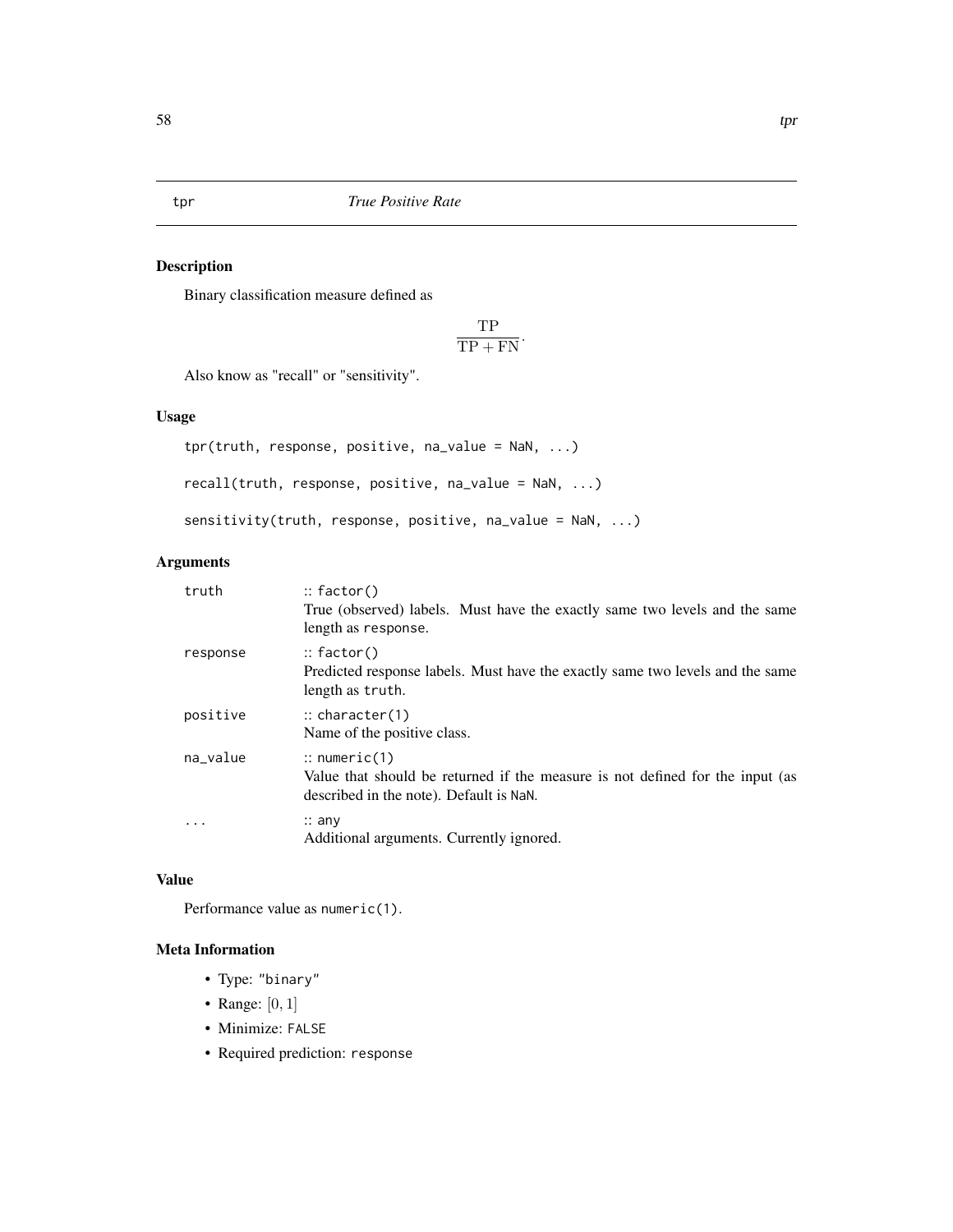## tpr — *True Positive Rate*

### Description

Binary classification measure defined as

$$\frac{\mathrm{TP}}{\mathrm{TP} + \mathrm{FN}}.$$

Also know as "recall" or "sensitivity".

### Usage

```
tpr(truth, response, positive, na_value = NaN, ...)

recall(truth, response, positive, na_value = NaN, ...)

sensitivity(truth, response, positive, na_value = NaN, ...)
```

### Arguments

| Argument | Description |
|---|---|
| `truth` | :: `factor()`<br>True (observed) labels. Must have the exactly same two levels and the same length as `response`. |
| `response` | :: `factor()`<br>Predicted response labels. Must have the exactly same two levels and the same length as `truth`. |
| `positive` | :: `character(1)`<br>Name of the positive class. |
| `na_value` | :: `numeric(1)`<br>Value that should be returned if the measure is not defined for the input (as described in the note). Default is `NaN`. |
| `...` | :: `any`<br>Additional arguments. Currently ignored. |

### Value

Performance value as `numeric(1)`.

### Meta Information

- Type: `"binary"`
- Range: $[0, 1]$
- Minimize: `FALSE`
- Required prediction: `response`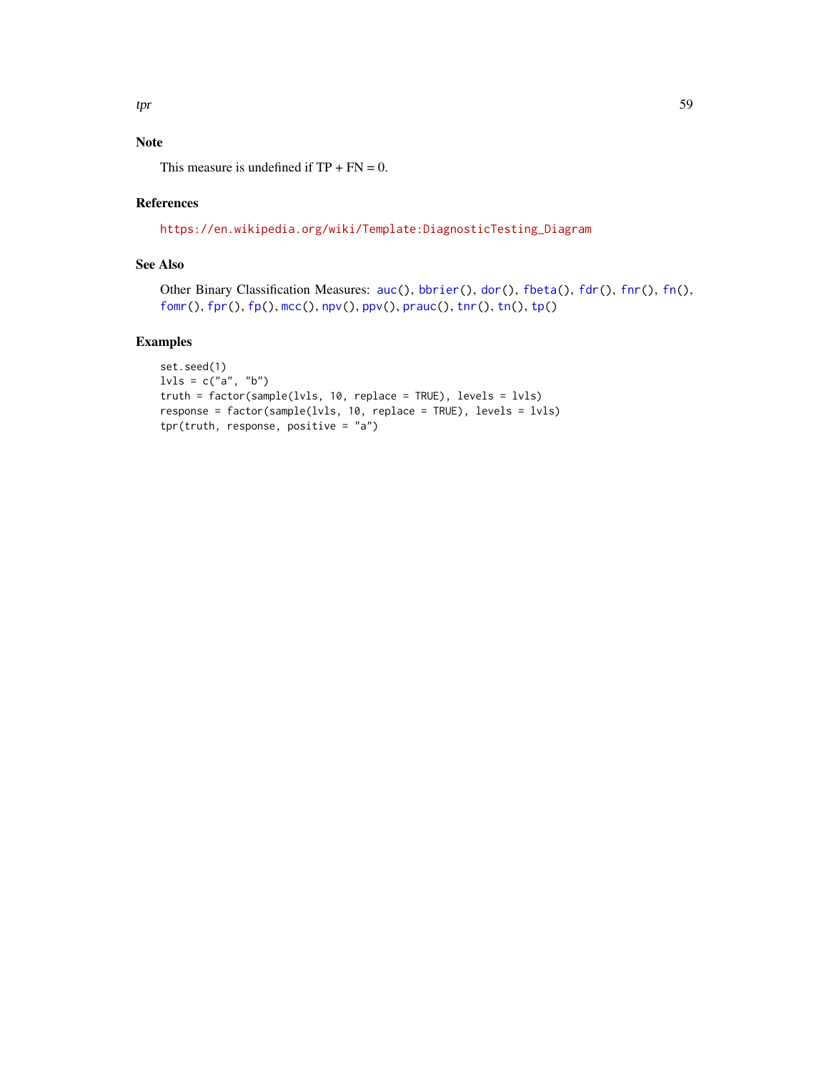## Note

This measure is undefined if TP + FN = 0.

## References

https://en.wikipedia.org/wiki/Template:DiagnosticTesting_Diagram

## See Also

Other Binary Classification Measures: `auc()`, `bbrier()`, `dor()`, `fbeta()`, `fdr()`, `fnr()`, `fn()`, `fomr()`, `fpr()`, `fp()`, `mcc()`, `npv()`, `ppv()`, `prauc()`, `tnr()`, `tn()`, `tp()`

## Examples

```
set.seed(1)
lvls = c("a", "b")
truth = factor(sample(lvls, 10, replace = TRUE), levels = lvls)
response = factor(sample(lvls, 10, replace = TRUE), levels = lvls)
tpr(truth, response, positive = "a")
```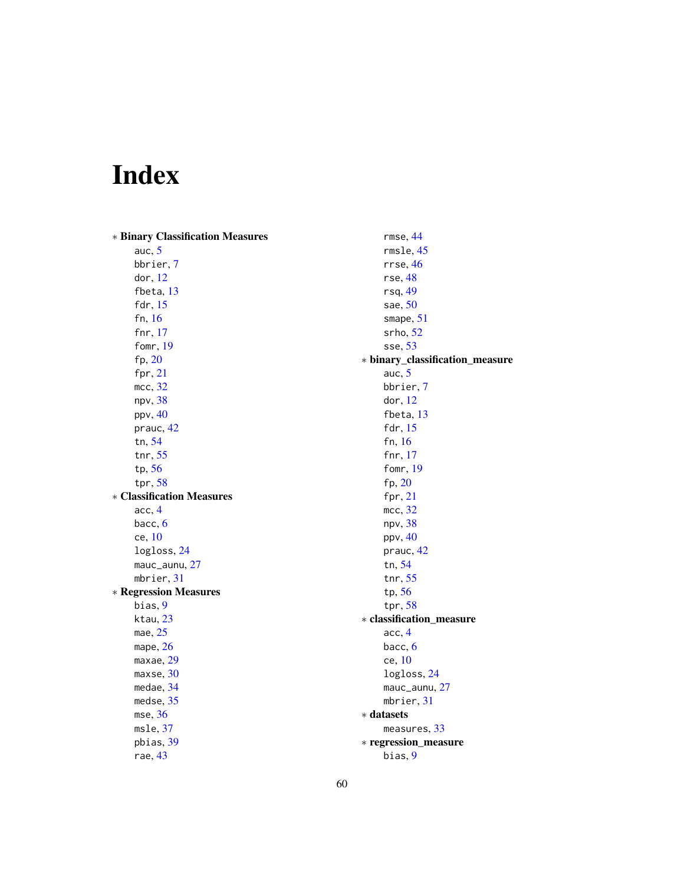# Index

* **Binary Classification Measures**
  - auc, 5
  - bbrier, 7
  - dor, 12
  - fbeta, 13
  - fdr, 15
  - fn, 16
  - fnr, 17
  - fomr, 19
  - fp, 20
  - fpr, 21
  - mcc, 32
  - npv, 38
  - ppv, 40
  - prauc, 42
  - tn, 54
  - tnr, 55
  - tp, 56
  - tpr, 58
* **Classification Measures**
  - acc, 4
  - bacc, 6
  - ce, 10
  - logloss, 24
  - mauc_aunu, 27
  - mbrier, 31
* **Regression Measures**
  - bias, 9
  - ktau, 23
  - mae, 25
  - mape, 26
  - maxae, 29
  - maxse, 30
  - medae, 34
  - medse, 35
  - mse, 36
  - msle, 37
  - pbias, 39
  - rae, 43
  - rmse, 44
  - rmsle, 45
  - rrse, 46
  - rse, 48
  - rsq, 49
  - sae, 50
  - smape, 51
  - srho, 52
  - sse, 53
* **binary_classification_measure**
  - auc, 5
  - bbrier, 7
  - dor, 12
  - fbeta, 13
  - fdr, 15
  - fn, 16
  - fnr, 17
  - fomr, 19
  - fp, 20
  - fpr, 21
  - mcc, 32
  - npv, 38
  - ppv, 40
  - prauc, 42
  - tn, 54
  - tnr, 55
  - tp, 56
  - tpr, 58
* **classification_measure**
  - acc, 4
  - bacc, 6
  - ce, 10
  - logloss, 24
  - mauc_aunu, 27
  - mbrier, 31
* **datasets**
  - measures, 33
* **regression_measure**
  - bias, 9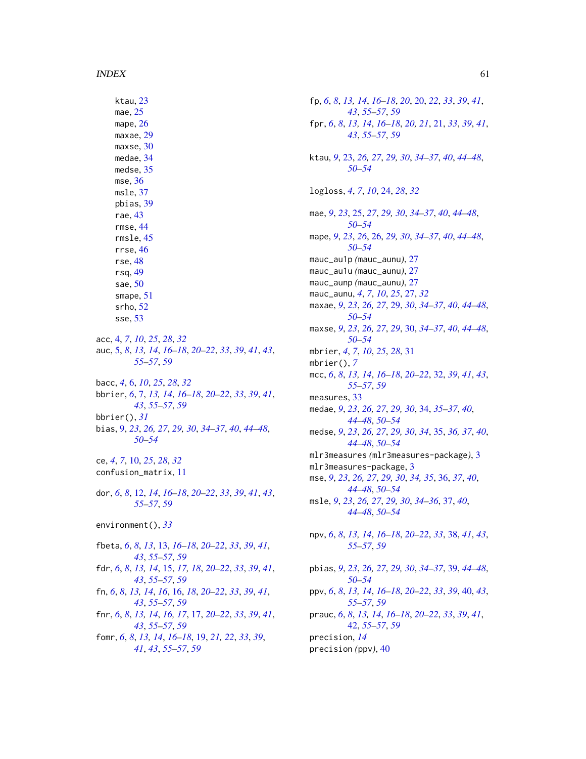ktau, 23
mae, 25
mape, 26
maxae, 29
maxse, 30
medae, 34
medse, 35
mse, 36
msle, 37
pbias, 39
rae, 43
rmse, 44
rmsle, 45
rrse, 46
rse, 48
rsq, 49
sae, 50
smape, 51
srho, 52
sse, 53

acc, *4*, *7*, *10*, *25*, *28*, *32*
auc, 5, *8*, *13, 14*, *16–18*, *20–22*, *33*, *39*, *41*, *43*, *55–57*, *59*

bacc, *4*, 6, *10*, *25*, *28*, *32*
bbrier, *6*, 7, *13, 14*, *16–18*, *20–22*, *33*, *39*, *41*, *43*, *55–57*, *59*
bbrier(), *31*
bias, 9, *23*, *26, 27*, *29, 30*, *34–37*, *40*, *44–48*, *50–54*

ce, *4*, *7*, 10, *25*, *28*, *32*
confusion_matrix, 11

dor, *6*, *8*, 12, *14*, *16–18*, *20–22*, *33*, *39*, *41*, *43*, *55–57*, *59*

environment(), *33*

fbeta, *6*, *8*, *13*, 13, *16–18*, *20–22*, *33*, *39*, *41*, *43*, *55–57*, *59*
fdr, *6*, *8*, *13, 14*, 15, *17, 18*, *20–22*, *33*, *39*, *41*, *43*, *55–57*, *59*
fn, *6*, *8*, *13, 14*, *16*, 16, *18*, *20–22*, *33*, *39*, *41*, *43*, *55–57*, *59*
fnr, *6*, *8*, *13, 14*, *16, 17*, 17, *20–22*, *33*, *39*, *41*, *43*, *55–57*, *59*
fomr, *6*, *8*, *13, 14*, *16–18*, 19, *21, 22*, *33*, *39*, *41*, *43*, *55–57*, *59*
fp, *6*, *8*, *13, 14*, *16–18*, *20*, 20, *22*, *33*, *39*, *41*, *43*, *55–57*, *59*
fpr, *6*, *8*, *13, 14*, *16–18*, *20, 21*, 21, *33*, *39*, *41*, *43*, *55–57*, *59*

ktau, *9*, 23, *26, 27*, *29, 30*, *34–37*, *40*, *44–48*, *50–54*

logloss, *4*, *7*, *10*, 24, *28*, *32*

mae, *9*, *23*, 25, *27*, *29, 30*, *34–37*, *40*, *44–48*, *50–54*
mape, *9*, *23*, *26*, 26, *29, 30*, *34–37*, *40*, *44–48*, *50–54*
mauc_au1p (mauc_aunu), 27
mauc_au1u (mauc_aunu), 27
mauc_aunp (mauc_aunu), 27
mauc_aunu, *4*, *7*, *10*, *25*, 27, *32*
maxae, *9*, *23*, *26, 27*, 29, *30*, *34–37*, *40*, *44–48*, *50–54*
maxse, *9*, *23*, *26, 27*, *29*, 30, *34–37*, *40*, *44–48*, *50–54*
mbrier, *4*, *7*, *10*, *25*, *28*, 31
mbrier(), *7*
mcc, *6*, *8*, *13, 14*, *16–18*, *20–22*, 32, *39*, *41*, *43*, *55–57*, *59*
measures, 33
medae, *9*, *23*, *26, 27*, *29, 30*, 34, *35–37*, *40*, *44–48*, *50–54*
medse, *9*, *23*, *26, 27*, *29, 30*, *34*, 35, *36, 37*, *40*, *44–48*, *50–54*
mlr3measures (mlr3measures-package), 3
mlr3measures-package, 3
mse, *9*, *23*, *26, 27*, *29, 30*, *34, 35*, 36, *37*, *40*, *44–48*, *50–54*
msle, *9*, *23*, *26, 27*, *29, 30*, *34–36*, 37, *40*, *44–48*, *50–54*

npv, *6*, *8*, *13, 14*, *16–18*, *20–22*, *33*, 38, *41*, *43*, *55–57*, *59*

pbias, *9*, *23*, *26, 27*, *29, 30*, *34–37*, 39, *44–48*, *50–54*
ppv, *6*, *8*, *13, 14*, *16–18*, *20–22*, *33*, *39*, 40, *43*, *55–57*, *59*
prauc, *6*, *8*, *13, 14*, *16–18*, *20–22*, *33*, *39*, *41*, 42, *55–57*, *59*
precision, *14*
precision (ppv), 40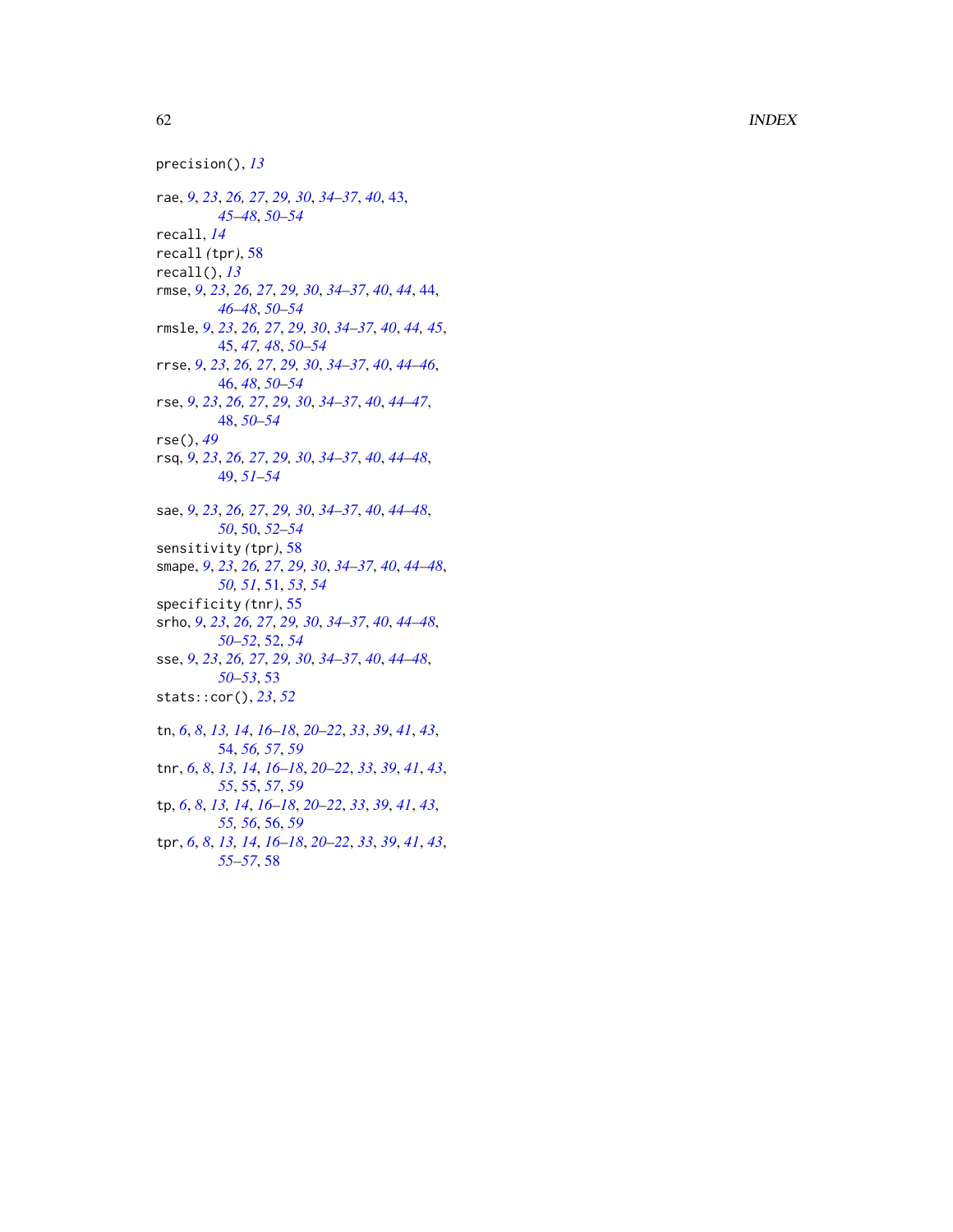precision(), *13*

rae, *9*, *23*, *26, 27*, *29, 30*, *34–37*, *40*, 43, *45–48*, *50–54*
recall, *14*
recall *(*tpr*)*, 58
recall(), *13*
rmse, *9*, *23*, *26, 27*, *29, 30*, *34–37*, *40*, *44*, 44, *46–48*, *50–54*
rmsle, *9*, *23*, *26, 27*, *29, 30*, *34–37*, *40*, *44, 45*, 45, *47, 48*, *50–54*
rrse, *9*, *23*, *26, 27*, *29, 30*, *34–37*, *40*, *44–46*, 46, *48*, *50–54*
rse, *9*, *23*, *26, 27*, *29, 30*, *34–37*, *40*, *44–47*, 48, *50–54*
rse(), *49*
rsq, *9*, *23*, *26, 27*, *29, 30*, *34–37*, *40*, *44–48*, 49, *51–54*

sae, *9*, *23*, *26, 27*, *29, 30*, *34–37*, *40*, *44–48*, *50*, 50, *52–54*
sensitivity *(*tpr*)*, 58
smape, *9*, *23*, *26, 27*, *29, 30*, *34–37*, *40*, *44–48*, *50, 51*, 51, *53, 54*
specificity *(*tnr*)*, 55
srho, *9*, *23*, *26, 27*, *29, 30*, *34–37*, *40*, *44–48*, *50–52*, 52, *54*
sse, *9*, *23*, *26, 27*, *29, 30*, *34–37*, *40*, *44–48*, *50–53*, 53
stats::cor(), *23*, *52*

tn, *6*, *8*, *13, 14*, *16–18*, *20–22*, *33*, *39*, *41*, *43*, 54, *56, 57*, *59*
tnr, *6*, *8*, *13, 14*, *16–18*, *20–22*, *33*, *39*, *41*, *43*, *55*, 55, *57*, *59*
tp, *6*, *8*, *13, 14*, *16–18*, *20–22*, *33*, *39*, *41*, *43*, *55, 56*, 56, *59*
tpr, *6*, *8*, *13, 14*, *16–18*, *20–22*, *33*, *39*, *41*, *43*, *55–57*, 58